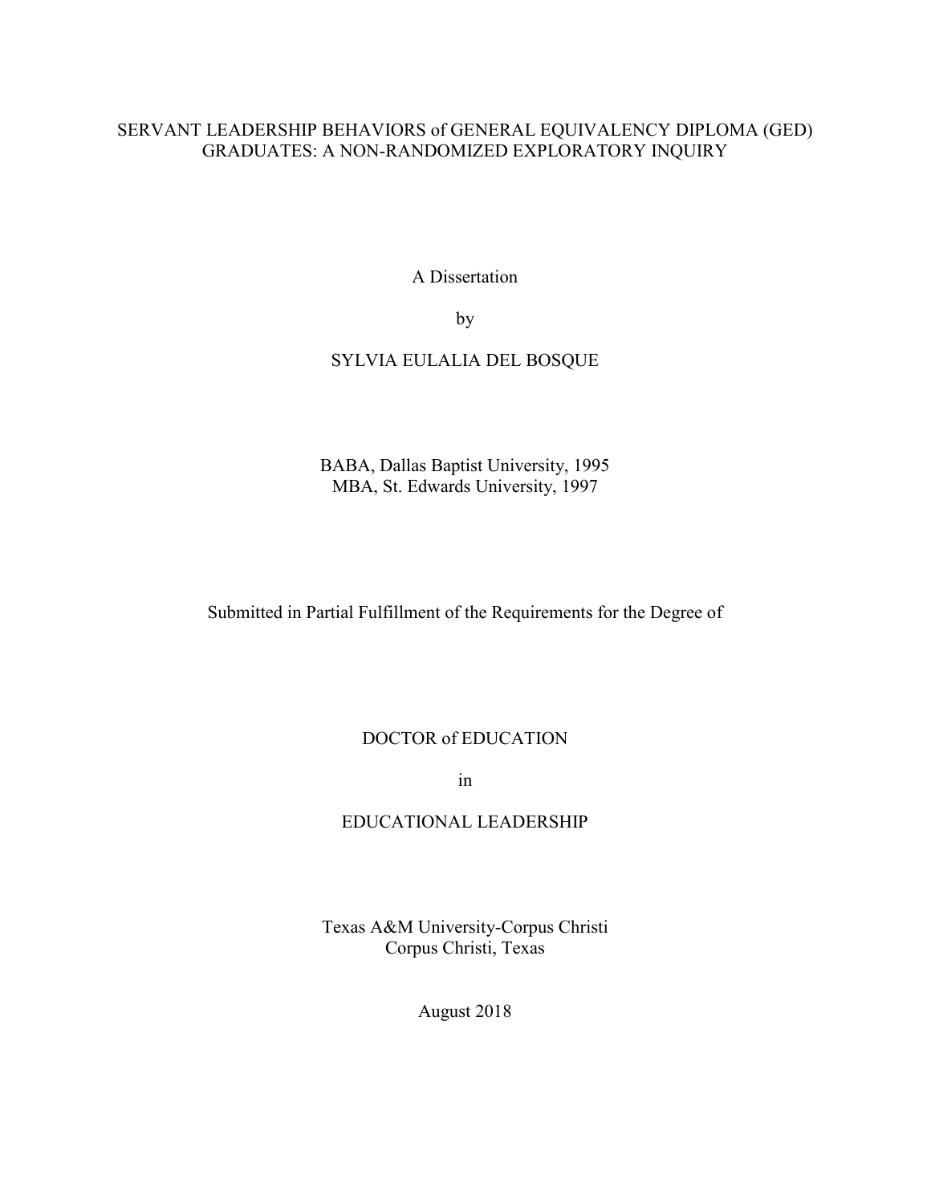# SERVANT LEADERSHIP BEHAVIORS of GENERAL EQUIVALENCY DIPLOMA (GED) GRADUATES: A NON-RANDOMIZED EXPLORATORY INQUIRY

A Dissertation

by

SYLVIA EULALIA DEL BOSQUE

BABA, Dallas Baptist University, 1995
MBA, St. Edwards University, 1997

Submitted in Partial Fulfillment of the Requirements for the Degree of

DOCTOR of EDUCATION

in

EDUCATIONAL LEADERSHIP

Texas A&M University-Corpus Christi
Corpus Christi, Texas

August 2018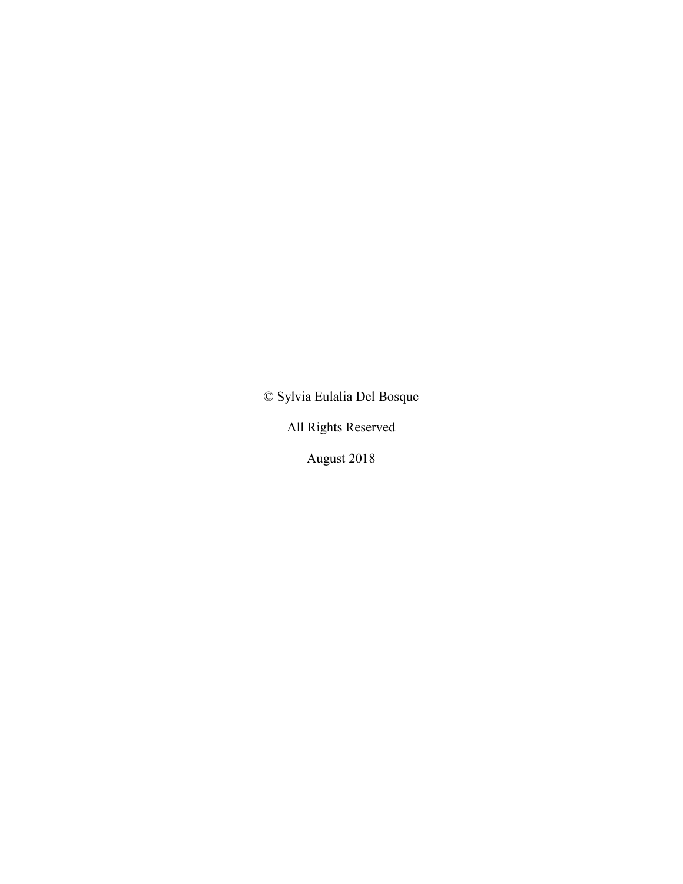© Sylvia Eulalia Del Bosque

All Rights Reserved

August 2018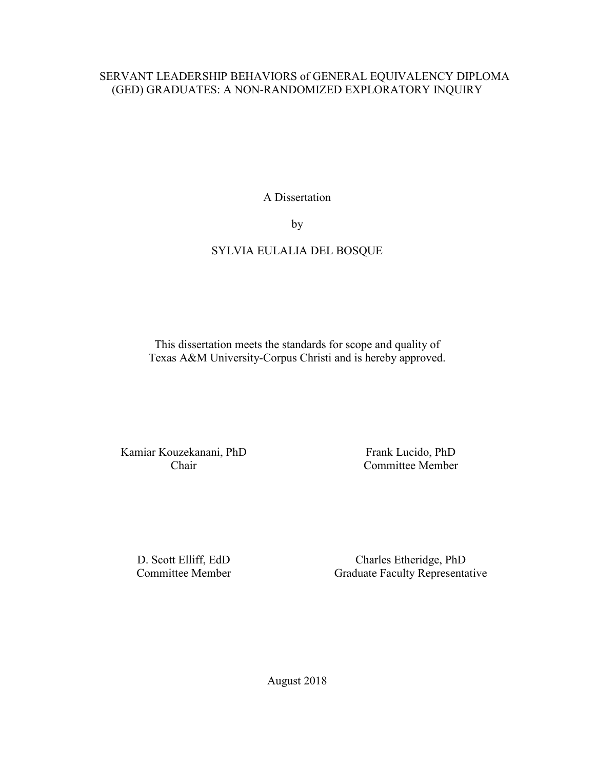SERVANT LEADERSHIP BEHAVIORS of GENERAL EQUIVALENCY DIPLOMA (GED) GRADUATES: A NON-RANDOMIZED EXPLORATORY INQUIRY

A Dissertation

by

SYLVIA EULALIA DEL BOSQUE

This dissertation meets the standards for scope and quality of Texas A&M University-Corpus Christi and is hereby approved.

Kamiar Kouzekanani, PhD
Chair

Frank Lucido, PhD
Committee Member

D. Scott Elliff, EdD
Committee Member

Charles Etheridge, PhD
Graduate Faculty Representative

August 2018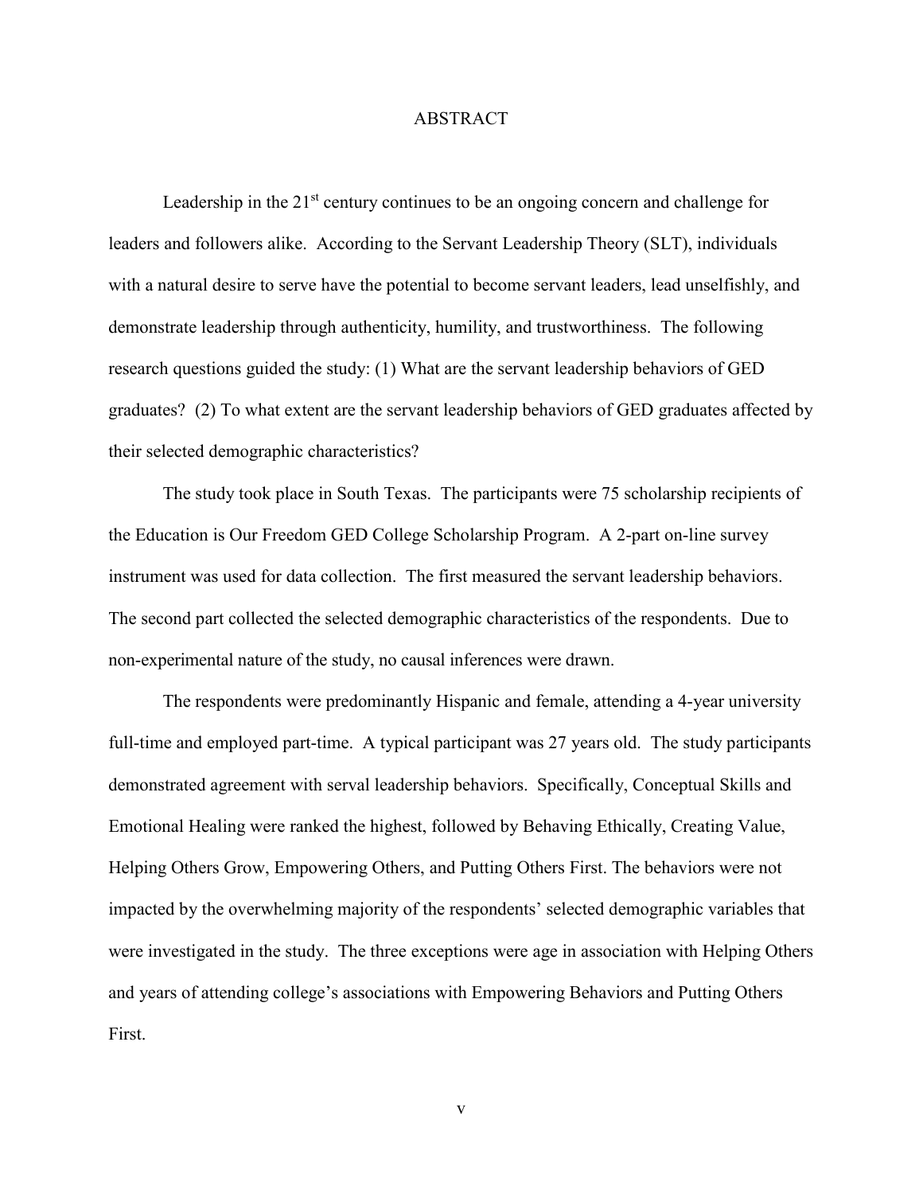# ABSTRACT

Leadership in the 21st century continues to be an ongoing concern and challenge for leaders and followers alike. According to the Servant Leadership Theory (SLT), individuals with a natural desire to serve have the potential to become servant leaders, lead unselfishly, and demonstrate leadership through authenticity, humility, and trustworthiness. The following research questions guided the study: (1) What are the servant leadership behaviors of GED graduates? (2) To what extent are the servant leadership behaviors of GED graduates affected by their selected demographic characteristics?

The study took place in South Texas. The participants were 75 scholarship recipients of the Education is Our Freedom GED College Scholarship Program. A 2-part on-line survey instrument was used for data collection. The first measured the servant leadership behaviors. The second part collected the selected demographic characteristics of the respondents. Due to non-experimental nature of the study, no causal inferences were drawn.

The respondents were predominantly Hispanic and female, attending a 4-year university full-time and employed part-time. A typical participant was 27 years old. The study participants demonstrated agreement with serval leadership behaviors. Specifically, Conceptual Skills and Emotional Healing were ranked the highest, followed by Behaving Ethically, Creating Value, Helping Others Grow, Empowering Others, and Putting Others First. The behaviors were not impacted by the overwhelming majority of the respondents' selected demographic variables that were investigated in the study. The three exceptions were age in association with Helping Others and years of attending college's associations with Empowering Behaviors and Putting Others First.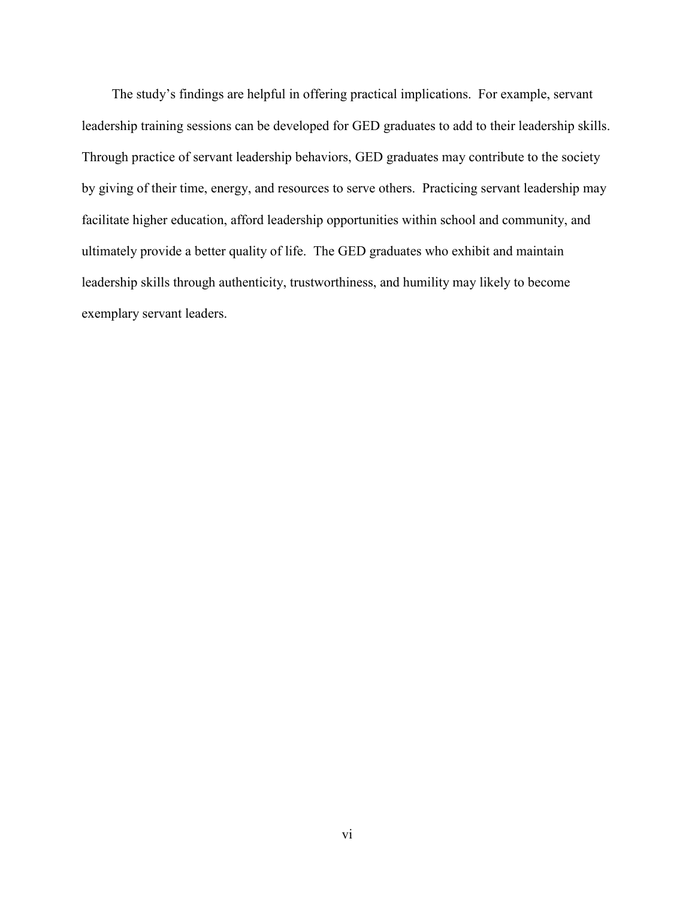The study's findings are helpful in offering practical implications. For example, servant leadership training sessions can be developed for GED graduates to add to their leadership skills. Through practice of servant leadership behaviors, GED graduates may contribute to the society by giving of their time, energy, and resources to serve others. Practicing servant leadership may facilitate higher education, afford leadership opportunities within school and community, and ultimately provide a better quality of life. The GED graduates who exhibit and maintain leadership skills through authenticity, trustworthiness, and humility may likely to become exemplary servant leaders.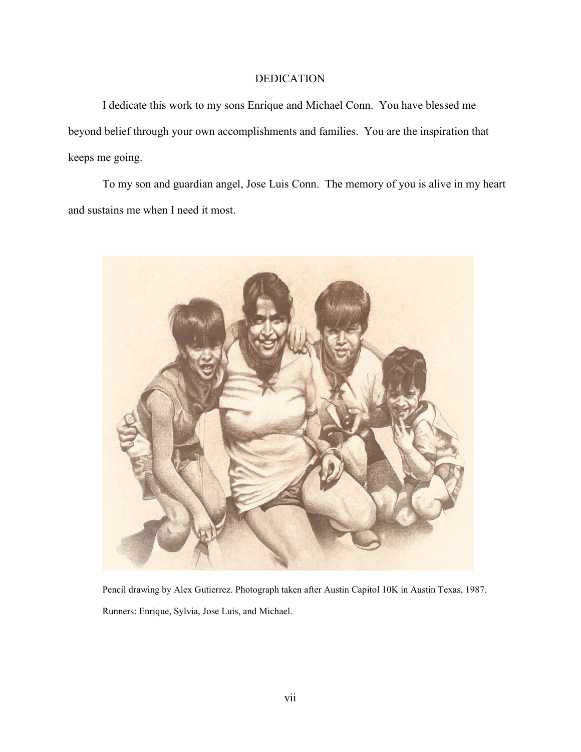# DEDICATION

I dedicate this work to my sons Enrique and Michael Conn. You have blessed me beyond belief through your own accomplishments and families. You are the inspiration that keeps me going.

To my son and guardian angel, Jose Luis Conn. The memory of you is alive in my heart and sustains me when I need it most.

Pencil drawing by Alex Gutierrez. Photograph taken after Austin Capitol 10K in Austin Texas, 1987. Runners: Enrique, Sylvia, Jose Luis, and Michael.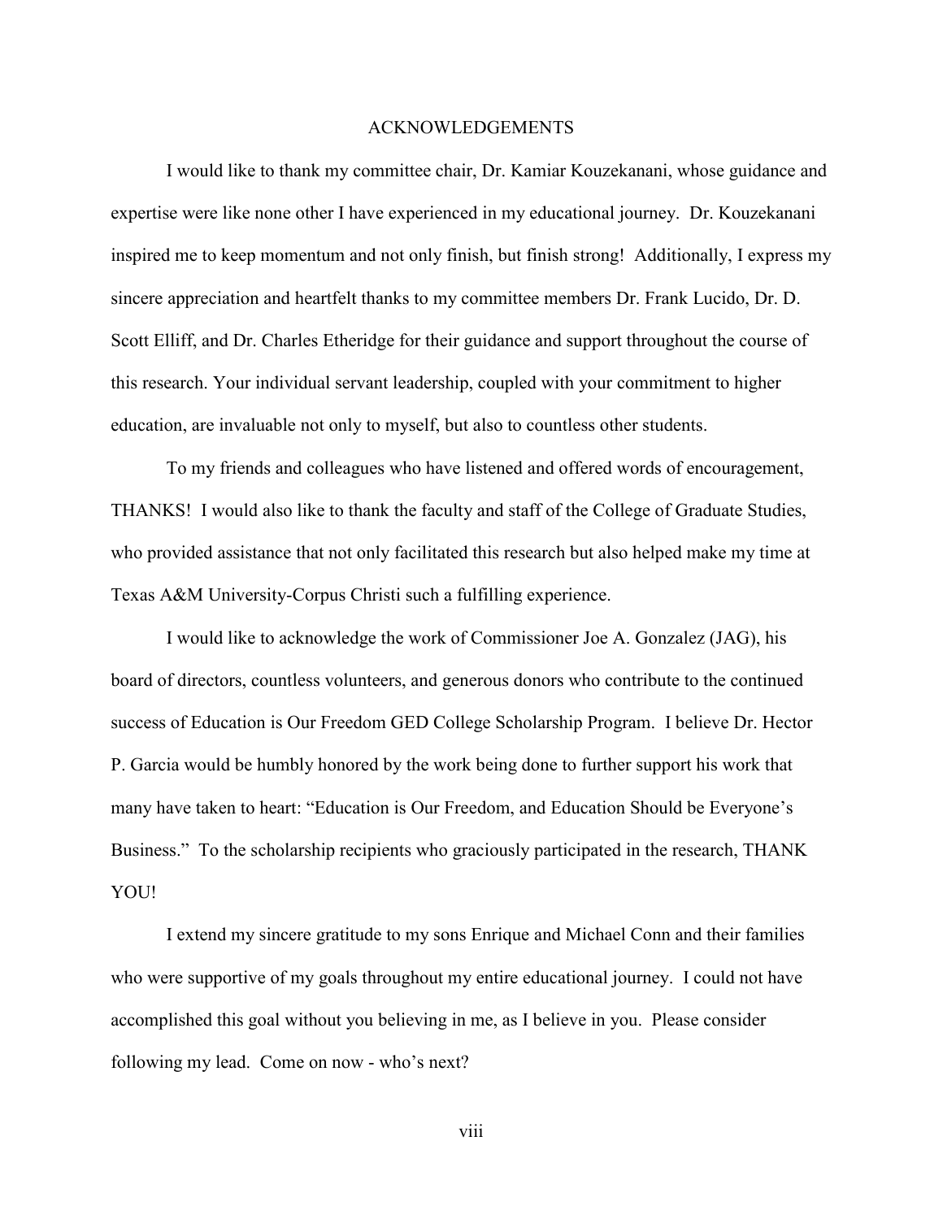# ACKNOWLEDGEMENTS

I would like to thank my committee chair, Dr. Kamiar Kouzekanani, whose guidance and expertise were like none other I have experienced in my educational journey. Dr. Kouzekanani inspired me to keep momentum and not only finish, but finish strong! Additionally, I express my sincere appreciation and heartfelt thanks to my committee members Dr. Frank Lucido, Dr. D. Scott Elliff, and Dr. Charles Etheridge for their guidance and support throughout the course of this research. Your individual servant leadership, coupled with your commitment to higher education, are invaluable not only to myself, but also to countless other students.

To my friends and colleagues who have listened and offered words of encouragement, THANKS! I would also like to thank the faculty and staff of the College of Graduate Studies, who provided assistance that not only facilitated this research but also helped make my time at Texas A&M University-Corpus Christi such a fulfilling experience.

I would like to acknowledge the work of Commissioner Joe A. Gonzalez (JAG), his board of directors, countless volunteers, and generous donors who contribute to the continued success of Education is Our Freedom GED College Scholarship Program. I believe Dr. Hector P. Garcia would be humbly honored by the work being done to further support his work that many have taken to heart: "Education is Our Freedom, and Education Should be Everyone's Business." To the scholarship recipients who graciously participated in the research, THANK YOU!

I extend my sincere gratitude to my sons Enrique and Michael Conn and their families who were supportive of my goals throughout my entire educational journey. I could not have accomplished this goal without you believing in me, as I believe in you. Please consider following my lead. Come on now - who's next?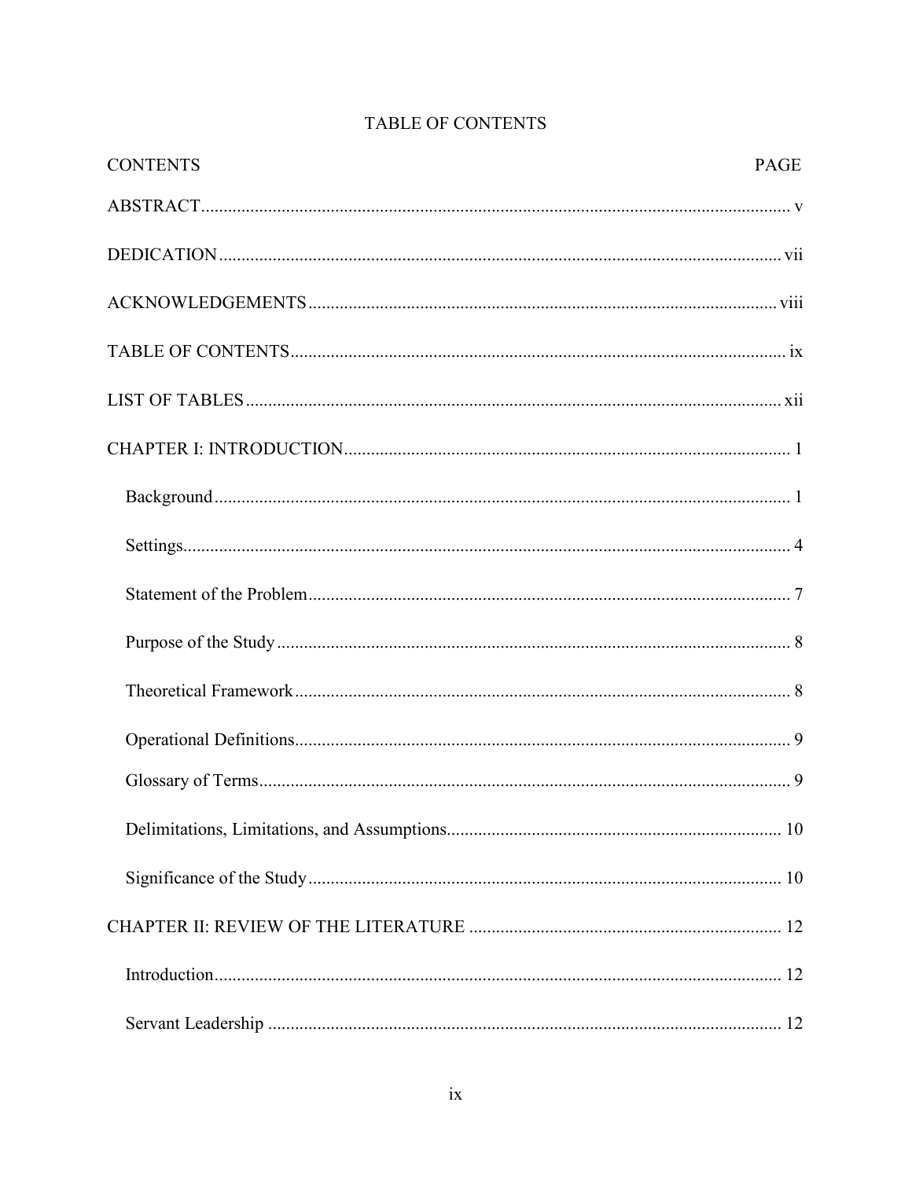# TABLE OF CONTENTS

| CONTENTS | PAGE |
|---|---|
| ABSTRACT | v |
| DEDICATION | vii |
| ACKNOWLEDGEMENTS | viii |
| TABLE OF CONTENTS | ix |
| LIST OF TABLES | xii |
| CHAPTER I: INTRODUCTION | 1 |
| Background | 1 |
| Settings | 4 |
| Statement of the Problem | 7 |
| Purpose of the Study | 8 |
| Theoretical Framework | 8 |
| Operational Definitions | 9 |
| Glossary of Terms | 9 |
| Delimitations, Limitations, and Assumptions | 10 |
| Significance of the Study | 10 |
| CHAPTER II: REVIEW OF THE LITERATURE | 12 |
| Introduction | 12 |
| Servant Leadership | 12 |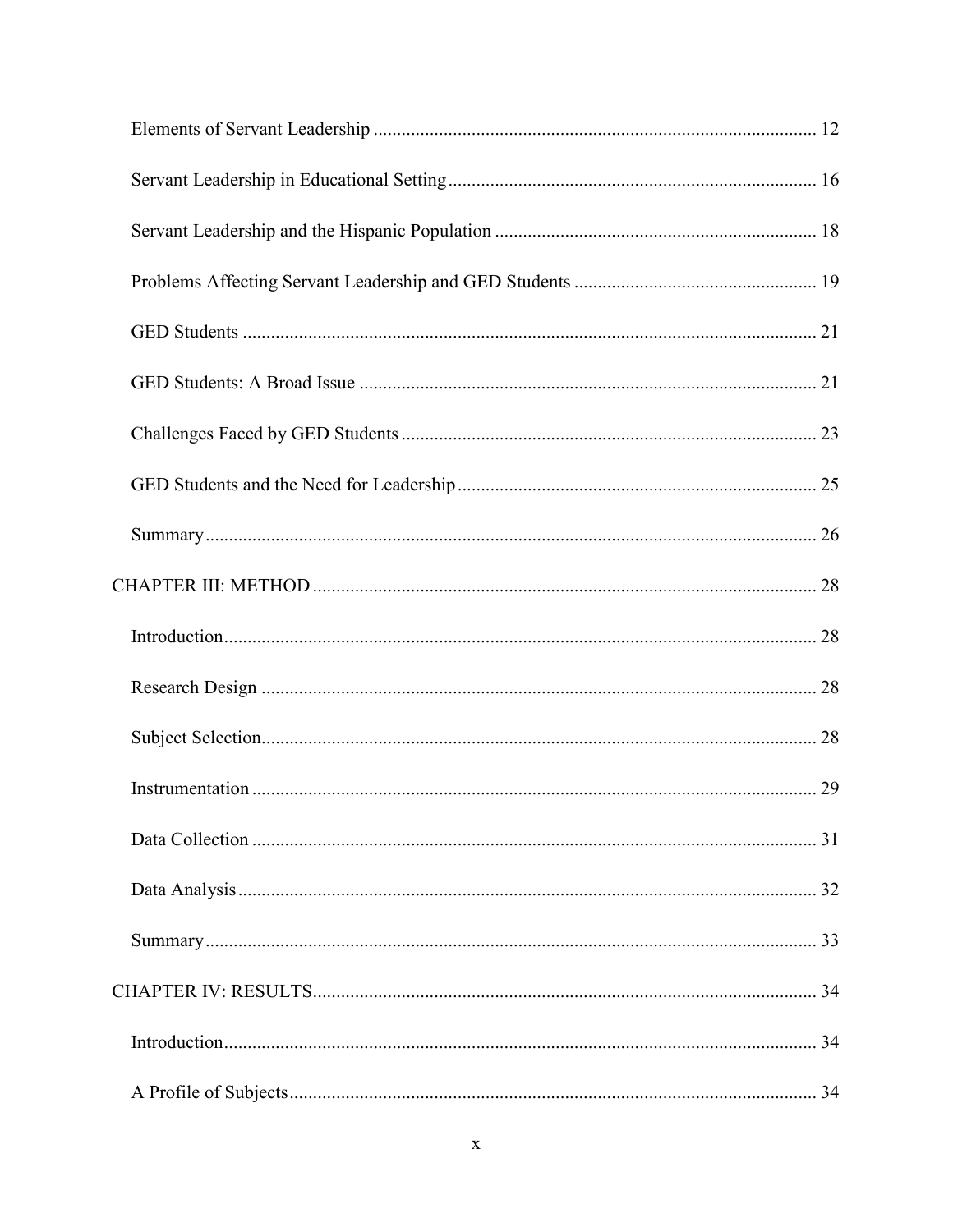Elements of Servant Leadership ............................................................................................ 12

Servant Leadership in Educational Setting ............................................................................ 16

Servant Leadership and the Hispanic Population .................................................................. 18

Problems Affecting Servant Leadership and GED Students .................................................. 19

GED Students ........................................................................................................................ 21

GED Students: A Broad Issue ................................................................................................ 21

Challenges Faced by GED Students ...................................................................................... 23

GED Students and the Need for Leadership .......................................................................... 25

Summary ................................................................................................................................ 26

CHAPTER III: METHOD ......................................................................................................... 28

Introduction ............................................................................................................................ 28

Research Design .................................................................................................................... 28

Subject Selection .................................................................................................................... 28

Instrumentation ...................................................................................................................... 29

Data Collection ...................................................................................................................... 31

Data Analysis ......................................................................................................................... 32

Summary ................................................................................................................................ 33

CHAPTER IV: RESULTS ......................................................................................................... 34

Introduction ............................................................................................................................ 34

A Profile of Subjects .............................................................................................................. 34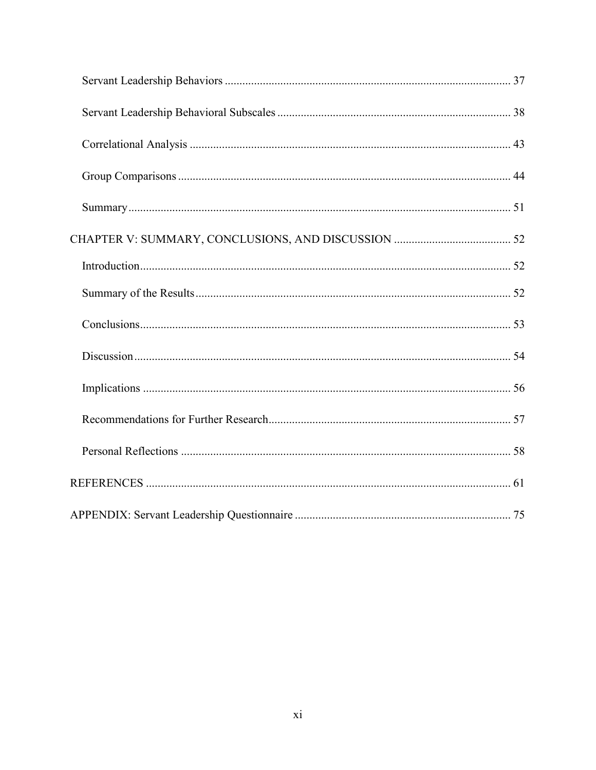Servant Leadership Behaviors ........................................................................................... 37

Servant Leadership Behavioral Subscales ........................................................................ 38

Correlational Analysis ...................................................................................................... 43

Group Comparisons .......................................................................................................... 44

Summary ........................................................................................................................... 51

CHAPTER V: SUMMARY, CONCLUSIONS, AND DISCUSSION ........................................ 52

Introduction ....................................................................................................................... 52

Summary of the Results .................................................................................................... 52

Conclusions ....................................................................................................................... 53

Discussion ......................................................................................................................... 54

Implications ...................................................................................................................... 56

Recommendations for Further Research ........................................................................... 57

Personal Reflections ......................................................................................................... 58

REFERENCES ......................................................................................................................... 61

APPENDIX: Servant Leadership Questionnaire ..................................................................... 75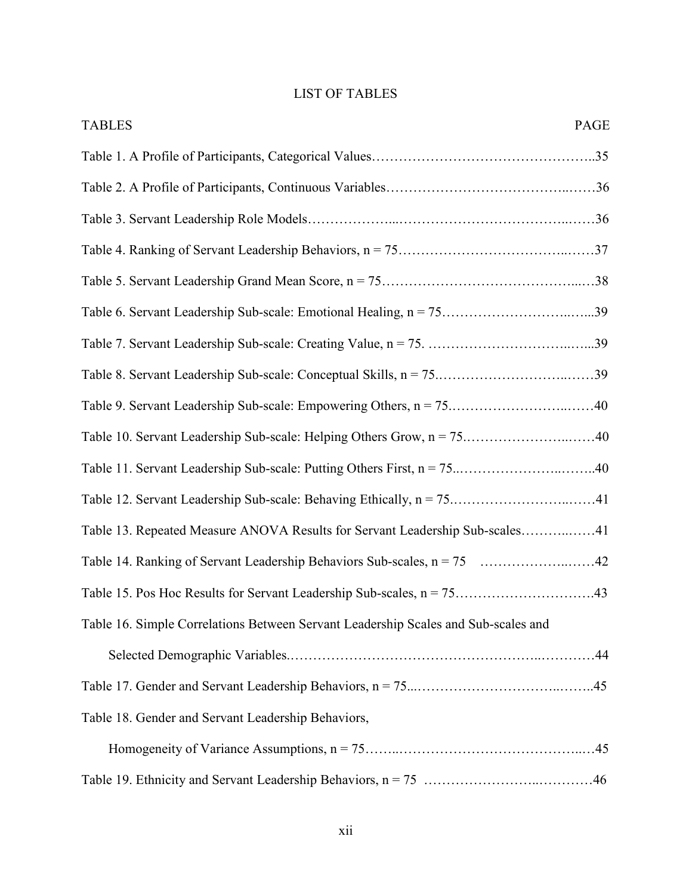# LIST OF TABLES

| TABLES | PAGE |
|---|---|
| Table 1. A Profile of Participants, Categorical Values | 35 |
| Table 2. A Profile of Participants, Continuous Variables | 36 |
| Table 3. Servant Leadership Role Models | 36 |
| Table 4. Ranking of Servant Leadership Behaviors, n = 75 | 37 |
| Table 5. Servant Leadership Grand Mean Score, n = 75 | 38 |
| Table 6. Servant Leadership Sub-scale: Emotional Healing, n = 75 | 39 |
| Table 7. Servant Leadership Sub-scale: Creating Value, n = 75. | 39 |
| Table 8. Servant Leadership Sub-scale: Conceptual Skills, n = 75. | 39 |
| Table 9. Servant Leadership Sub-scale: Empowering Others, n = 75. | 40 |
| Table 10. Servant Leadership Sub-scale: Helping Others Grow, n = 75. | 40 |
| Table 11. Servant Leadership Sub-scale: Putting Others First, n = 75. | 40 |
| Table 12. Servant Leadership Sub-scale: Behaving Ethically, n = 75. | 41 |
| Table 13. Repeated Measure ANOVA Results for Servant Leadership Sub-scales | 41 |
| Table 14. Ranking of Servant Leadership Behaviors Sub-scales, n = 75 | 42 |
| Table 15. Pos Hoc Results for Servant Leadership Sub-scales, n = 75 | 43 |
| Table 16. Simple Correlations Between Servant Leadership Scales and Sub-scales and Selected Demographic Variables. | 44 |
| Table 17. Gender and Servant Leadership Behaviors, n = 75 | 45 |
| Table 18. Gender and Servant Leadership Behaviors, Homogeneity of Variance Assumptions, n = 75 | 45 |
| Table 19. Ethnicity and Servant Leadership Behaviors, n = 75 | 46 |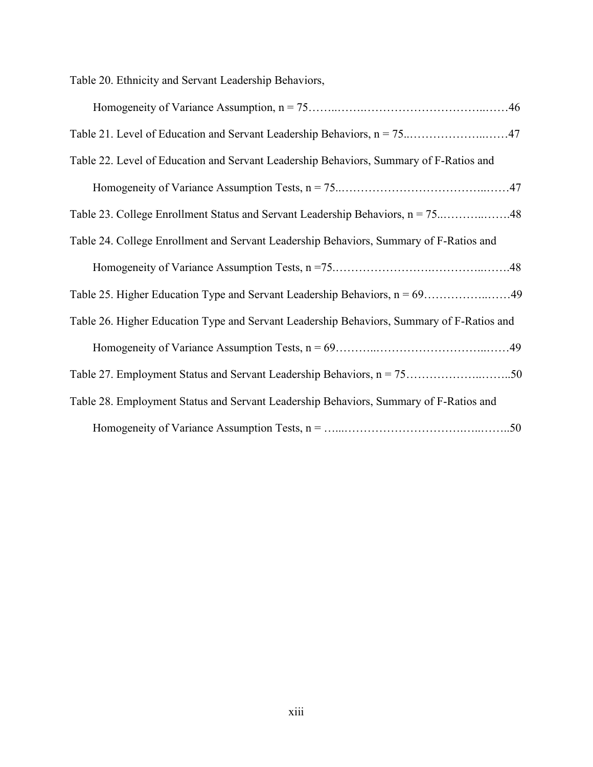Table 20. Ethnicity and Servant Leadership Behaviors,

Homogeneity of Variance Assumption, n = 75……..……..…………………………..……46

Table 21. Level of Education and Servant Leadership Behaviors, n = 75..………………..……47

Table 22. Level of Education and Servant Leadership Behaviors, Summary of F-Ratios and

Homogeneity of Variance Assumption Tests, n = 75..……………………………..……47

Table 23. College Enrollment Status and Servant Leadership Behaviors, n = 75..………..…….48

Table 24. College Enrollment and Servant Leadership Behaviors, Summary of F-Ratios and

Homogeneity of Variance Assumption Tests, n =75.…………………….…………..…….48

Table 25. Higher Education Type and Servant Leadership Behaviors, n = 69……………..……49

Table 26. Higher Education Type and Servant Leadership Behaviors, Summary of F-Ratios and

Homogeneity of Variance Assumption Tests, n = 69………..…………………………..……49

Table 27. Employment Status and Servant Leadership Behaviors, n = 75………………..……..50

Table 28. Employment Status and Servant Leadership Behaviors, Summary of F-Ratios and

Homogeneity of Variance Assumption Tests, n = …...…………………………..…..……..50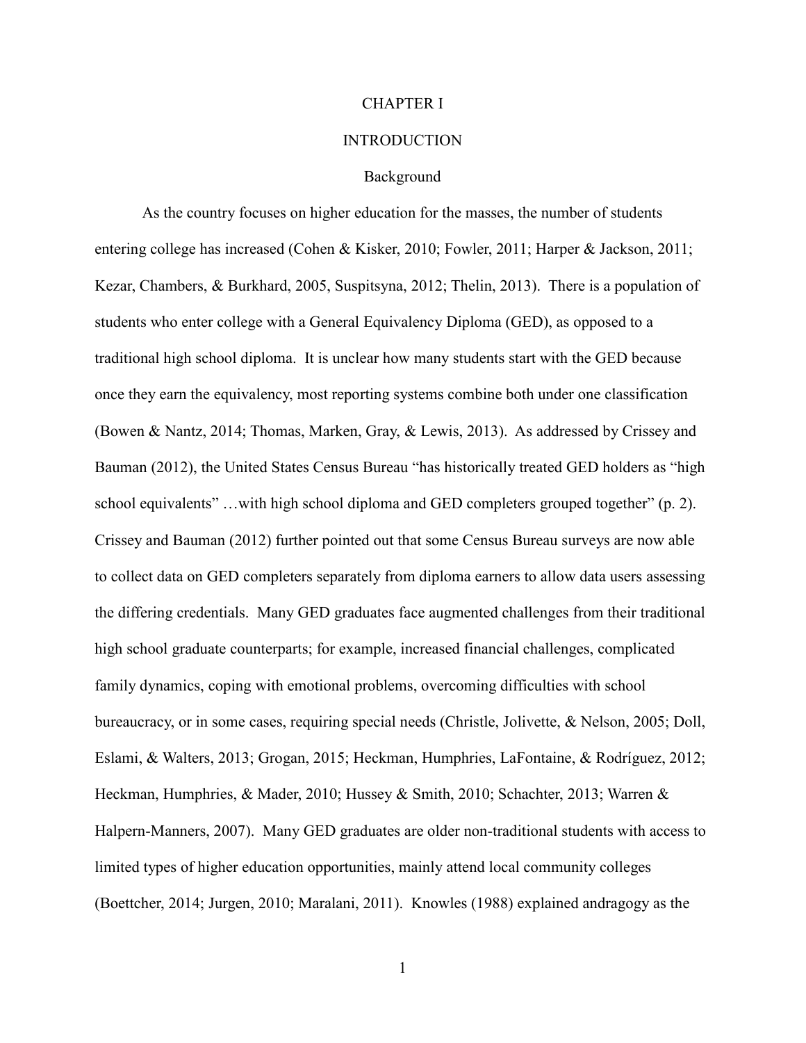# CHAPTER I

# INTRODUCTION

## Background

As the country focuses on higher education for the masses, the number of students entering college has increased (Cohen & Kisker, 2010; Fowler, 2011; Harper & Jackson, 2011; Kezar, Chambers, & Burkhard, 2005, Suspitsyna, 2012; Thelin, 2013). There is a population of students who enter college with a General Equivalency Diploma (GED), as opposed to a traditional high school diploma. It is unclear how many students start with the GED because once they earn the equivalency, most reporting systems combine both under one classification (Bowen & Nantz, 2014; Thomas, Marken, Gray, & Lewis, 2013). As addressed by Crissey and Bauman (2012), the United States Census Bureau "has historically treated GED holders as "high school equivalents" …with high school diploma and GED completers grouped together" (p. 2). Crissey and Bauman (2012) further pointed out that some Census Bureau surveys are now able to collect data on GED completers separately from diploma earners to allow data users assessing the differing credentials. Many GED graduates face augmented challenges from their traditional high school graduate counterparts; for example, increased financial challenges, complicated family dynamics, coping with emotional problems, overcoming difficulties with school bureaucracy, or in some cases, requiring special needs (Christle, Jolivette, & Nelson, 2005; Doll, Eslami, & Walters, 2013; Grogan, 2015; Heckman, Humphries, LaFontaine, & Rodríguez, 2012; Heckman, Humphries, & Mader, 2010; Hussey & Smith, 2010; Schachter, 2013; Warren & Halpern-Manners, 2007). Many GED graduates are older non-traditional students with access to limited types of higher education opportunities, mainly attend local community colleges (Boettcher, 2014; Jurgen, 2010; Maralani, 2011). Knowles (1988) explained andragogy as the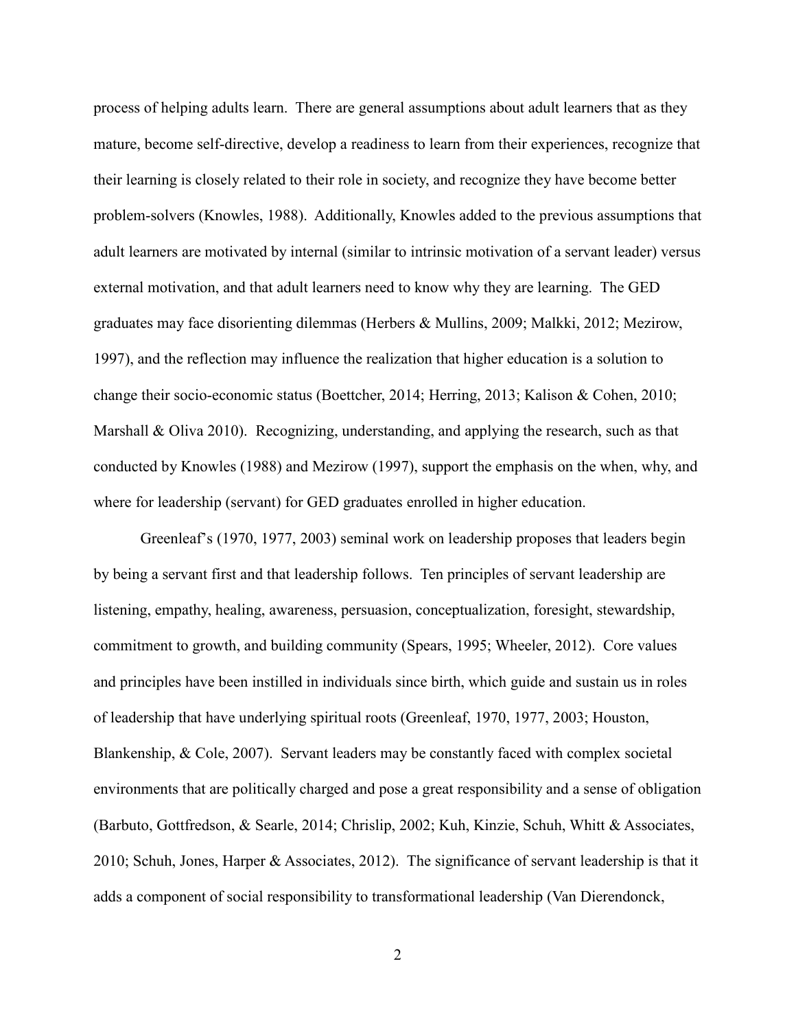process of helping adults learn. There are general assumptions about adult learners that as they mature, become self-directive, develop a readiness to learn from their experiences, recognize that their learning is closely related to their role in society, and recognize they have become better problem-solvers (Knowles, 1988). Additionally, Knowles added to the previous assumptions that adult learners are motivated by internal (similar to intrinsic motivation of a servant leader) versus external motivation, and that adult learners need to know why they are learning. The GED graduates may face disorienting dilemmas (Herbers & Mullins, 2009; Malkki, 2012; Mezirow, 1997), and the reflection may influence the realization that higher education is a solution to change their socio-economic status (Boettcher, 2014; Herring, 2013; Kalison & Cohen, 2010; Marshall & Oliva 2010). Recognizing, understanding, and applying the research, such as that conducted by Knowles (1988) and Mezirow (1997), support the emphasis on the when, why, and where for leadership (servant) for GED graduates enrolled in higher education.

Greenleaf's (1970, 1977, 2003) seminal work on leadership proposes that leaders begin by being a servant first and that leadership follows. Ten principles of servant leadership are listening, empathy, healing, awareness, persuasion, conceptualization, foresight, stewardship, commitment to growth, and building community (Spears, 1995; Wheeler, 2012). Core values and principles have been instilled in individuals since birth, which guide and sustain us in roles of leadership that have underlying spiritual roots (Greenleaf, 1970, 1977, 2003; Houston, Blankenship, & Cole, 2007). Servant leaders may be constantly faced with complex societal environments that are politically charged and pose a great responsibility and a sense of obligation (Barbuto, Gottfredson, & Searle, 2014; Chrislip, 2002; Kuh, Kinzie, Schuh, Whitt & Associates, 2010; Schuh, Jones, Harper & Associates, 2012). The significance of servant leadership is that it adds a component of social responsibility to transformational leadership (Van Dierendonck,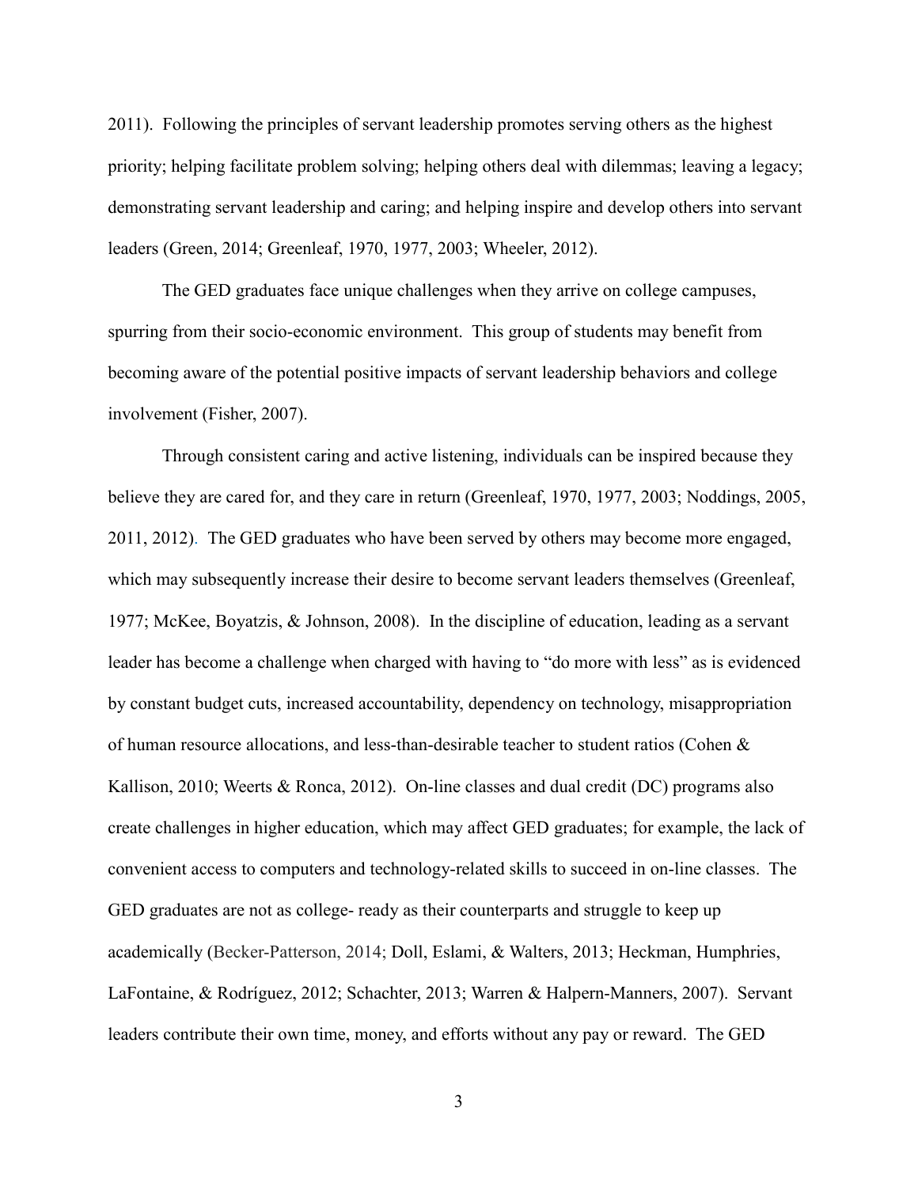2011). Following the principles of servant leadership promotes serving others as the highest priority; helping facilitate problem solving; helping others deal with dilemmas; leaving a legacy; demonstrating servant leadership and caring; and helping inspire and develop others into servant leaders (Green, 2014; Greenleaf, 1970, 1977, 2003; Wheeler, 2012).

The GED graduates face unique challenges when they arrive on college campuses, spurring from their socio-economic environment. This group of students may benefit from becoming aware of the potential positive impacts of servant leadership behaviors and college involvement (Fisher, 2007).

Through consistent caring and active listening, individuals can be inspired because they believe they are cared for, and they care in return (Greenleaf, 1970, 1977, 2003; Noddings, 2005, 2011, 2012). The GED graduates who have been served by others may become more engaged, which may subsequently increase their desire to become servant leaders themselves (Greenleaf, 1977; McKee, Boyatzis, & Johnson, 2008). In the discipline of education, leading as a servant leader has become a challenge when charged with having to "do more with less" as is evidenced by constant budget cuts, increased accountability, dependency on technology, misappropriation of human resource allocations, and less-than-desirable teacher to student ratios (Cohen & Kallison, 2010; Weerts & Ronca, 2012). On-line classes and dual credit (DC) programs also create challenges in higher education, which may affect GED graduates; for example, the lack of convenient access to computers and technology-related skills to succeed in on-line classes. The GED graduates are not as college- ready as their counterparts and struggle to keep up academically (Becker-Patterson, 2014; Doll, Eslami, & Walters, 2013; Heckman, Humphries, LaFontaine, & Rodríguez, 2012; Schachter, 2013; Warren & Halpern-Manners, 2007). Servant leaders contribute their own time, money, and efforts without any pay or reward. The GED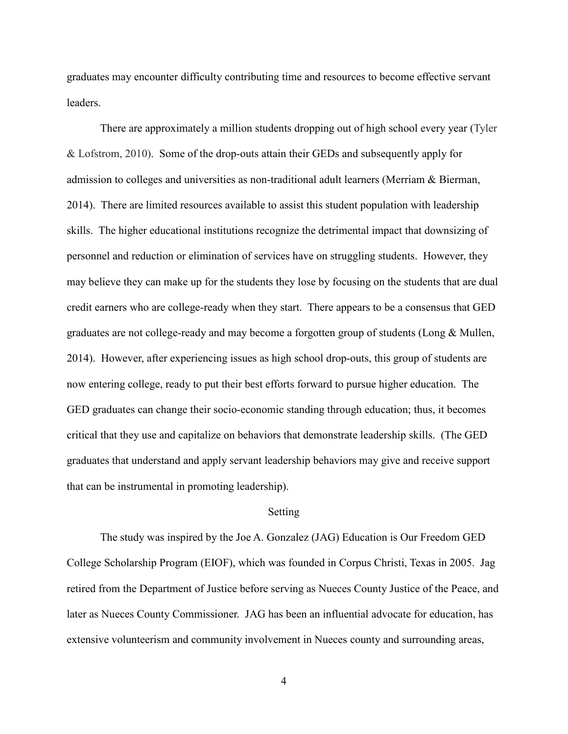graduates may encounter difficulty contributing time and resources to become effective servant leaders.

There are approximately a million students dropping out of high school every year (Tyler & Lofstrom, 2010). Some of the drop-outs attain their GEDs and subsequently apply for admission to colleges and universities as non-traditional adult learners (Merriam & Bierman, 2014). There are limited resources available to assist this student population with leadership skills. The higher educational institutions recognize the detrimental impact that downsizing of personnel and reduction or elimination of services have on struggling students. However, they may believe they can make up for the students they lose by focusing on the students that are dual credit earners who are college-ready when they start. There appears to be a consensus that GED graduates are not college-ready and may become a forgotten group of students (Long & Mullen, 2014). However, after experiencing issues as high school drop-outs, this group of students are now entering college, ready to put their best efforts forward to pursue higher education. The GED graduates can change their socio-economic standing through education; thus, it becomes critical that they use and capitalize on behaviors that demonstrate leadership skills. (The GED graduates that understand and apply servant leadership behaviors may give and receive support that can be instrumental in promoting leadership).

## Setting

The study was inspired by the Joe A. Gonzalez (JAG) Education is Our Freedom GED College Scholarship Program (EIOF), which was founded in Corpus Christi, Texas in 2005. Jag retired from the Department of Justice before serving as Nueces County Justice of the Peace, and later as Nueces County Commissioner. JAG has been an influential advocate for education, has extensive volunteerism and community involvement in Nueces county and surrounding areas,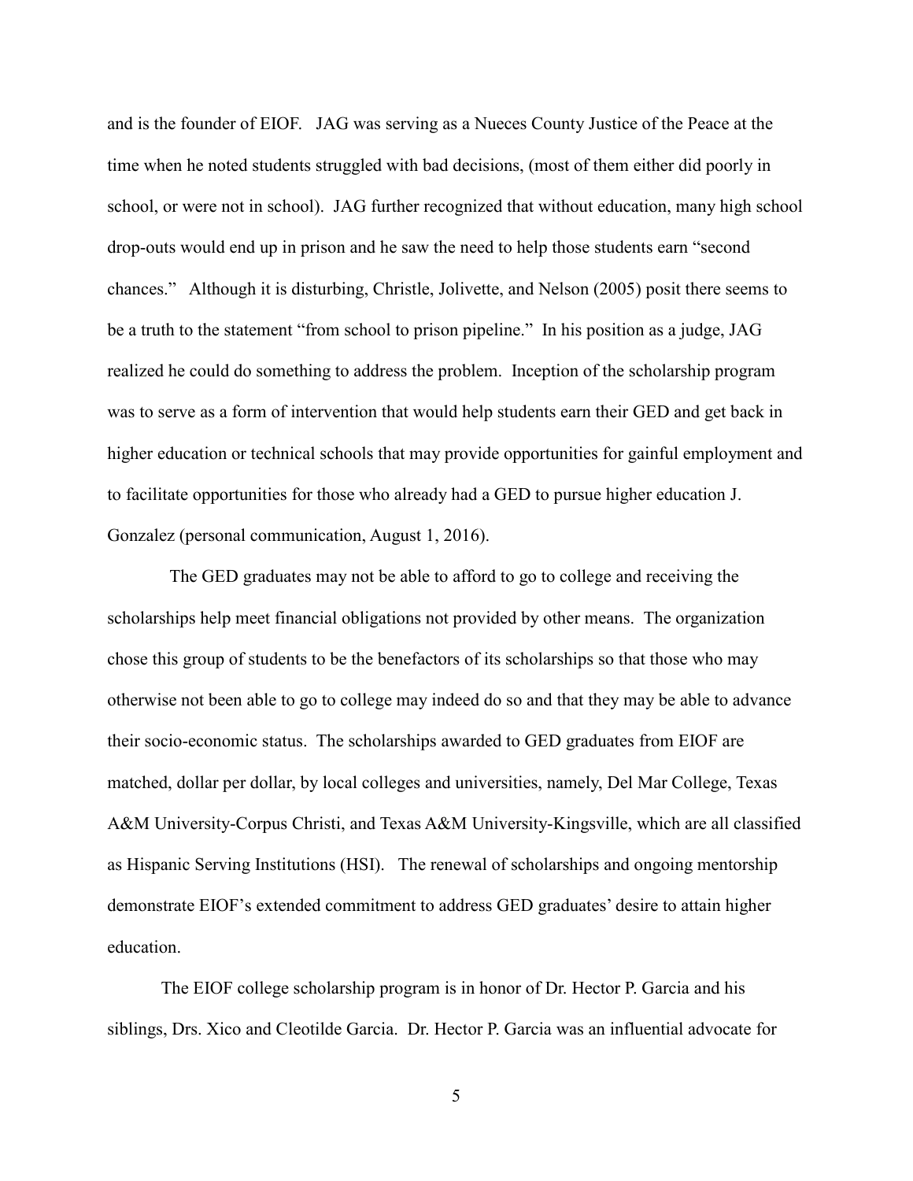and is the founder of EIOF. JAG was serving as a Nueces County Justice of the Peace at the time when he noted students struggled with bad decisions, (most of them either did poorly in school, or were not in school). JAG further recognized that without education, many high school drop-outs would end up in prison and he saw the need to help those students earn "second chances." Although it is disturbing, Christle, Jolivette, and Nelson (2005) posit there seems to be a truth to the statement "from school to prison pipeline." In his position as a judge, JAG realized he could do something to address the problem. Inception of the scholarship program was to serve as a form of intervention that would help students earn their GED and get back in higher education or technical schools that may provide opportunities for gainful employment and to facilitate opportunities for those who already had a GED to pursue higher education J. Gonzalez (personal communication, August 1, 2016).

The GED graduates may not be able to afford to go to college and receiving the scholarships help meet financial obligations not provided by other means. The organization chose this group of students to be the benefactors of its scholarships so that those who may otherwise not been able to go to college may indeed do so and that they may be able to advance their socio-economic status. The scholarships awarded to GED graduates from EIOF are matched, dollar per dollar, by local colleges and universities, namely, Del Mar College, Texas A&M University-Corpus Christi, and Texas A&M University-Kingsville, which are all classified as Hispanic Serving Institutions (HSI). The renewal of scholarships and ongoing mentorship demonstrate EIOF's extended commitment to address GED graduates' desire to attain higher education.

The EIOF college scholarship program is in honor of Dr. Hector P. Garcia and his siblings, Drs. Xico and Cleotilde Garcia. Dr. Hector P. Garcia was an influential advocate for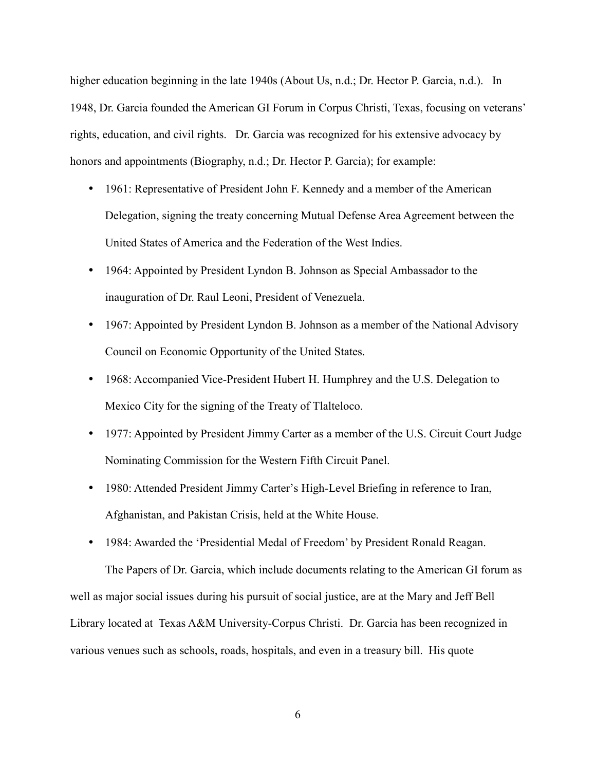higher education beginning in the late 1940s (About Us, n.d.; Dr. Hector P. Garcia, n.d.). In 1948, Dr. Garcia founded the American GI Forum in Corpus Christi, Texas, focusing on veterans' rights, education, and civil rights. Dr. Garcia was recognized for his extensive advocacy by honors and appointments (Biography, n.d.; Dr. Hector P. Garcia); for example:

- 1961: Representative of President John F. Kennedy and a member of the American Delegation, signing the treaty concerning Mutual Defense Area Agreement between the United States of America and the Federation of the West Indies.
- 1964: Appointed by President Lyndon B. Johnson as Special Ambassador to the inauguration of Dr. Raul Leoni, President of Venezuela.
- 1967: Appointed by President Lyndon B. Johnson as a member of the National Advisory Council on Economic Opportunity of the United States.
- 1968: Accompanied Vice-President Hubert H. Humphrey and the U.S. Delegation to Mexico City for the signing of the Treaty of Tlalteloco.
- 1977: Appointed by President Jimmy Carter as a member of the U.S. Circuit Court Judge Nominating Commission for the Western Fifth Circuit Panel.
- 1980: Attended President Jimmy Carter's High-Level Briefing in reference to Iran, Afghanistan, and Pakistan Crisis, held at the White House.
- 1984: Awarded the 'Presidential Medal of Freedom' by President Ronald Reagan.

The Papers of Dr. Garcia, which include documents relating to the American GI forum as well as major social issues during his pursuit of social justice, are at the Mary and Jeff Bell Library located at Texas A&M University-Corpus Christi. Dr. Garcia has been recognized in various venues such as schools, roads, hospitals, and even in a treasury bill. His quote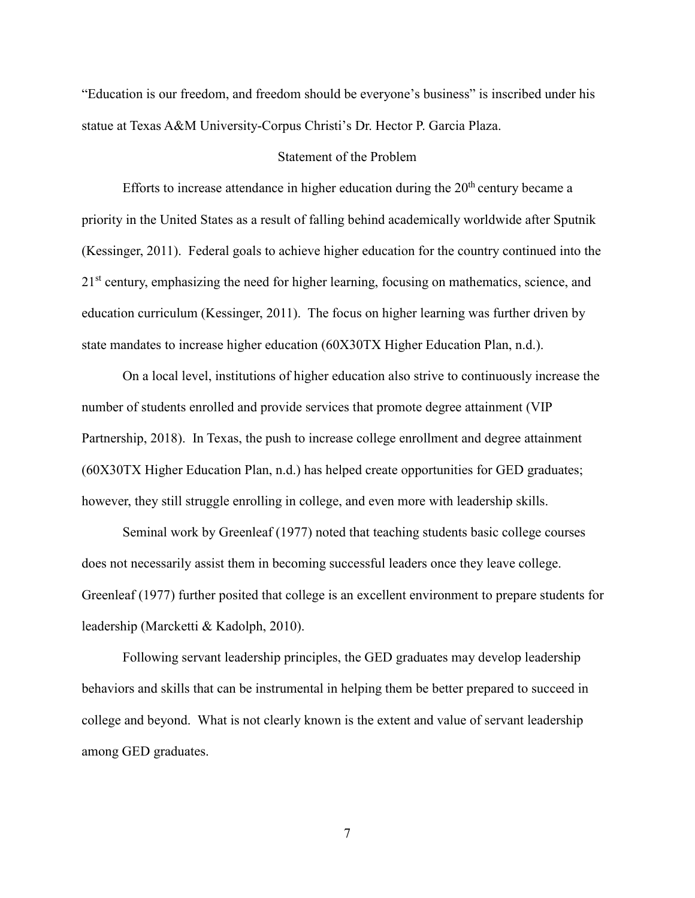"Education is our freedom, and freedom should be everyone's business" is inscribed under his statue at Texas A&M University-Corpus Christi's Dr. Hector P. Garcia Plaza.

## Statement of the Problem

Efforts to increase attendance in higher education during the 20th century became a priority in the United States as a result of falling behind academically worldwide after Sputnik (Kessinger, 2011). Federal goals to achieve higher education for the country continued into the 21st century, emphasizing the need for higher learning, focusing on mathematics, science, and education curriculum (Kessinger, 2011). The focus on higher learning was further driven by state mandates to increase higher education (60X30TX Higher Education Plan, n.d.).

On a local level, institutions of higher education also strive to continuously increase the number of students enrolled and provide services that promote degree attainment (VIP Partnership, 2018). In Texas, the push to increase college enrollment and degree attainment (60X30TX Higher Education Plan, n.d.) has helped create opportunities for GED graduates; however, they still struggle enrolling in college, and even more with leadership skills.

Seminal work by Greenleaf (1977) noted that teaching students basic college courses does not necessarily assist them in becoming successful leaders once they leave college. Greenleaf (1977) further posited that college is an excellent environment to prepare students for leadership (Marcketti & Kadolph, 2010).

Following servant leadership principles, the GED graduates may develop leadership behaviors and skills that can be instrumental in helping them be better prepared to succeed in college and beyond. What is not clearly known is the extent and value of servant leadership among GED graduates.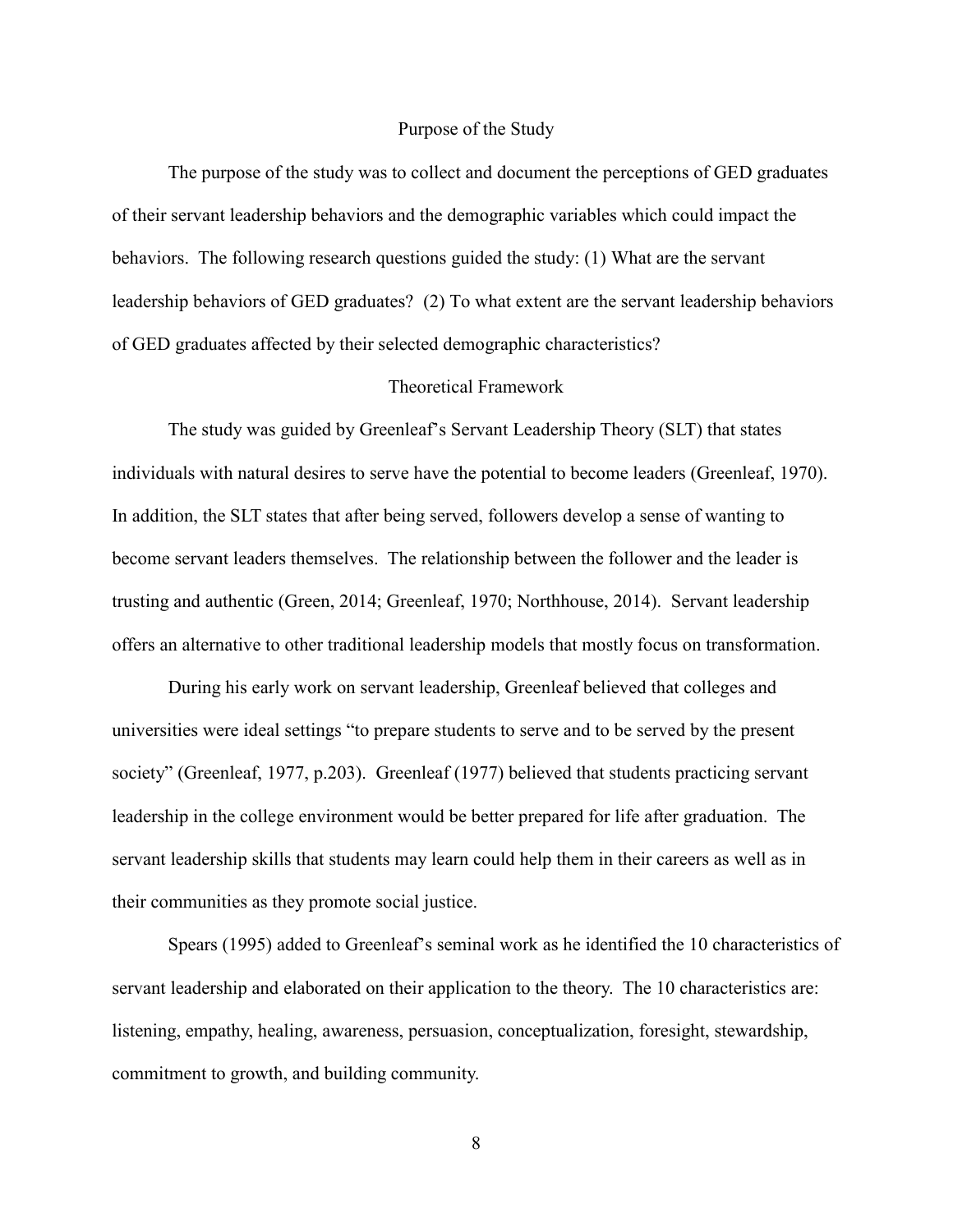## Purpose of the Study

The purpose of the study was to collect and document the perceptions of GED graduates of their servant leadership behaviors and the demographic variables which could impact the behaviors. The following research questions guided the study: (1) What are the servant leadership behaviors of GED graduates? (2) To what extent are the servant leadership behaviors of GED graduates affected by their selected demographic characteristics?

## Theoretical Framework

The study was guided by Greenleaf's Servant Leadership Theory (SLT) that states individuals with natural desires to serve have the potential to become leaders (Greenleaf, 1970). In addition, the SLT states that after being served, followers develop a sense of wanting to become servant leaders themselves. The relationship between the follower and the leader is trusting and authentic (Green, 2014; Greenleaf, 1970; Northhouse, 2014). Servant leadership offers an alternative to other traditional leadership models that mostly focus on transformation.

During his early work on servant leadership, Greenleaf believed that colleges and universities were ideal settings "to prepare students to serve and to be served by the present society" (Greenleaf, 1977, p.203). Greenleaf (1977) believed that students practicing servant leadership in the college environment would be better prepared for life after graduation. The servant leadership skills that students may learn could help them in their careers as well as in their communities as they promote social justice.

Spears (1995) added to Greenleaf's seminal work as he identified the 10 characteristics of servant leadership and elaborated on their application to the theory. The 10 characteristics are: listening, empathy, healing, awareness, persuasion, conceptualization, foresight, stewardship, commitment to growth, and building community.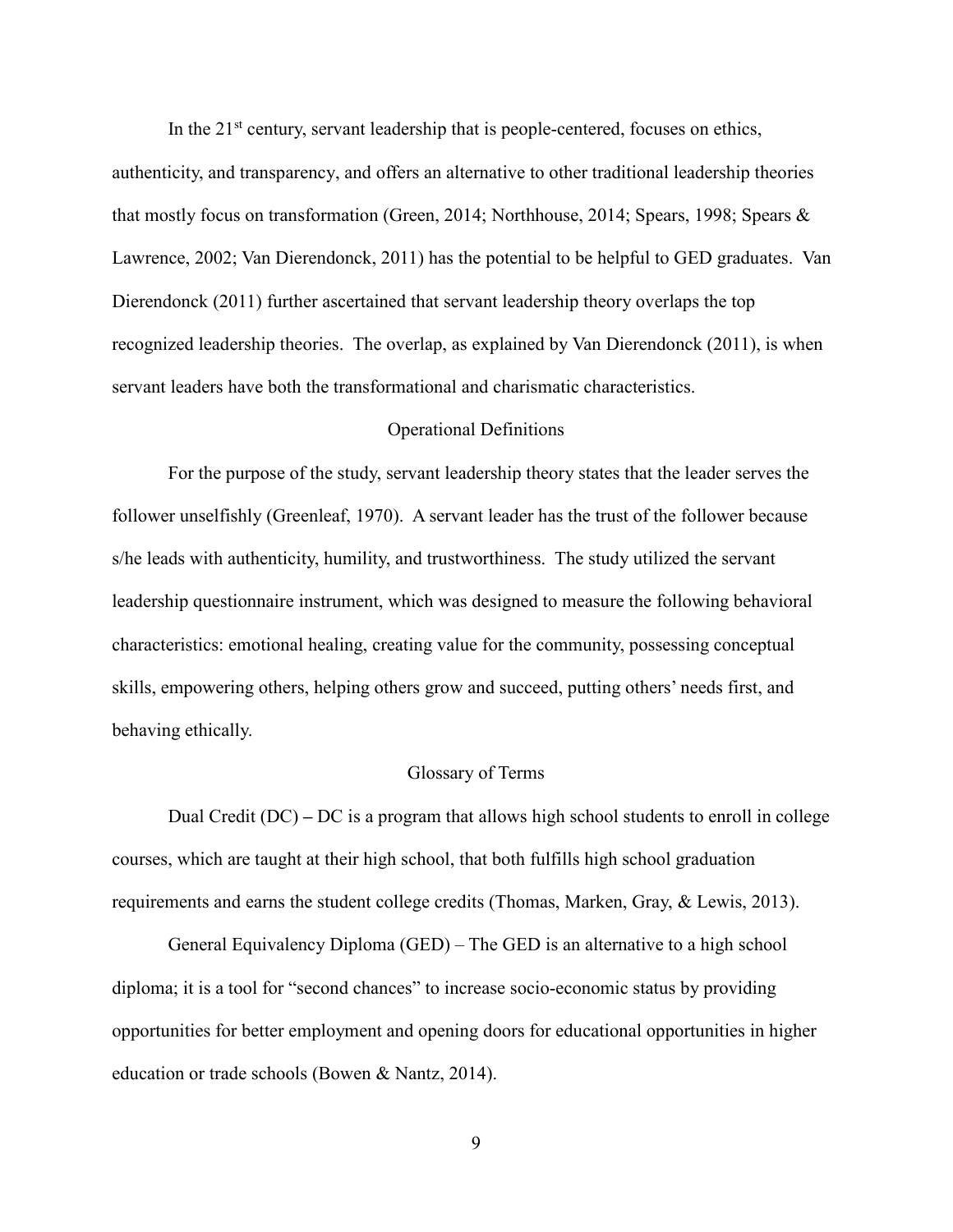In the 21st century, servant leadership that is people-centered, focuses on ethics, authenticity, and transparency, and offers an alternative to other traditional leadership theories that mostly focus on transformation (Green, 2014; Northhouse, 2014; Spears, 1998; Spears & Lawrence, 2002; Van Dierendonck, 2011) has the potential to be helpful to GED graduates. Van Dierendonck (2011) further ascertained that servant leadership theory overlaps the top recognized leadership theories. The overlap, as explained by Van Dierendonck (2011), is when servant leaders have both the transformational and charismatic characteristics.

## Operational Definitions

For the purpose of the study, servant leadership theory states that the leader serves the follower unselfishly (Greenleaf, 1970). A servant leader has the trust of the follower because s/he leads with authenticity, humility, and trustworthiness. The study utilized the servant leadership questionnaire instrument, which was designed to measure the following behavioral characteristics: emotional healing, creating value for the community, possessing conceptual skills, empowering others, helping others grow and succeed, putting others' needs first, and behaving ethically.

## Glossary of Terms

Dual Credit (DC) – DC is a program that allows high school students to enroll in college courses, which are taught at their high school, that both fulfills high school graduation requirements and earns the student college credits (Thomas, Marken, Gray, & Lewis, 2013).

General Equivalency Diploma (GED) – The GED is an alternative to a high school diploma; it is a tool for "second chances" to increase socio-economic status by providing opportunities for better employment and opening doors for educational opportunities in higher education or trade schools (Bowen & Nantz, 2014).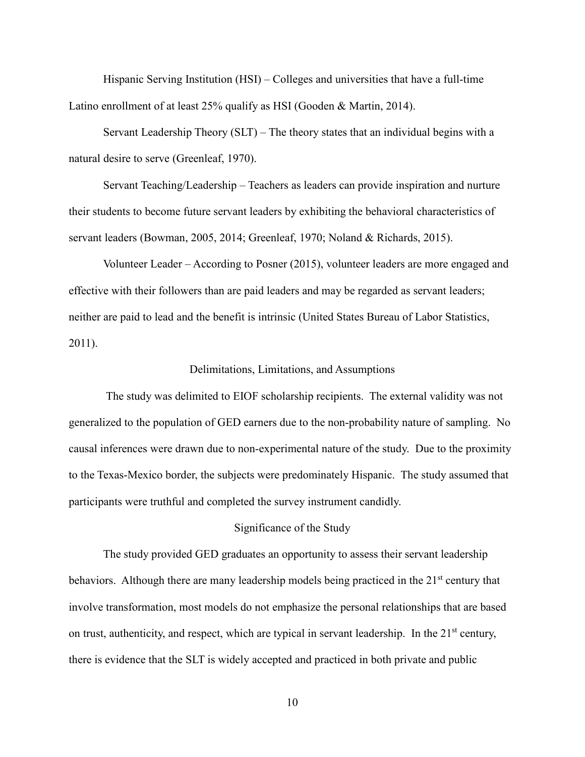Hispanic Serving Institution (HSI) – Colleges and universities that have a full-time Latino enrollment of at least 25% qualify as HSI (Gooden & Martin, 2014).

Servant Leadership Theory (SLT) – The theory states that an individual begins with a natural desire to serve (Greenleaf, 1970).

Servant Teaching/Leadership – Teachers as leaders can provide inspiration and nurture their students to become future servant leaders by exhibiting the behavioral characteristics of servant leaders (Bowman, 2005, 2014; Greenleaf, 1970; Noland & Richards, 2015).

Volunteer Leader – According to Posner (2015), volunteer leaders are more engaged and effective with their followers than are paid leaders and may be regarded as servant leaders; neither are paid to lead and the benefit is intrinsic (United States Bureau of Labor Statistics, 2011).

## Delimitations, Limitations, and Assumptions

The study was delimited to EIOF scholarship recipients. The external validity was not generalized to the population of GED earners due to the non-probability nature of sampling. No causal inferences were drawn due to non-experimental nature of the study. Due to the proximity to the Texas-Mexico border, the subjects were predominately Hispanic. The study assumed that participants were truthful and completed the survey instrument candidly.

## Significance of the Study

The study provided GED graduates an opportunity to assess their servant leadership behaviors. Although there are many leadership models being practiced in the 21st century that involve transformation, most models do not emphasize the personal relationships that are based on trust, authenticity, and respect, which are typical in servant leadership. In the 21st century, there is evidence that the SLT is widely accepted and practiced in both private and public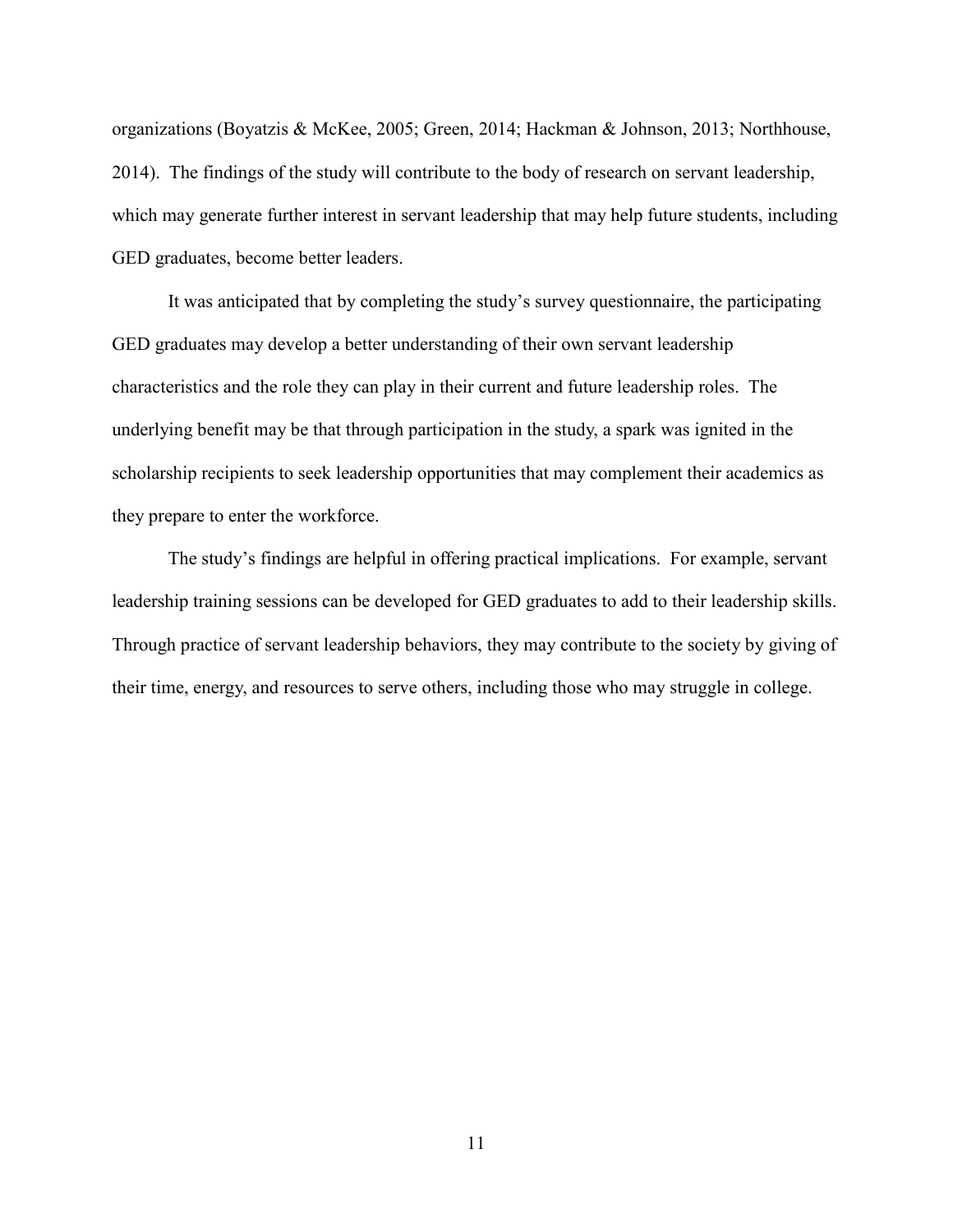organizations (Boyatzis & McKee, 2005; Green, 2014; Hackman & Johnson, 2013; Northhouse, 2014). The findings of the study will contribute to the body of research on servant leadership, which may generate further interest in servant leadership that may help future students, including GED graduates, become better leaders.

It was anticipated that by completing the study's survey questionnaire, the participating GED graduates may develop a better understanding of their own servant leadership characteristics and the role they can play in their current and future leadership roles. The underlying benefit may be that through participation in the study, a spark was ignited in the scholarship recipients to seek leadership opportunities that may complement their academics as they prepare to enter the workforce.

The study's findings are helpful in offering practical implications. For example, servant leadership training sessions can be developed for GED graduates to add to their leadership skills. Through practice of servant leadership behaviors, they may contribute to the society by giving of their time, energy, and resources to serve others, including those who may struggle in college.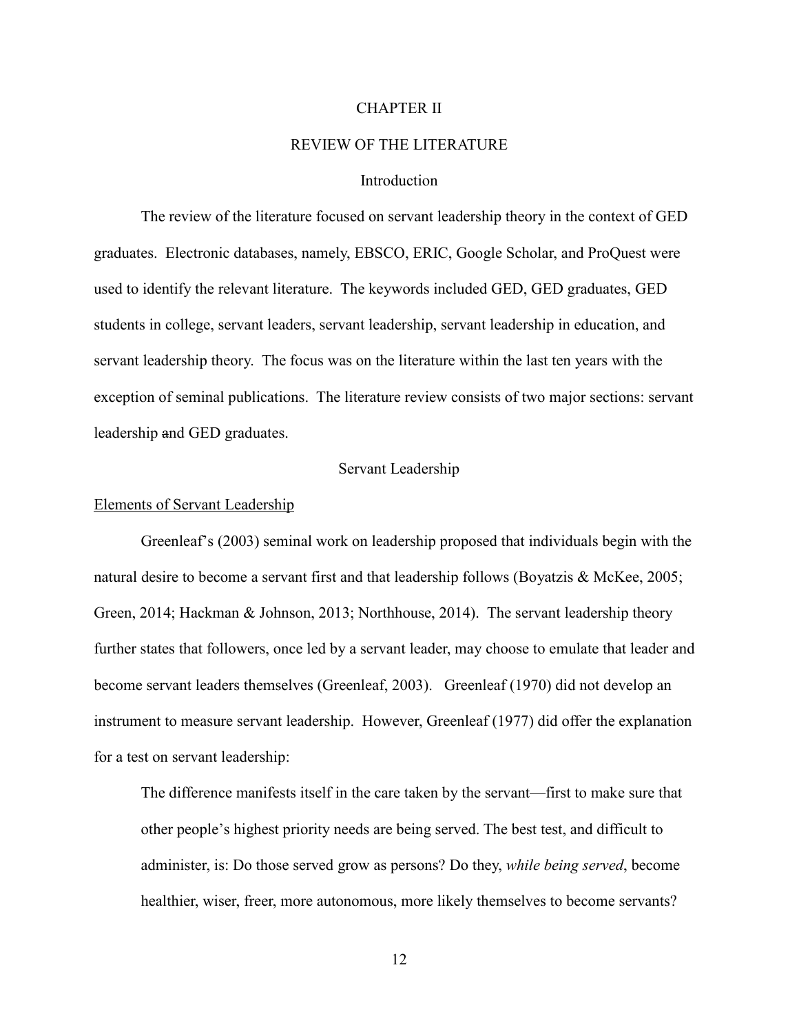# CHAPTER II

# REVIEW OF THE LITERATURE

## Introduction

The review of the literature focused on servant leadership theory in the context of GED graduates. Electronic databases, namely, EBSCO, ERIC, Google Scholar, and ProQuest were used to identify the relevant literature. The keywords included GED, GED graduates, GED students in college, servant leaders, servant leadership, servant leadership in education, and servant leadership theory. The focus was on the literature within the last ten years with the exception of seminal publications. The literature review consists of two major sections: servant leadership and GED graduates.

## Servant Leadership

### Elements of Servant Leadership

Greenleaf's (2003) seminal work on leadership proposed that individuals begin with the natural desire to become a servant first and that leadership follows (Boyatzis & McKee, 2005; Green, 2014; Hackman & Johnson, 2013; Northhouse, 2014). The servant leadership theory further states that followers, once led by a servant leader, may choose to emulate that leader and become servant leaders themselves (Greenleaf, 2003). Greenleaf (1970) did not develop an instrument to measure servant leadership. However, Greenleaf (1977) did offer the explanation for a test on servant leadership:

> The difference manifests itself in the care taken by the servant—first to make sure that other people's highest priority needs are being served. The best test, and difficult to administer, is: Do those served grow as persons? Do they, *while being served*, become healthier, wiser, freer, more autonomous, more likely themselves to become servants?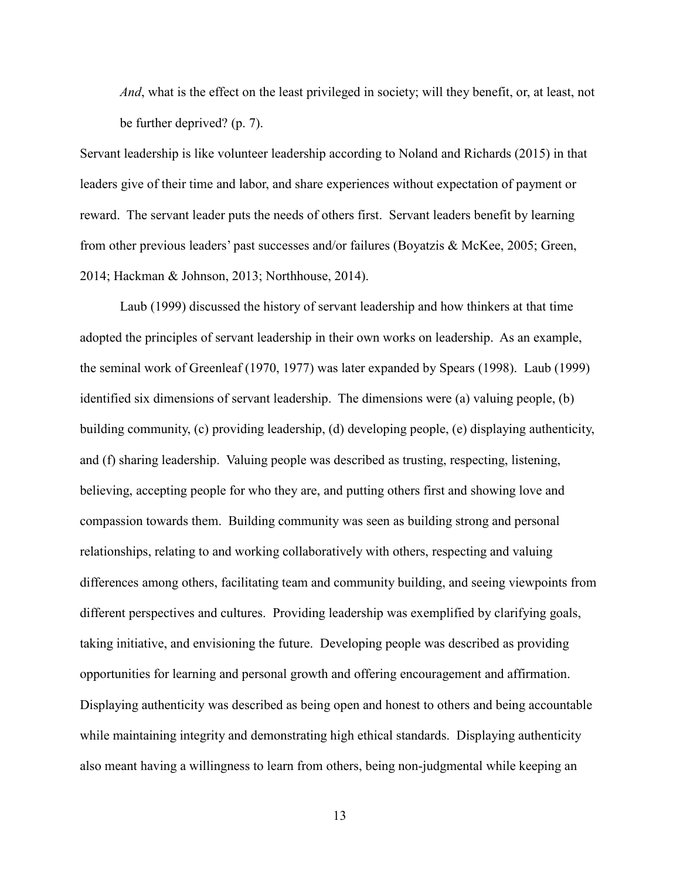> *And*, what is the effect on the least privileged in society; will they benefit, or, at least, not be further deprived? (p. 7).

Servant leadership is like volunteer leadership according to Noland and Richards (2015) in that leaders give of their time and labor, and share experiences without expectation of payment or reward. The servant leader puts the needs of others first. Servant leaders benefit by learning from other previous leaders' past successes and/or failures (Boyatzis & McKee, 2005; Green, 2014; Hackman & Johnson, 2013; Northhouse, 2014).

Laub (1999) discussed the history of servant leadership and how thinkers at that time adopted the principles of servant leadership in their own works on leadership. As an example, the seminal work of Greenleaf (1970, 1977) was later expanded by Spears (1998). Laub (1999) identified six dimensions of servant leadership. The dimensions were (a) valuing people, (b) building community, (c) providing leadership, (d) developing people, (e) displaying authenticity, and (f) sharing leadership. Valuing people was described as trusting, respecting, listening, believing, accepting people for who they are, and putting others first and showing love and compassion towards them. Building community was seen as building strong and personal relationships, relating to and working collaboratively with others, respecting and valuing differences among others, facilitating team and community building, and seeing viewpoints from different perspectives and cultures. Providing leadership was exemplified by clarifying goals, taking initiative, and envisioning the future. Developing people was described as providing opportunities for learning and personal growth and offering encouragement and affirmation. Displaying authenticity was described as being open and honest to others and being accountable while maintaining integrity and demonstrating high ethical standards. Displaying authenticity also meant having a willingness to learn from others, being non-judgmental while keeping an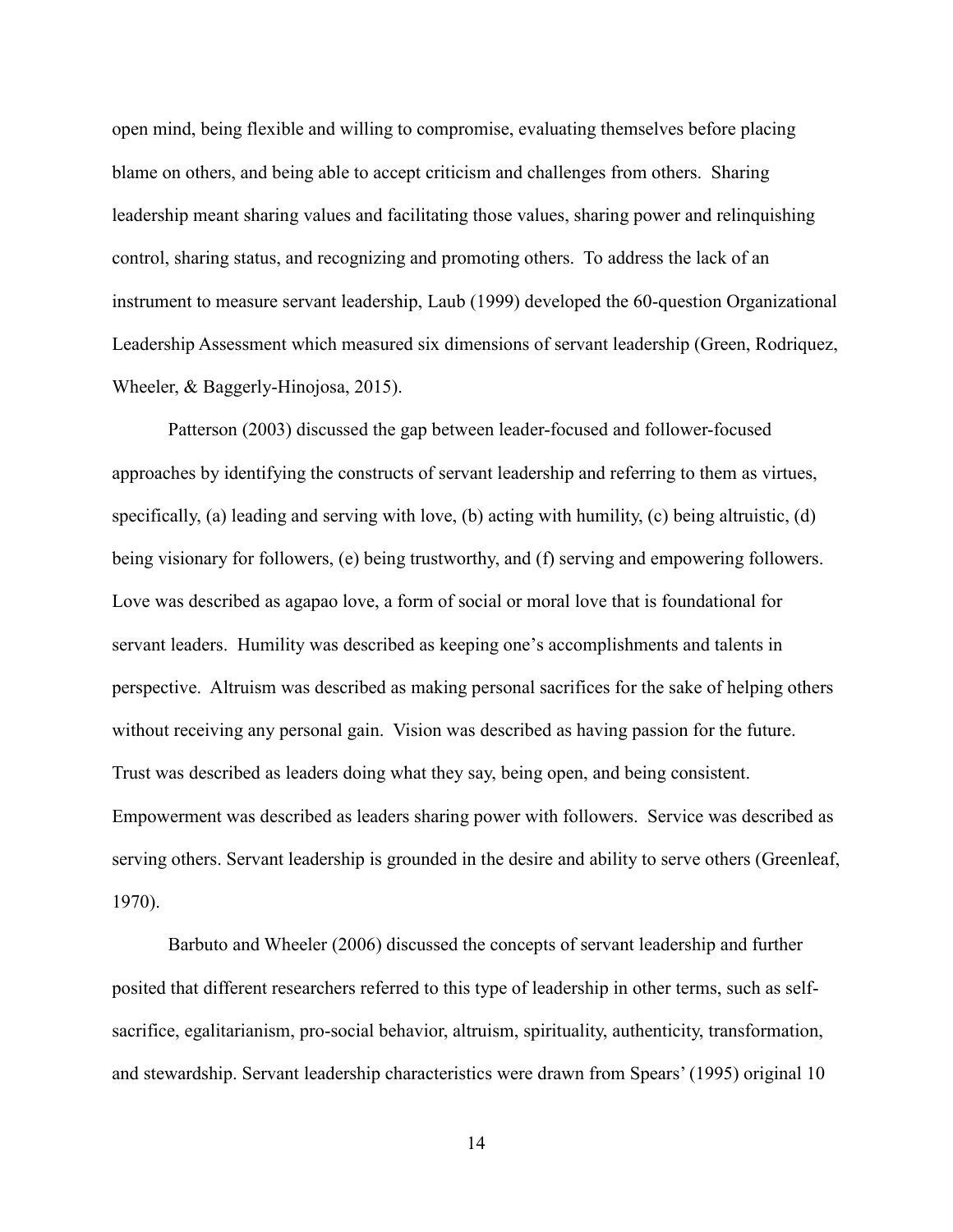open mind, being flexible and willing to compromise, evaluating themselves before placing blame on others, and being able to accept criticism and challenges from others. Sharing leadership meant sharing values and facilitating those values, sharing power and relinquishing control, sharing status, and recognizing and promoting others. To address the lack of an instrument to measure servant leadership, Laub (1999) developed the 60-question Organizational Leadership Assessment which measured six dimensions of servant leadership (Green, Rodriquez, Wheeler, & Baggerly-Hinojosa, 2015).

Patterson (2003) discussed the gap between leader-focused and follower-focused approaches by identifying the constructs of servant leadership and referring to them as virtues, specifically, (a) leading and serving with love, (b) acting with humility, (c) being altruistic, (d) being visionary for followers, (e) being trustworthy, and (f) serving and empowering followers. Love was described as agapao love, a form of social or moral love that is foundational for servant leaders. Humility was described as keeping one's accomplishments and talents in perspective. Altruism was described as making personal sacrifices for the sake of helping others without receiving any personal gain. Vision was described as having passion for the future. Trust was described as leaders doing what they say, being open, and being consistent. Empowerment was described as leaders sharing power with followers. Service was described as serving others. Servant leadership is grounded in the desire and ability to serve others (Greenleaf, 1970).

Barbuto and Wheeler (2006) discussed the concepts of servant leadership and further posited that different researchers referred to this type of leadership in other terms, such as self-sacrifice, egalitarianism, pro-social behavior, altruism, spirituality, authenticity, transformation, and stewardship. Servant leadership characteristics were drawn from Spears' (1995) original 10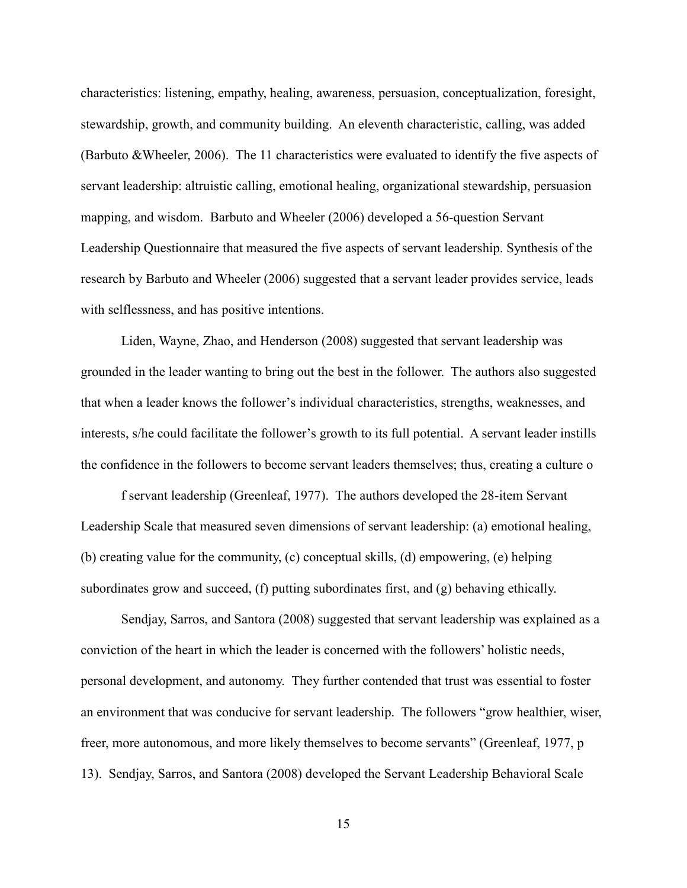characteristics: listening, empathy, healing, awareness, persuasion, conceptualization, foresight, stewardship, growth, and community building. An eleventh characteristic, calling, was added (Barbuto &Wheeler, 2006). The 11 characteristics were evaluated to identify the five aspects of servant leadership: altruistic calling, emotional healing, organizational stewardship, persuasion mapping, and wisdom. Barbuto and Wheeler (2006) developed a 56-question Servant Leadership Questionnaire that measured the five aspects of servant leadership. Synthesis of the research by Barbuto and Wheeler (2006) suggested that a servant leader provides service, leads with selflessness, and has positive intentions.

Liden, Wayne, Zhao, and Henderson (2008) suggested that servant leadership was grounded in the leader wanting to bring out the best in the follower. The authors also suggested that when a leader knows the follower's individual characteristics, strengths, weaknesses, and interests, s/he could facilitate the follower's growth to its full potential. A servant leader instills the confidence in the followers to become servant leaders themselves; thus, creating a culture o

f servant leadership (Greenleaf, 1977). The authors developed the 28-item Servant Leadership Scale that measured seven dimensions of servant leadership: (a) emotional healing, (b) creating value for the community, (c) conceptual skills, (d) empowering, (e) helping subordinates grow and succeed, (f) putting subordinates first, and (g) behaving ethically.

Sendjay, Sarros, and Santora (2008) suggested that servant leadership was explained as a conviction of the heart in which the leader is concerned with the followers' holistic needs, personal development, and autonomy. They further contended that trust was essential to foster an environment that was conducive for servant leadership. The followers "grow healthier, wiser, freer, more autonomous, and more likely themselves to become servants" (Greenleaf, 1977, p 13). Sendjay, Sarros, and Santora (2008) developed the Servant Leadership Behavioral Scale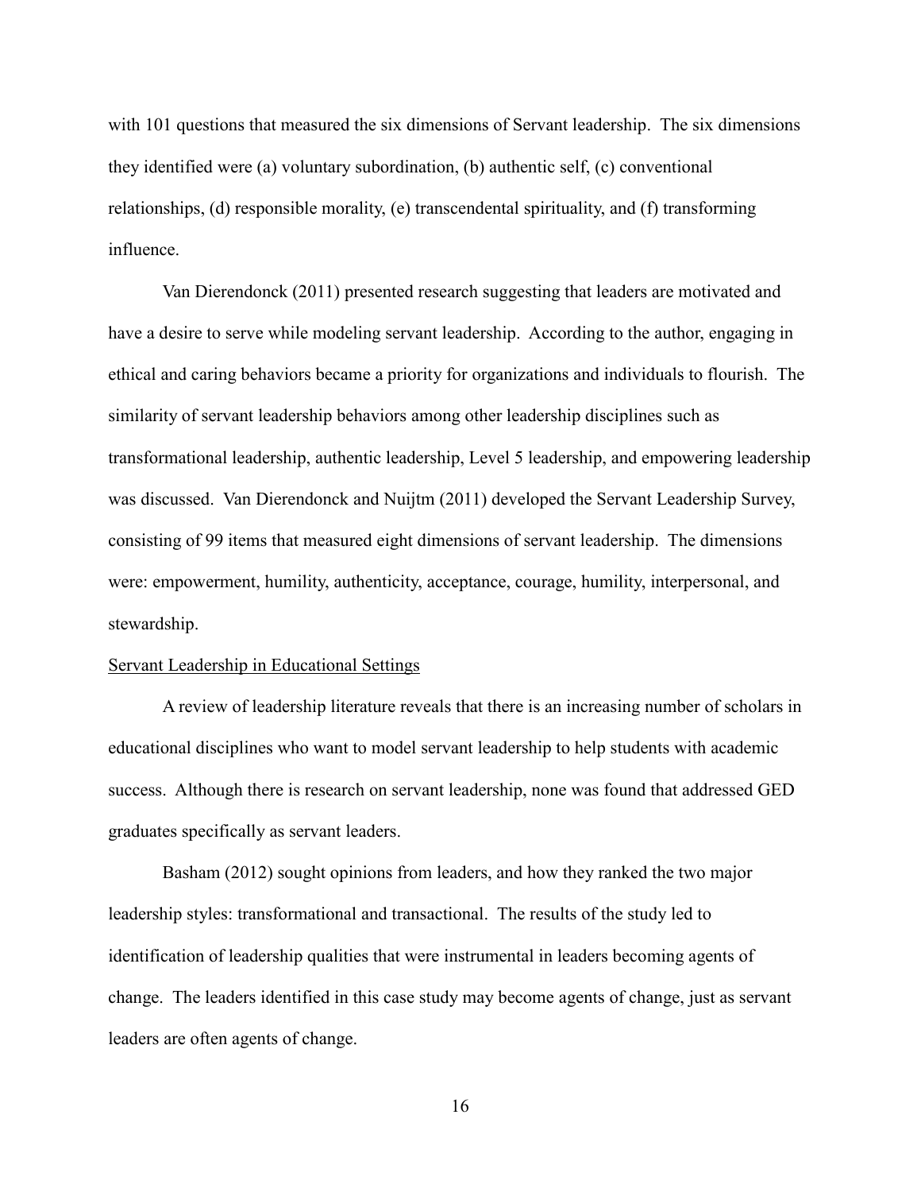with 101 questions that measured the six dimensions of Servant leadership. The six dimensions they identified were (a) voluntary subordination, (b) authentic self, (c) conventional relationships, (d) responsible morality, (e) transcendental spirituality, and (f) transforming influence.

Van Dierendonck (2011) presented research suggesting that leaders are motivated and have a desire to serve while modeling servant leadership. According to the author, engaging in ethical and caring behaviors became a priority for organizations and individuals to flourish. The similarity of servant leadership behaviors among other leadership disciplines such as transformational leadership, authentic leadership, Level 5 leadership, and empowering leadership was discussed. Van Dierendonck and Nuijtm (2011) developed the Servant Leadership Survey, consisting of 99 items that measured eight dimensions of servant leadership. The dimensions were: empowerment, humility, authenticity, acceptance, courage, humility, interpersonal, and stewardship.

<u>Servant Leadership in Educational Settings</u>

A review of leadership literature reveals that there is an increasing number of scholars in educational disciplines who want to model servant leadership to help students with academic success. Although there is research on servant leadership, none was found that addressed GED graduates specifically as servant leaders.

Basham (2012) sought opinions from leaders, and how they ranked the two major leadership styles: transformational and transactional. The results of the study led to identification of leadership qualities that were instrumental in leaders becoming agents of change. The leaders identified in this case study may become agents of change, just as servant leaders are often agents of change.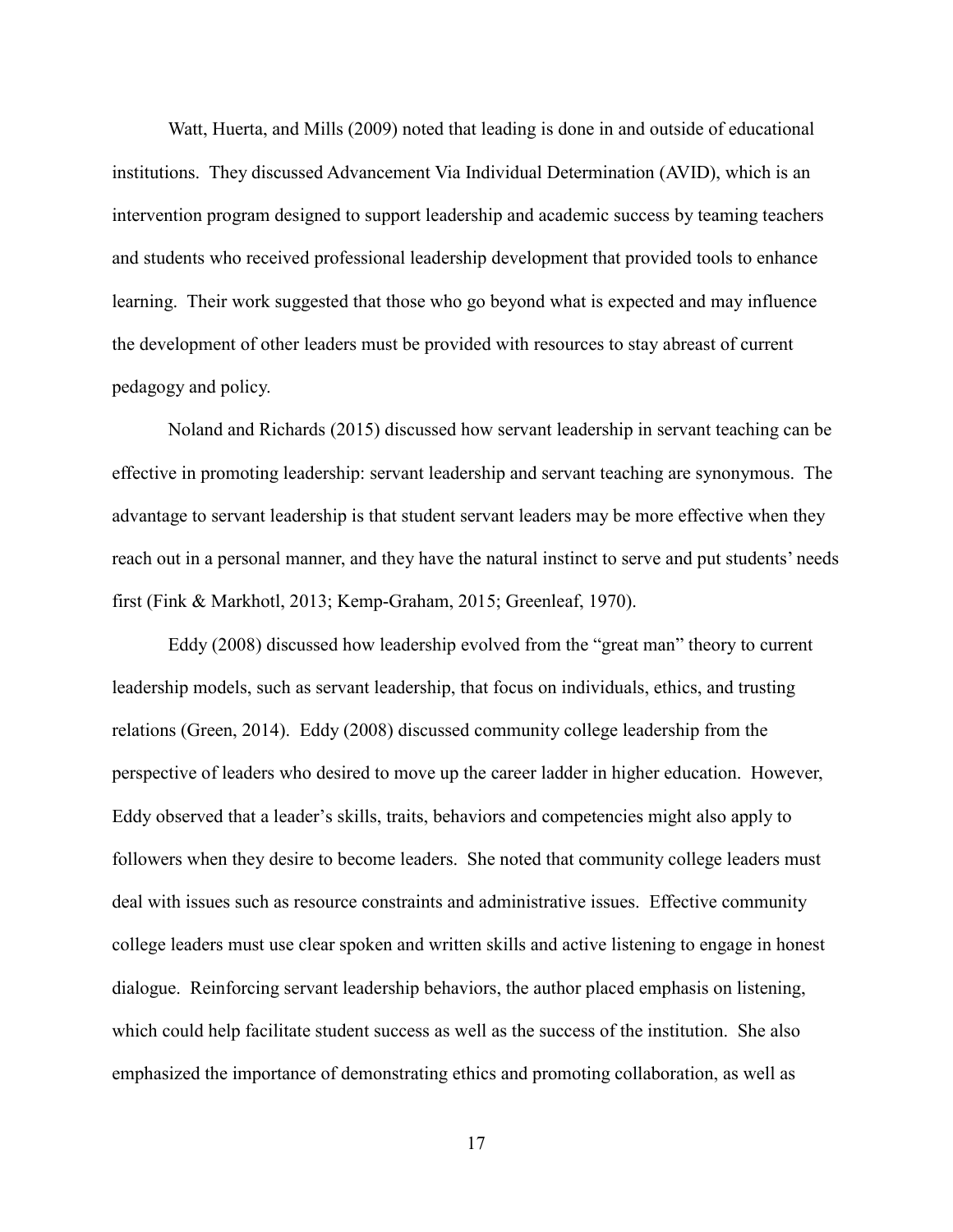Watt, Huerta, and Mills (2009) noted that leading is done in and outside of educational institutions. They discussed Advancement Via Individual Determination (AVID), which is an intervention program designed to support leadership and academic success by teaming teachers and students who received professional leadership development that provided tools to enhance learning. Their work suggested that those who go beyond what is expected and may influence the development of other leaders must be provided with resources to stay abreast of current pedagogy and policy.

Noland and Richards (2015) discussed how servant leadership in servant teaching can be effective in promoting leadership: servant leadership and servant teaching are synonymous. The advantage to servant leadership is that student servant leaders may be more effective when they reach out in a personal manner, and they have the natural instinct to serve and put students' needs first (Fink & Markhotl, 2013; Kemp-Graham, 2015; Greenleaf, 1970).

Eddy (2008) discussed how leadership evolved from the "great man" theory to current leadership models, such as servant leadership, that focus on individuals, ethics, and trusting relations (Green, 2014). Eddy (2008) discussed community college leadership from the perspective of leaders who desired to move up the career ladder in higher education. However, Eddy observed that a leader's skills, traits, behaviors and competencies might also apply to followers when they desire to become leaders. She noted that community college leaders must deal with issues such as resource constraints and administrative issues. Effective community college leaders must use clear spoken and written skills and active listening to engage in honest dialogue. Reinforcing servant leadership behaviors, the author placed emphasis on listening, which could help facilitate student success as well as the success of the institution. She also emphasized the importance of demonstrating ethics and promoting collaboration, as well as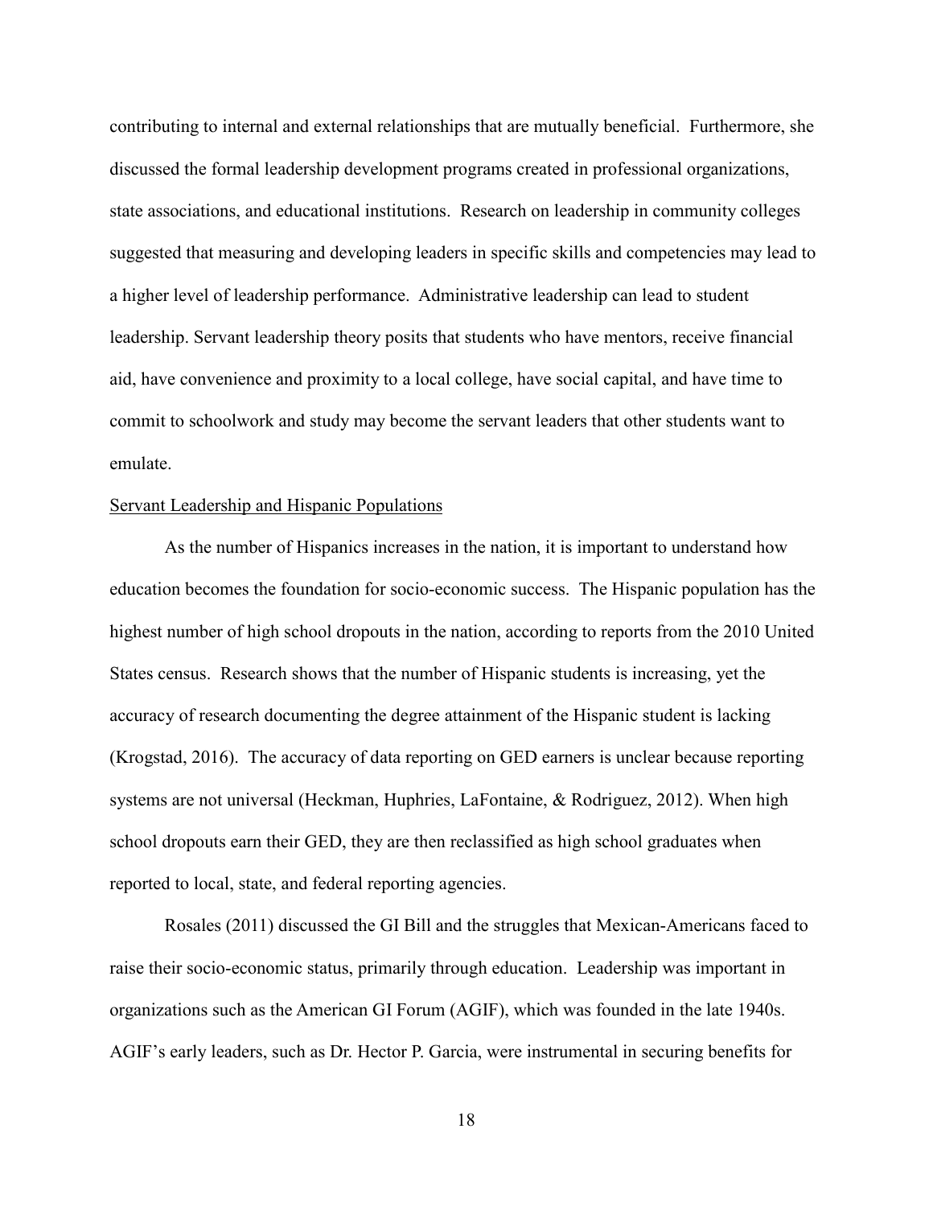contributing to internal and external relationships that are mutually beneficial. Furthermore, she discussed the formal leadership development programs created in professional organizations, state associations, and educational institutions. Research on leadership in community colleges suggested that measuring and developing leaders in specific skills and competencies may lead to a higher level of leadership performance. Administrative leadership can lead to student leadership. Servant leadership theory posits that students who have mentors, receive financial aid, have convenience and proximity to a local college, have social capital, and have time to commit to schoolwork and study may become the servant leaders that other students want to emulate.

<u>Servant Leadership and Hispanic Populations</u>

As the number of Hispanics increases in the nation, it is important to understand how education becomes the foundation for socio-economic success. The Hispanic population has the highest number of high school dropouts in the nation, according to reports from the 2010 United States census. Research shows that the number of Hispanic students is increasing, yet the accuracy of research documenting the degree attainment of the Hispanic student is lacking (Krogstad, 2016). The accuracy of data reporting on GED earners is unclear because reporting systems are not universal (Heckman, Huphries, LaFontaine, & Rodriguez, 2012). When high school dropouts earn their GED, they are then reclassified as high school graduates when reported to local, state, and federal reporting agencies.

Rosales (2011) discussed the GI Bill and the struggles that Mexican-Americans faced to raise their socio-economic status, primarily through education. Leadership was important in organizations such as the American GI Forum (AGIF), which was founded in the late 1940s. AGIF's early leaders, such as Dr. Hector P. Garcia, were instrumental in securing benefits for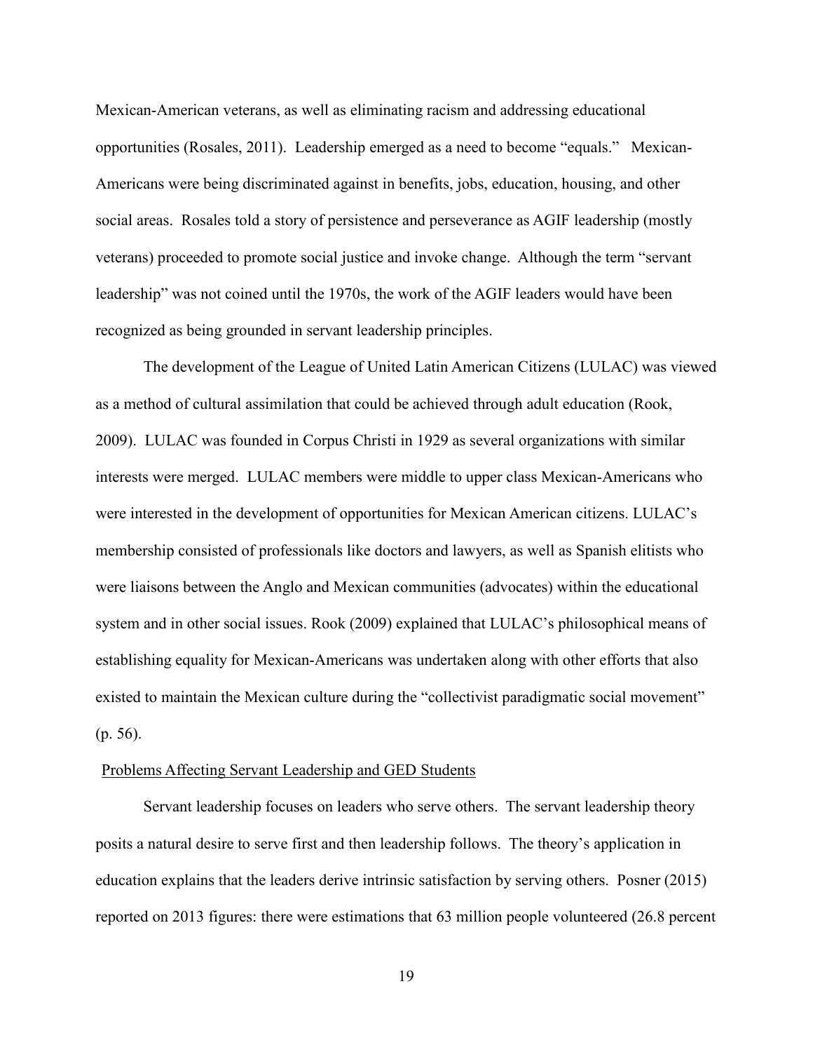Mexican-American veterans, as well as eliminating racism and addressing educational opportunities (Rosales, 2011). Leadership emerged as a need to become "equals." Mexican-Americans were being discriminated against in benefits, jobs, education, housing, and other social areas. Rosales told a story of persistence and perseverance as AGIF leadership (mostly veterans) proceeded to promote social justice and invoke change. Although the term "servant leadership" was not coined until the 1970s, the work of the AGIF leaders would have been recognized as being grounded in servant leadership principles.

The development of the League of United Latin American Citizens (LULAC) was viewed as a method of cultural assimilation that could be achieved through adult education (Rook, 2009). LULAC was founded in Corpus Christi in 1929 as several organizations with similar interests were merged. LULAC members were middle to upper class Mexican-Americans who were interested in the development of opportunities for Mexican American citizens. LULAC's membership consisted of professionals like doctors and lawyers, as well as Spanish elitists who were liaisons between the Anglo and Mexican communities (advocates) within the educational system and in other social issues. Rook (2009) explained that LULAC's philosophical means of establishing equality for Mexican-Americans was undertaken along with other efforts that also existed to maintain the Mexican culture during the "collectivist paradigmatic social movement" (p. 56).

## Problems Affecting Servant Leadership and GED Students

Servant leadership focuses on leaders who serve others. The servant leadership theory posits a natural desire to serve first and then leadership follows. The theory's application in education explains that the leaders derive intrinsic satisfaction by serving others. Posner (2015) reported on 2013 figures: there were estimations that 63 million people volunteered (26.8 percent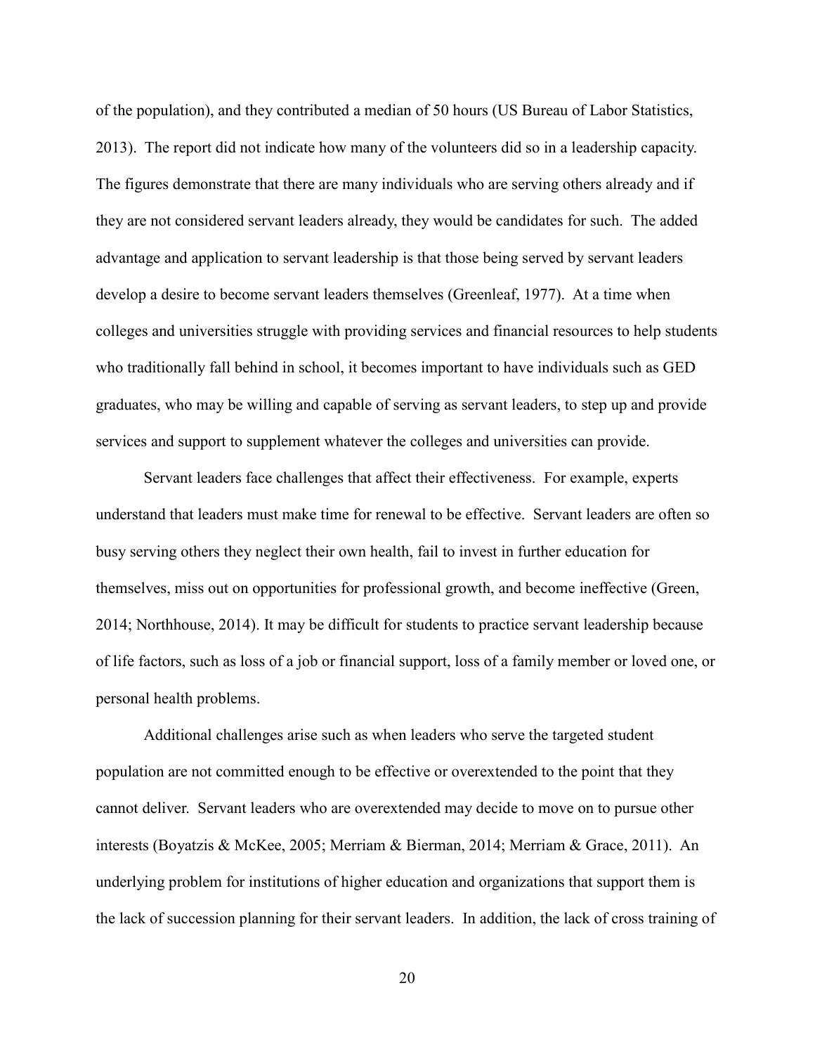of the population), and they contributed a median of 50 hours (US Bureau of Labor Statistics, 2013). The report did not indicate how many of the volunteers did so in a leadership capacity. The figures demonstrate that there are many individuals who are serving others already and if they are not considered servant leaders already, they would be candidates for such. The added advantage and application to servant leadership is that those being served by servant leaders develop a desire to become servant leaders themselves (Greenleaf, 1977). At a time when colleges and universities struggle with providing services and financial resources to help students who traditionally fall behind in school, it becomes important to have individuals such as GED graduates, who may be willing and capable of serving as servant leaders, to step up and provide services and support to supplement whatever the colleges and universities can provide.

Servant leaders face challenges that affect their effectiveness. For example, experts understand that leaders must make time for renewal to be effective. Servant leaders are often so busy serving others they neglect their own health, fail to invest in further education for themselves, miss out on opportunities for professional growth, and become ineffective (Green, 2014; Northhouse, 2014). It may be difficult for students to practice servant leadership because of life factors, such as loss of a job or financial support, loss of a family member or loved one, or personal health problems.

Additional challenges arise such as when leaders who serve the targeted student population are not committed enough to be effective or overextended to the point that they cannot deliver. Servant leaders who are overextended may decide to move on to pursue other interests (Boyatzis & McKee, 2005; Merriam & Bierman, 2014; Merriam & Grace, 2011). An underlying problem for institutions of higher education and organizations that support them is the lack of succession planning for their servant leaders. In addition, the lack of cross training of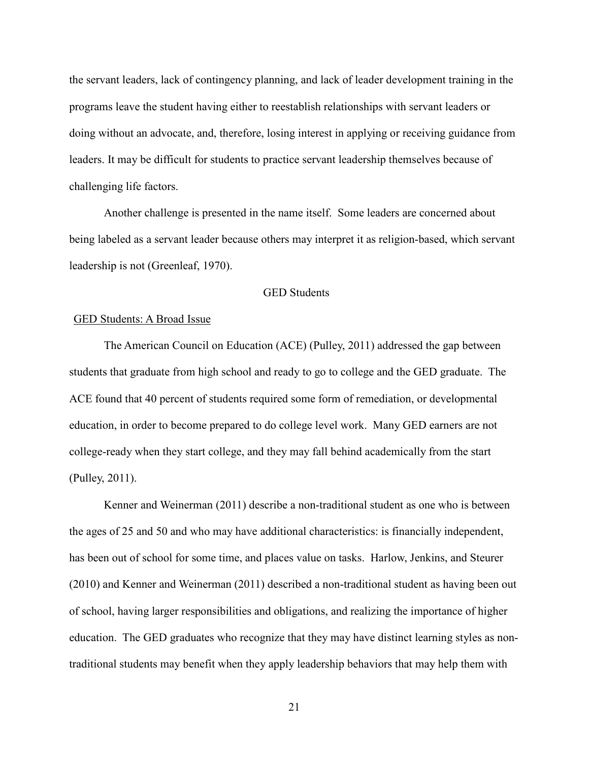the servant leaders, lack of contingency planning, and lack of leader development training in the programs leave the student having either to reestablish relationships with servant leaders or doing without an advocate, and, therefore, losing interest in applying or receiving guidance from leaders. It may be difficult for students to practice servant leadership themselves because of challenging life factors.

Another challenge is presented in the name itself. Some leaders are concerned about being labeled as a servant leader because others may interpret it as religion-based, which servant leadership is not (Greenleaf, 1970).

## GED Students

### GED Students: A Broad Issue

The American Council on Education (ACE) (Pulley, 2011) addressed the gap between students that graduate from high school and ready to go to college and the GED graduate. The ACE found that 40 percent of students required some form of remediation, or developmental education, in order to become prepared to do college level work. Many GED earners are not college-ready when they start college, and they may fall behind academically from the start (Pulley, 2011).

Kenner and Weinerman (2011) describe a non-traditional student as one who is between the ages of 25 and 50 and who may have additional characteristics: is financially independent, has been out of school for some time, and places value on tasks. Harlow, Jenkins, and Steurer (2010) and Kenner and Weinerman (2011) described a non-traditional student as having been out of school, having larger responsibilities and obligations, and realizing the importance of higher education. The GED graduates who recognize that they may have distinct learning styles as non-traditional students may benefit when they apply leadership behaviors that may help them with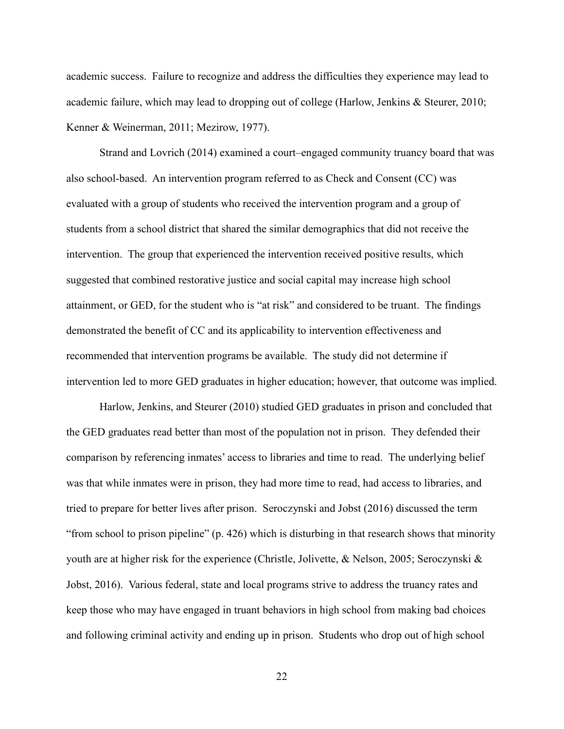academic success. Failure to recognize and address the difficulties they experience may lead to academic failure, which may lead to dropping out of college (Harlow, Jenkins & Steurer, 2010; Kenner & Weinerman, 2011; Mezirow, 1977).

Strand and Lovrich (2014) examined a court–engaged community truancy board that was also school-based. An intervention program referred to as Check and Consent (CC) was evaluated with a group of students who received the intervention program and a group of students from a school district that shared the similar demographics that did not receive the intervention. The group that experienced the intervention received positive results, which suggested that combined restorative justice and social capital may increase high school attainment, or GED, for the student who is "at risk" and considered to be truant. The findings demonstrated the benefit of CC and its applicability to intervention effectiveness and recommended that intervention programs be available. The study did not determine if intervention led to more GED graduates in higher education; however, that outcome was implied.

Harlow, Jenkins, and Steurer (2010) studied GED graduates in prison and concluded that the GED graduates read better than most of the population not in prison. They defended their comparison by referencing inmates' access to libraries and time to read. The underlying belief was that while inmates were in prison, they had more time to read, had access to libraries, and tried to prepare for better lives after prison. Seroczynski and Jobst (2016) discussed the term "from school to prison pipeline" (p. 426) which is disturbing in that research shows that minority youth are at higher risk for the experience (Christle, Jolivette, & Nelson, 2005; Seroczynski & Jobst, 2016). Various federal, state and local programs strive to address the truancy rates and keep those who may have engaged in truant behaviors in high school from making bad choices and following criminal activity and ending up in prison. Students who drop out of high school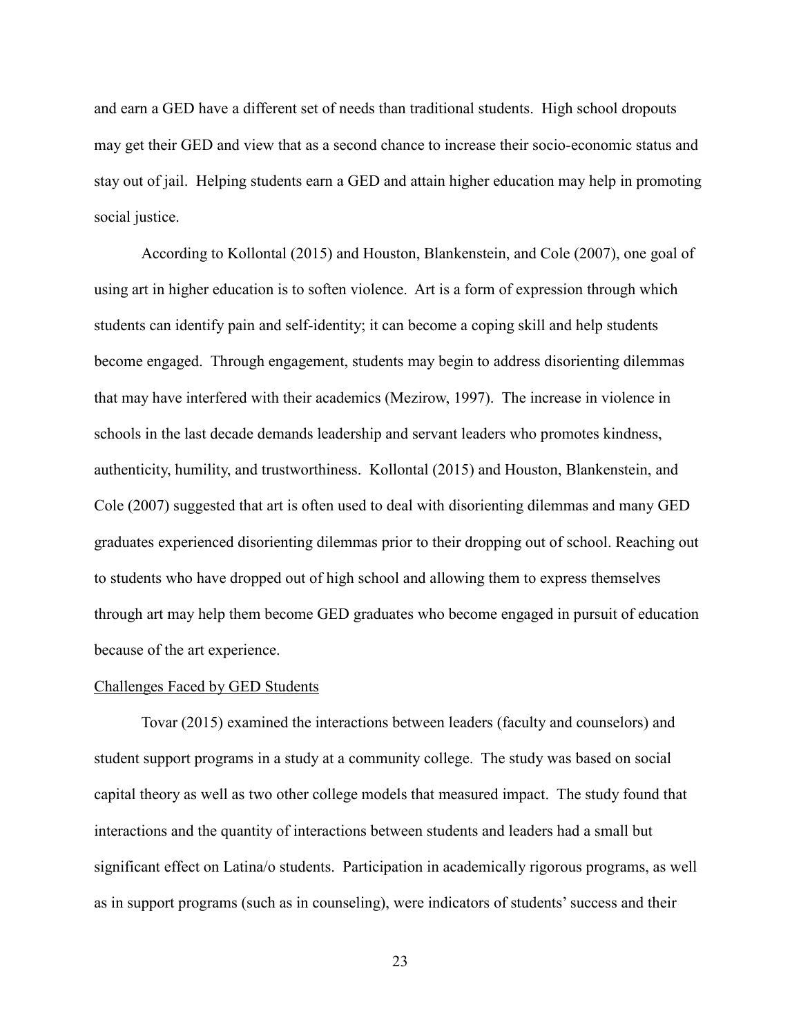and earn a GED have a different set of needs than traditional students. High school dropouts may get their GED and view that as a second chance to increase their socio-economic status and stay out of jail. Helping students earn a GED and attain higher education may help in promoting social justice.

According to Kollontal (2015) and Houston, Blankenstein, and Cole (2007), one goal of using art in higher education is to soften violence. Art is a form of expression through which students can identify pain and self-identity; it can become a coping skill and help students become engaged. Through engagement, students may begin to address disorienting dilemmas that may have interfered with their academics (Mezirow, 1997). The increase in violence in schools in the last decade demands leadership and servant leaders who promotes kindness, authenticity, humility, and trustworthiness. Kollontal (2015) and Houston, Blankenstein, and Cole (2007) suggested that art is often used to deal with disorienting dilemmas and many GED graduates experienced disorienting dilemmas prior to their dropping out of school. Reaching out to students who have dropped out of high school and allowing them to express themselves through art may help them become GED graduates who become engaged in pursuit of education because of the art experience.

<u>Challenges Faced by GED Students</u>

Tovar (2015) examined the interactions between leaders (faculty and counselors) and student support programs in a study at a community college. The study was based on social capital theory as well as two other college models that measured impact. The study found that interactions and the quantity of interactions between students and leaders had a small but significant effect on Latina/o students. Participation in academically rigorous programs, as well as in support programs (such as in counseling), were indicators of students' success and their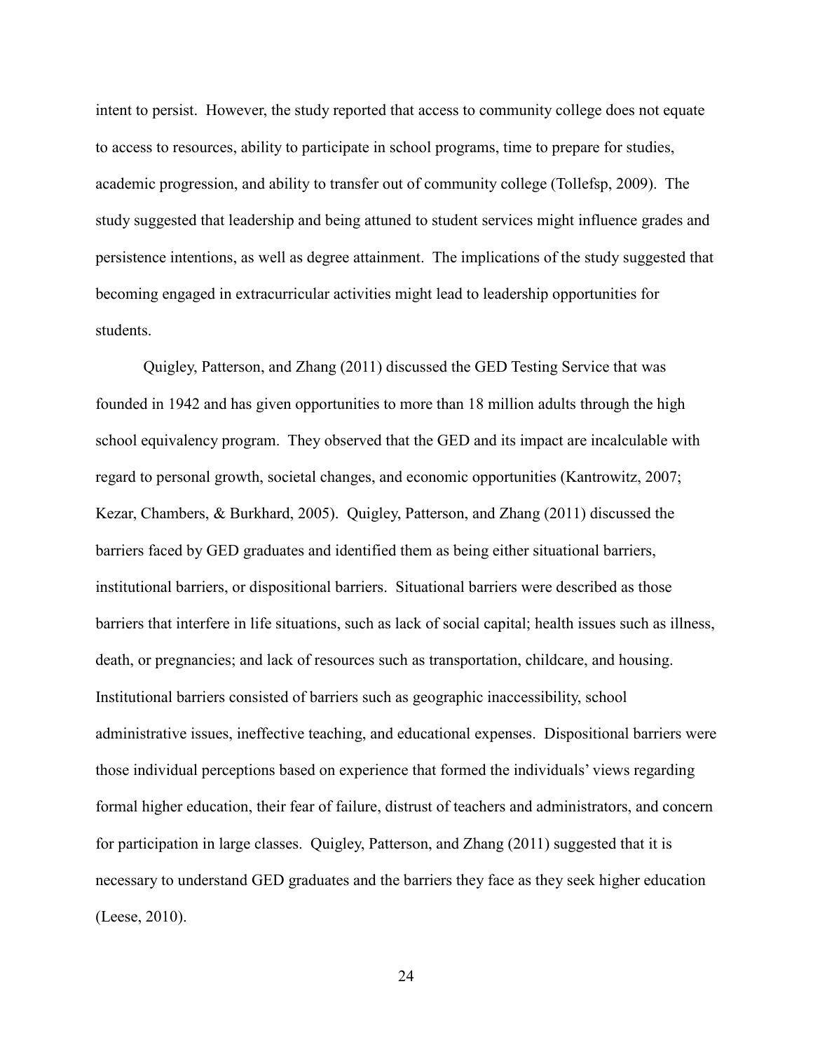intent to persist. However, the study reported that access to community college does not equate to access to resources, ability to participate in school programs, time to prepare for studies, academic progression, and ability to transfer out of community college (Tollefsp, 2009). The study suggested that leadership and being attuned to student services might influence grades and persistence intentions, as well as degree attainment. The implications of the study suggested that becoming engaged in extracurricular activities might lead to leadership opportunities for students.

Quigley, Patterson, and Zhang (2011) discussed the GED Testing Service that was founded in 1942 and has given opportunities to more than 18 million adults through the high school equivalency program. They observed that the GED and its impact are incalculable with regard to personal growth, societal changes, and economic opportunities (Kantrowitz, 2007; Kezar, Chambers, & Burkhard, 2005). Quigley, Patterson, and Zhang (2011) discussed the barriers faced by GED graduates and identified them as being either situational barriers, institutional barriers, or dispositional barriers. Situational barriers were described as those barriers that interfere in life situations, such as lack of social capital; health issues such as illness, death, or pregnancies; and lack of resources such as transportation, childcare, and housing. Institutional barriers consisted of barriers such as geographic inaccessibility, school administrative issues, ineffective teaching, and educational expenses. Dispositional barriers were those individual perceptions based on experience that formed the individuals' views regarding formal higher education, their fear of failure, distrust of teachers and administrators, and concern for participation in large classes. Quigley, Patterson, and Zhang (2011) suggested that it is necessary to understand GED graduates and the barriers they face as they seek higher education (Leese, 2010).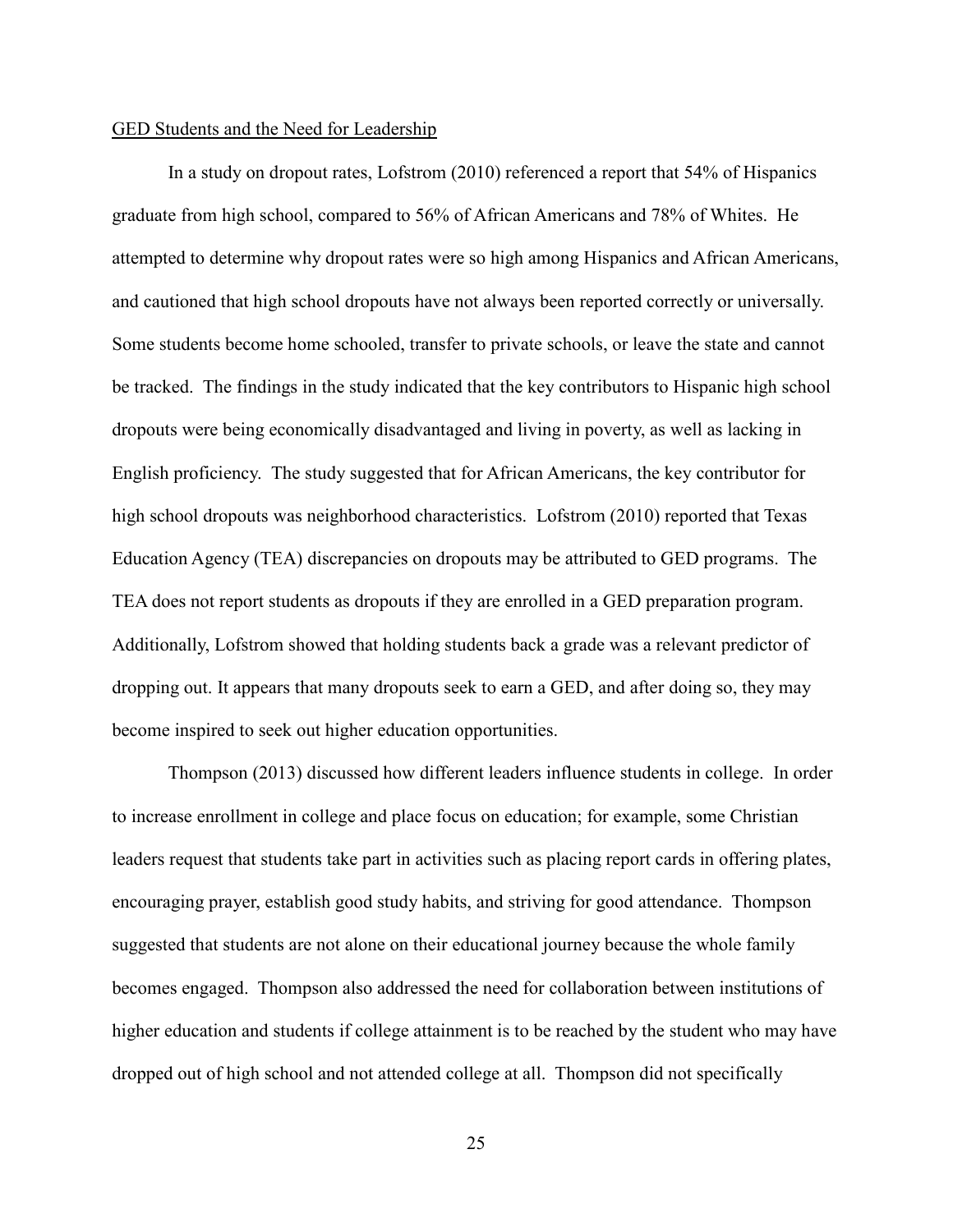GED Students and the Need for Leadership

In a study on dropout rates, Lofstrom (2010) referenced a report that 54% of Hispanics graduate from high school, compared to 56% of African Americans and 78% of Whites. He attempted to determine why dropout rates were so high among Hispanics and African Americans, and cautioned that high school dropouts have not always been reported correctly or universally. Some students become home schooled, transfer to private schools, or leave the state and cannot be tracked. The findings in the study indicated that the key contributors to Hispanic high school dropouts were being economically disadvantaged and living in poverty, as well as lacking in English proficiency. The study suggested that for African Americans, the key contributor for high school dropouts was neighborhood characteristics. Lofstrom (2010) reported that Texas Education Agency (TEA) discrepancies on dropouts may be attributed to GED programs. The TEA does not report students as dropouts if they are enrolled in a GED preparation program. Additionally, Lofstrom showed that holding students back a grade was a relevant predictor of dropping out. It appears that many dropouts seek to earn a GED, and after doing so, they may become inspired to seek out higher education opportunities.

Thompson (2013) discussed how different leaders influence students in college. In order to increase enrollment in college and place focus on education; for example, some Christian leaders request that students take part in activities such as placing report cards in offering plates, encouraging prayer, establish good study habits, and striving for good attendance. Thompson suggested that students are not alone on their educational journey because the whole family becomes engaged. Thompson also addressed the need for collaboration between institutions of higher education and students if college attainment is to be reached by the student who may have dropped out of high school and not attended college at all. Thompson did not specifically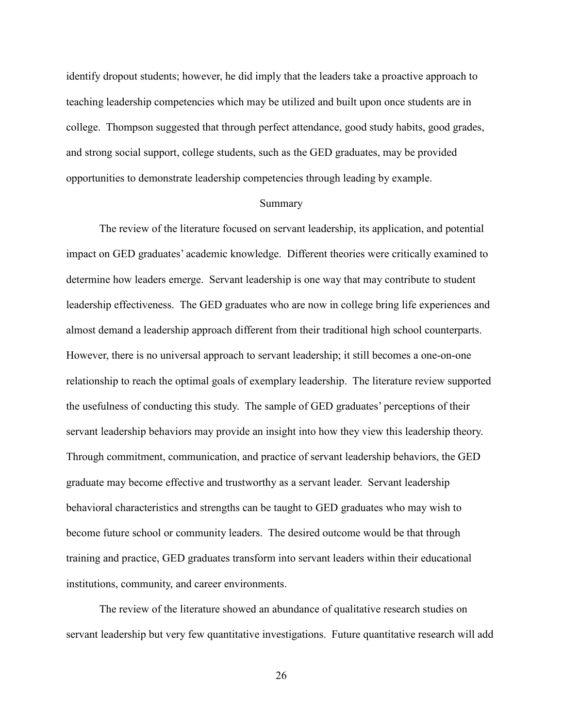identify dropout students; however, he did imply that the leaders take a proactive approach to teaching leadership competencies which may be utilized and built upon once students are in college. Thompson suggested that through perfect attendance, good study habits, good grades, and strong social support, college students, such as the GED graduates, may be provided opportunities to demonstrate leadership competencies through leading by example.

## Summary

The review of the literature focused on servant leadership, its application, and potential impact on GED graduates' academic knowledge. Different theories were critically examined to determine how leaders emerge. Servant leadership is one way that may contribute to student leadership effectiveness. The GED graduates who are now in college bring life experiences and almost demand a leadership approach different from their traditional high school counterparts. However, there is no universal approach to servant leadership; it still becomes a one-on-one relationship to reach the optimal goals of exemplary leadership. The literature review supported the usefulness of conducting this study. The sample of GED graduates' perceptions of their servant leadership behaviors may provide an insight into how they view this leadership theory. Through commitment, communication, and practice of servant leadership behaviors, the GED graduate may become effective and trustworthy as a servant leader. Servant leadership behavioral characteristics and strengths can be taught to GED graduates who may wish to become future school or community leaders. The desired outcome would be that through training and practice, GED graduates transform into servant leaders within their educational institutions, community, and career environments.

The review of the literature showed an abundance of qualitative research studies on servant leadership but very few quantitative investigations. Future quantitative research will add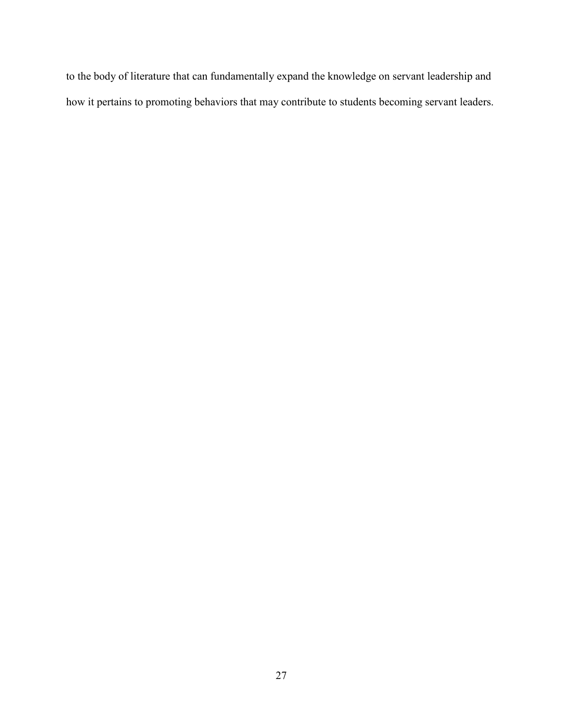to the body of literature that can fundamentally expand the knowledge on servant leadership and how it pertains to promoting behaviors that may contribute to students becoming servant leaders.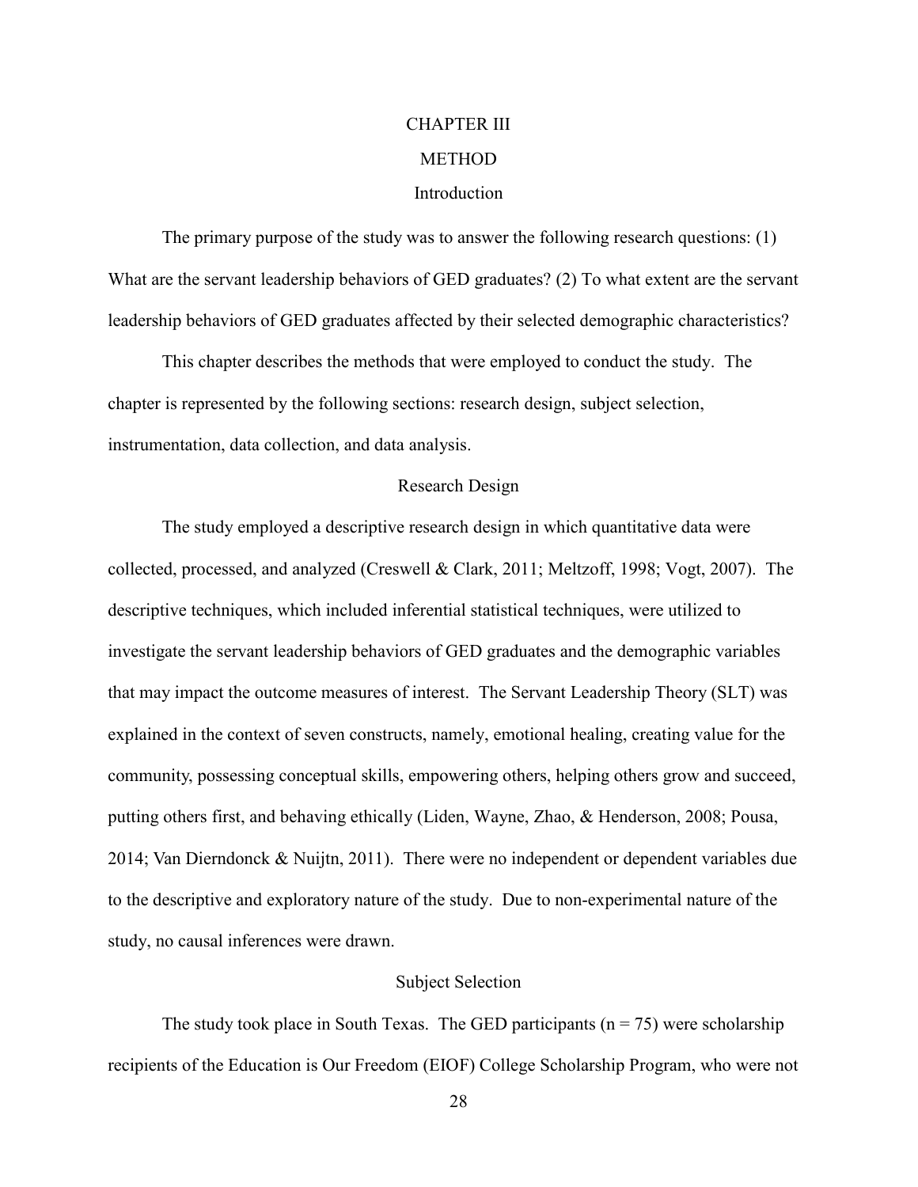# CHAPTER III

# METHOD

## Introduction

The primary purpose of the study was to answer the following research questions: (1) What are the servant leadership behaviors of GED graduates? (2) To what extent are the servant leadership behaviors of GED graduates affected by their selected demographic characteristics?

This chapter describes the methods that were employed to conduct the study. The chapter is represented by the following sections: research design, subject selection, instrumentation, data collection, and data analysis.

## Research Design

The study employed a descriptive research design in which quantitative data were collected, processed, and analyzed (Creswell & Clark, 2011; Meltzoff, 1998; Vogt, 2007). The descriptive techniques, which included inferential statistical techniques, were utilized to investigate the servant leadership behaviors of GED graduates and the demographic variables that may impact the outcome measures of interest. The Servant Leadership Theory (SLT) was explained in the context of seven constructs, namely, emotional healing, creating value for the community, possessing conceptual skills, empowering others, helping others grow and succeed, putting others first, and behaving ethically (Liden, Wayne, Zhao, & Henderson, 2008; Pousa, 2014; Van Dierndonck & Nuijtn, 2011). There were no independent or dependent variables due to the descriptive and exploratory nature of the study. Due to non-experimental nature of the study, no causal inferences were drawn.

## Subject Selection

The study took place in South Texas. The GED participants ($n = 75$) were scholarship recipients of the Education is Our Freedom (EIOF) College Scholarship Program, who were not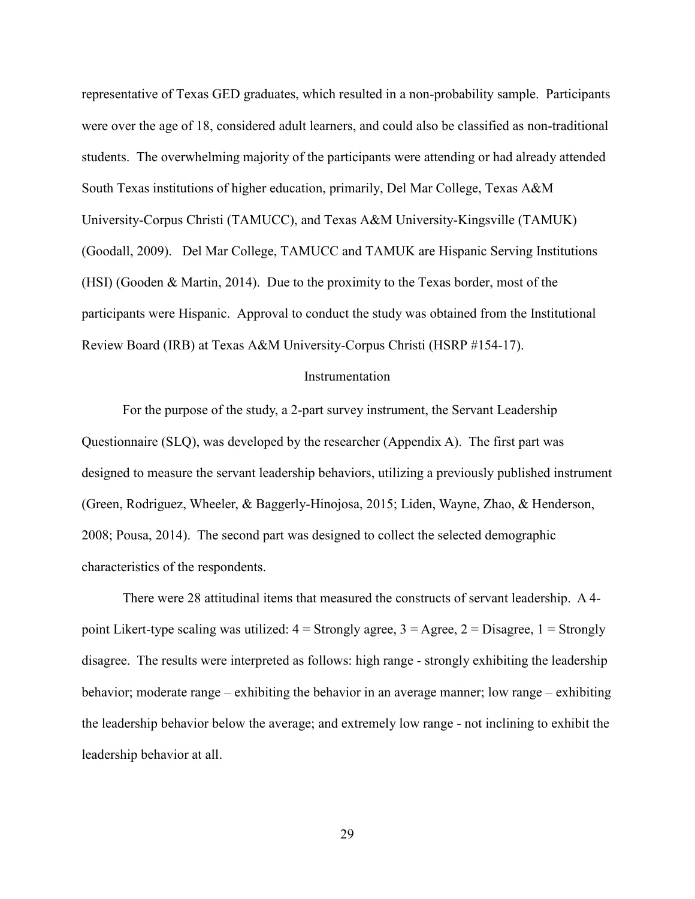representative of Texas GED graduates, which resulted in a non-probability sample. Participants were over the age of 18, considered adult learners, and could also be classified as non-traditional students. The overwhelming majority of the participants were attending or had already attended South Texas institutions of higher education, primarily, Del Mar College, Texas A&M University-Corpus Christi (TAMUCC), and Texas A&M University-Kingsville (TAMUK) (Goodall, 2009). Del Mar College, TAMUCC and TAMUK are Hispanic Serving Institutions (HSI) (Gooden & Martin, 2014). Due to the proximity to the Texas border, most of the participants were Hispanic. Approval to conduct the study was obtained from the Institutional Review Board (IRB) at Texas A&M University-Corpus Christi (HSRP #154-17).

## Instrumentation

For the purpose of the study, a 2-part survey instrument, the Servant Leadership Questionnaire (SLQ), was developed by the researcher (Appendix A). The first part was designed to measure the servant leadership behaviors, utilizing a previously published instrument (Green, Rodriguez, Wheeler, & Baggerly-Hinojosa, 2015; Liden, Wayne, Zhao, & Henderson, 2008; Pousa, 2014). The second part was designed to collect the selected demographic characteristics of the respondents.

There were 28 attitudinal items that measured the constructs of servant leadership. A 4-point Likert-type scaling was utilized: 4 = Strongly agree, 3 = Agree, 2 = Disagree, 1 = Strongly disagree. The results were interpreted as follows: high range - strongly exhibiting the leadership behavior; moderate range – exhibiting the behavior in an average manner; low range – exhibiting the leadership behavior below the average; and extremely low range - not inclining to exhibit the leadership behavior at all.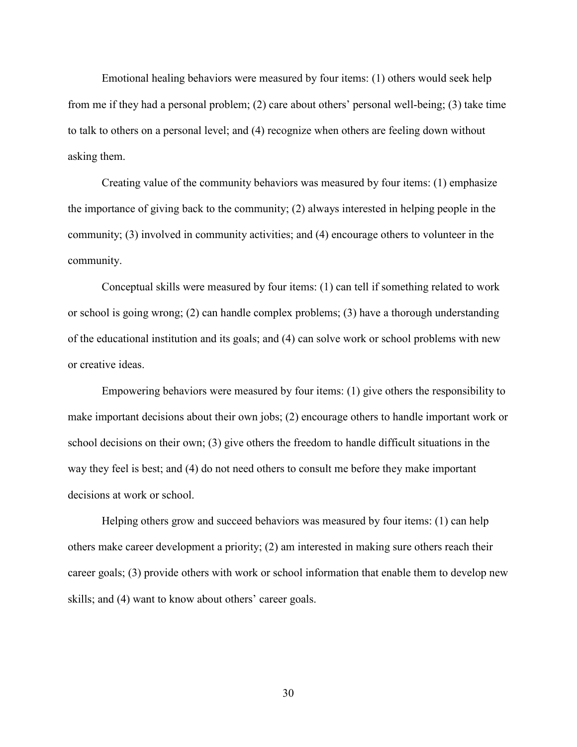Emotional healing behaviors were measured by four items: (1) others would seek help from me if they had a personal problem; (2) care about others' personal well-being; (3) take time to talk to others on a personal level; and (4) recognize when others are feeling down without asking them.

Creating value of the community behaviors was measured by four items: (1) emphasize the importance of giving back to the community; (2) always interested in helping people in the community; (3) involved in community activities; and (4) encourage others to volunteer in the community.

Conceptual skills were measured by four items: (1) can tell if something related to work or school is going wrong; (2) can handle complex problems; (3) have a thorough understanding of the educational institution and its goals; and (4) can solve work or school problems with new or creative ideas.

Empowering behaviors were measured by four items: (1) give others the responsibility to make important decisions about their own jobs; (2) encourage others to handle important work or school decisions on their own; (3) give others the freedom to handle difficult situations in the way they feel is best; and (4) do not need others to consult me before they make important decisions at work or school.

Helping others grow and succeed behaviors was measured by four items: (1) can help others make career development a priority; (2) am interested in making sure others reach their career goals; (3) provide others with work or school information that enable them to develop new skills; and (4) want to know about others' career goals.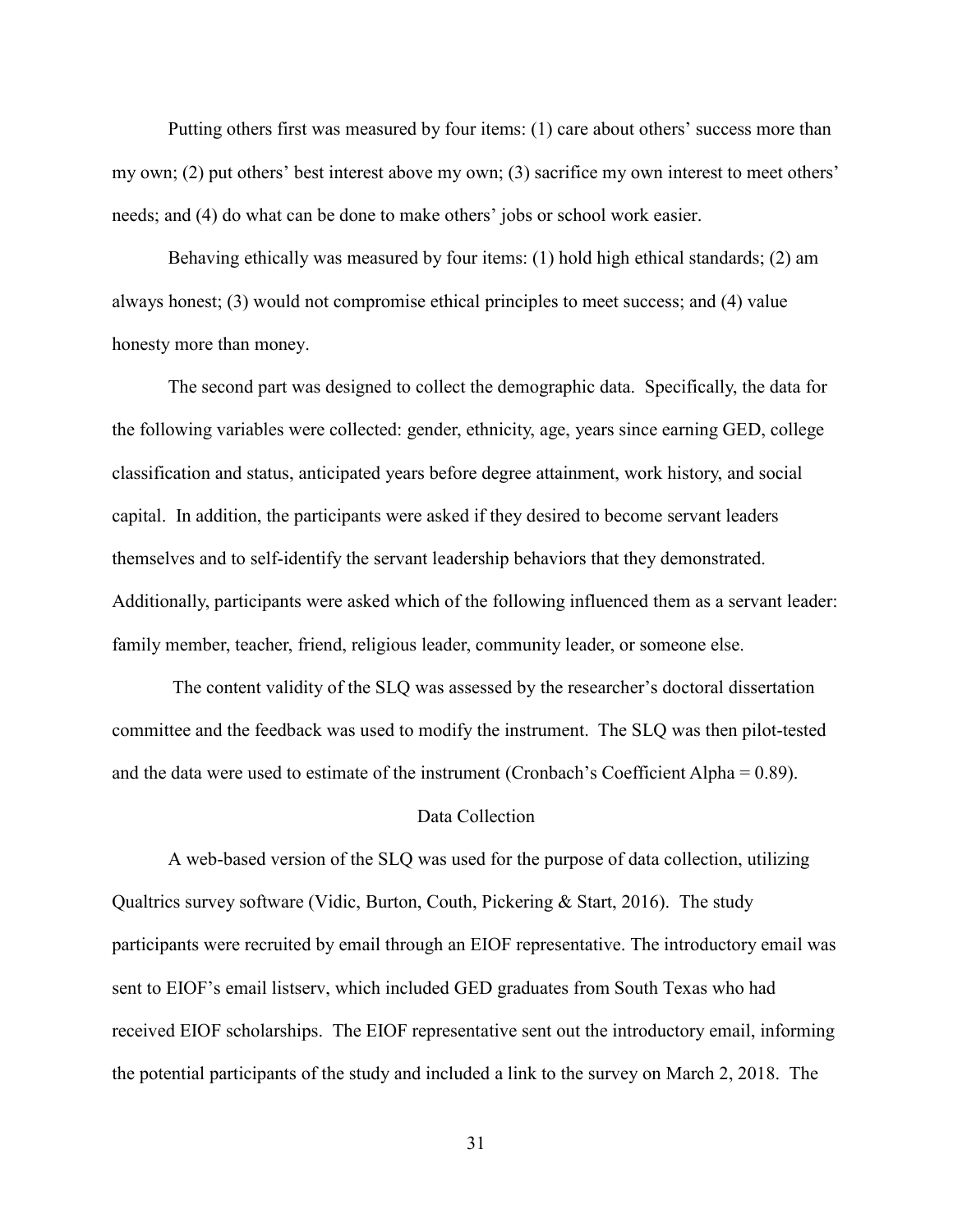Putting others first was measured by four items: (1) care about others' success more than my own; (2) put others' best interest above my own; (3) sacrifice my own interest to meet others' needs; and (4) do what can be done to make others' jobs or school work easier.

Behaving ethically was measured by four items: (1) hold high ethical standards; (2) am always honest; (3) would not compromise ethical principles to meet success; and (4) value honesty more than money.

The second part was designed to collect the demographic data. Specifically, the data for the following variables were collected: gender, ethnicity, age, years since earning GED, college classification and status, anticipated years before degree attainment, work history, and social capital. In addition, the participants were asked if they desired to become servant leaders themselves and to self-identify the servant leadership behaviors that they demonstrated. Additionally, participants were asked which of the following influenced them as a servant leader: family member, teacher, friend, religious leader, community leader, or someone else.

The content validity of the SLQ was assessed by the researcher's doctoral dissertation committee and the feedback was used to modify the instrument. The SLQ was then pilot-tested and the data were used to estimate of the instrument (Cronbach's Coefficient Alpha = 0.89).

## Data Collection

A web-based version of the SLQ was used for the purpose of data collection, utilizing Qualtrics survey software (Vidic, Burton, Couth, Pickering & Start, 2016). The study participants were recruited by email through an EIOF representative. The introductory email was sent to EIOF's email listserv, which included GED graduates from South Texas who had received EIOF scholarships. The EIOF representative sent out the introductory email, informing the potential participants of the study and included a link to the survey on March 2, 2018. The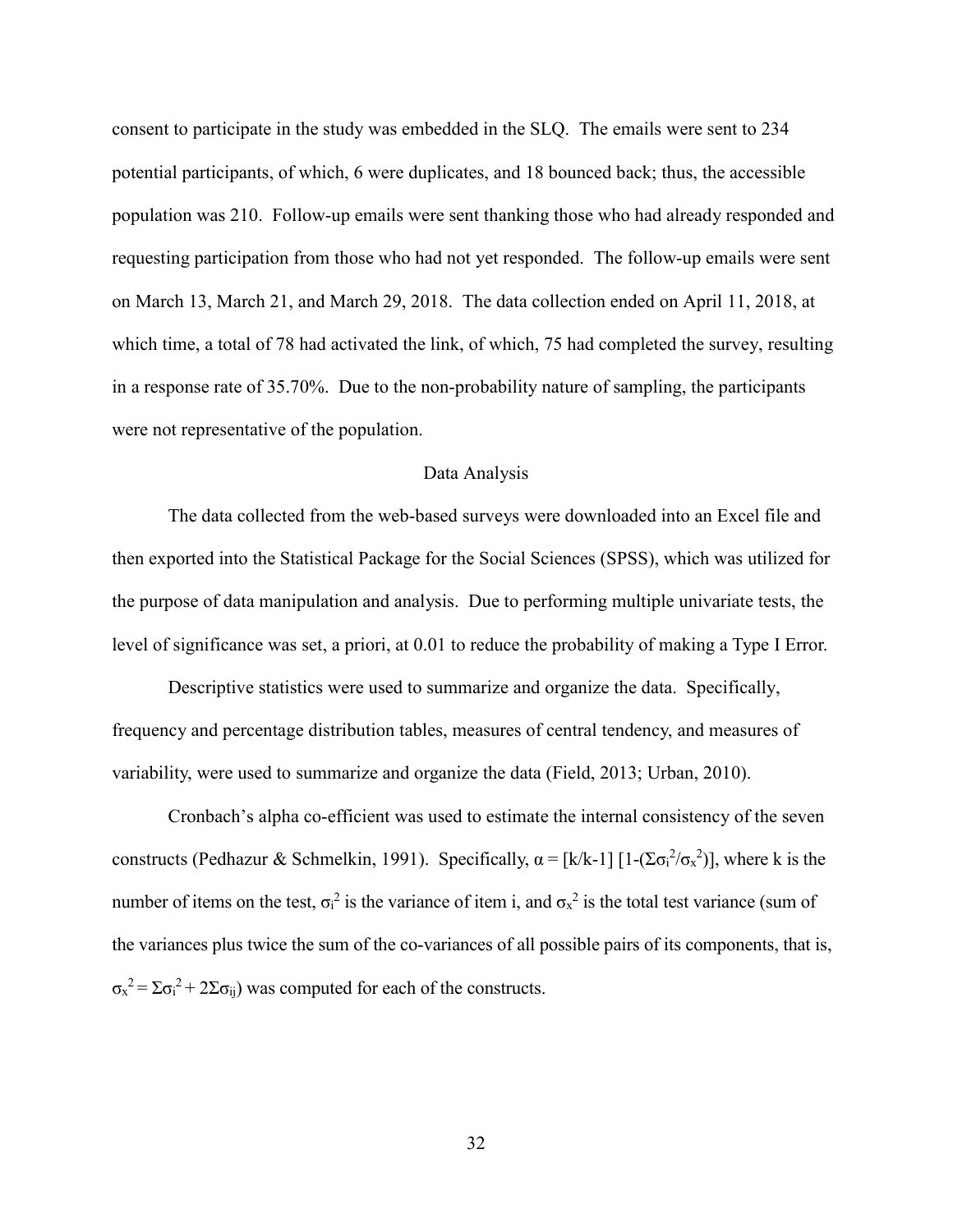consent to participate in the study was embedded in the SLQ. The emails were sent to 234 potential participants, of which, 6 were duplicates, and 18 bounced back; thus, the accessible population was 210. Follow-up emails were sent thanking those who had already responded and requesting participation from those who had not yet responded. The follow-up emails were sent on March 13, March 21, and March 29, 2018. The data collection ended on April 11, 2018, at which time, a total of 78 had activated the link, of which, 75 had completed the survey, resulting in a response rate of 35.70%. Due to the non-probability nature of sampling, the participants were not representative of the population.

## Data Analysis

The data collected from the web-based surveys were downloaded into an Excel file and then exported into the Statistical Package for the Social Sciences (SPSS), which was utilized for the purpose of data manipulation and analysis. Due to performing multiple univariate tests, the level of significance was set, a priori, at 0.01 to reduce the probability of making a Type I Error.

Descriptive statistics were used to summarize and organize the data. Specifically, frequency and percentage distribution tables, measures of central tendency, and measures of variability, were used to summarize and organize the data (Field, 2013; Urban, 2010).

Cronbach's alpha co-efficient was used to estimate the internal consistency of the seven constructs (Pedhazur & Schmelkin, 1991). Specifically, $\alpha = [k/k\text{-}1]\ [1\text{-}(\Sigma\sigma_i^2/\sigma_x^2)]$, where k is the number of items on the test, $\sigma_i^2$ is the variance of item i, and $\sigma_x^2$ is the total test variance (sum of the variances plus twice the sum of the co-variances of all possible pairs of its components, that is, $\sigma_x^2 = \Sigma\sigma_i^2 + 2\Sigma\sigma_{ij}$) was computed for each of the constructs.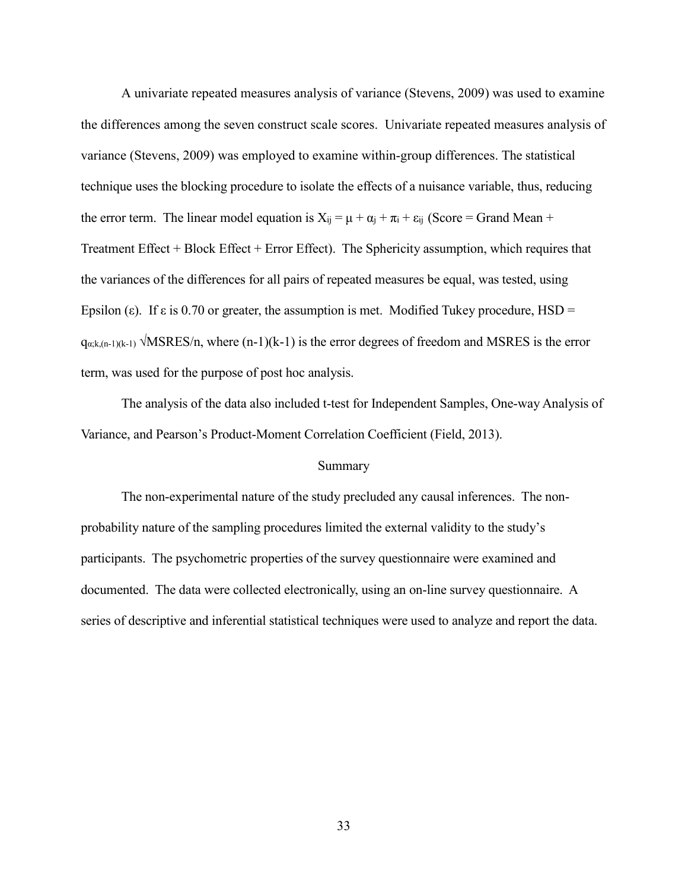A univariate repeated measures analysis of variance (Stevens, 2009) was used to examine the differences among the seven construct scale scores. Univariate repeated measures analysis of variance (Stevens, 2009) was employed to examine within-group differences. The statistical technique uses the blocking procedure to isolate the effects of a nuisance variable, thus, reducing the error term. The linear model equation is $X_{ij} = \mu + \alpha_j + \pi_i + \varepsilon_{ij}$ (Score = Grand Mean + Treatment Effect + Block Effect + Error Effect). The Sphericity assumption, which requires that the variances of the differences for all pairs of repeated measures be equal, was tested, using Epsilon ($\varepsilon$). If $\varepsilon$ is 0.70 or greater, the assumption is met. Modified Tukey procedure, HSD = $q_{\alpha;k,(n-1)(k-1)} \sqrt{MSRES/n}$, where (n-1)(k-1) is the error degrees of freedom and MSRES is the error term, was used for the purpose of post hoc analysis.

The analysis of the data also included t-test for Independent Samples, One-way Analysis of Variance, and Pearson's Product-Moment Correlation Coefficient (Field, 2013).

## Summary

The non-experimental nature of the study precluded any causal inferences. The non-probability nature of the sampling procedures limited the external validity to the study's participants. The psychometric properties of the survey questionnaire were examined and documented. The data were collected electronically, using an on-line survey questionnaire. A series of descriptive and inferential statistical techniques were used to analyze and report the data.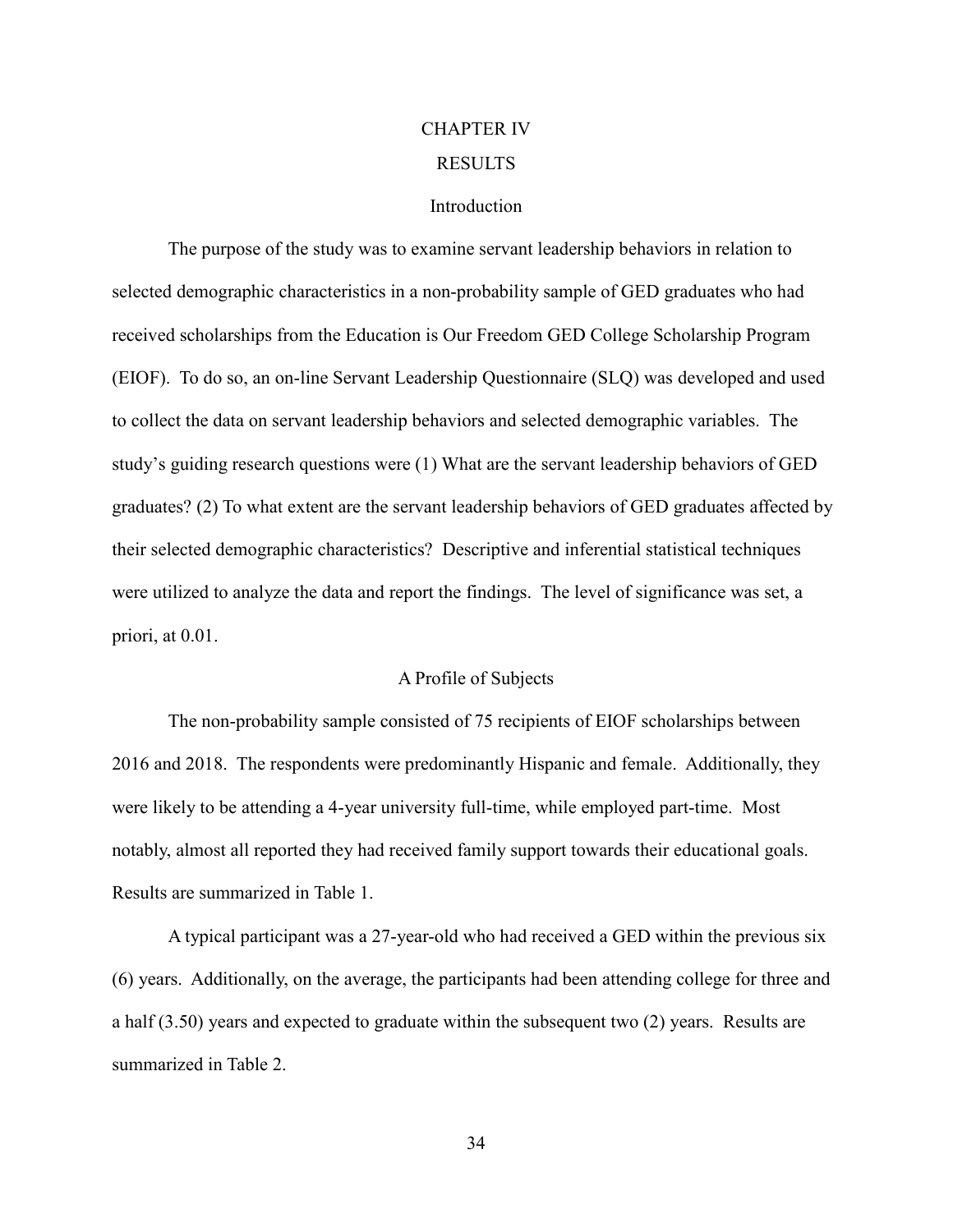# CHAPTER IV

# RESULTS

## Introduction

The purpose of the study was to examine servant leadership behaviors in relation to selected demographic characteristics in a non-probability sample of GED graduates who had received scholarships from the Education is Our Freedom GED College Scholarship Program (EIOF). To do so, an on-line Servant Leadership Questionnaire (SLQ) was developed and used to collect the data on servant leadership behaviors and selected demographic variables. The study's guiding research questions were (1) What are the servant leadership behaviors of GED graduates? (2) To what extent are the servant leadership behaviors of GED graduates affected by their selected demographic characteristics? Descriptive and inferential statistical techniques were utilized to analyze the data and report the findings. The level of significance was set, a priori, at 0.01.

## A Profile of Subjects

The non-probability sample consisted of 75 recipients of EIOF scholarships between 2016 and 2018. The respondents were predominantly Hispanic and female. Additionally, they were likely to be attending a 4-year university full-time, while employed part-time. Most notably, almost all reported they had received family support towards their educational goals. Results are summarized in Table 1.

A typical participant was a 27-year-old who had received a GED within the previous six (6) years. Additionally, on the average, the participants had been attending college for three and a half (3.50) years and expected to graduate within the subsequent two (2) years. Results are summarized in Table 2.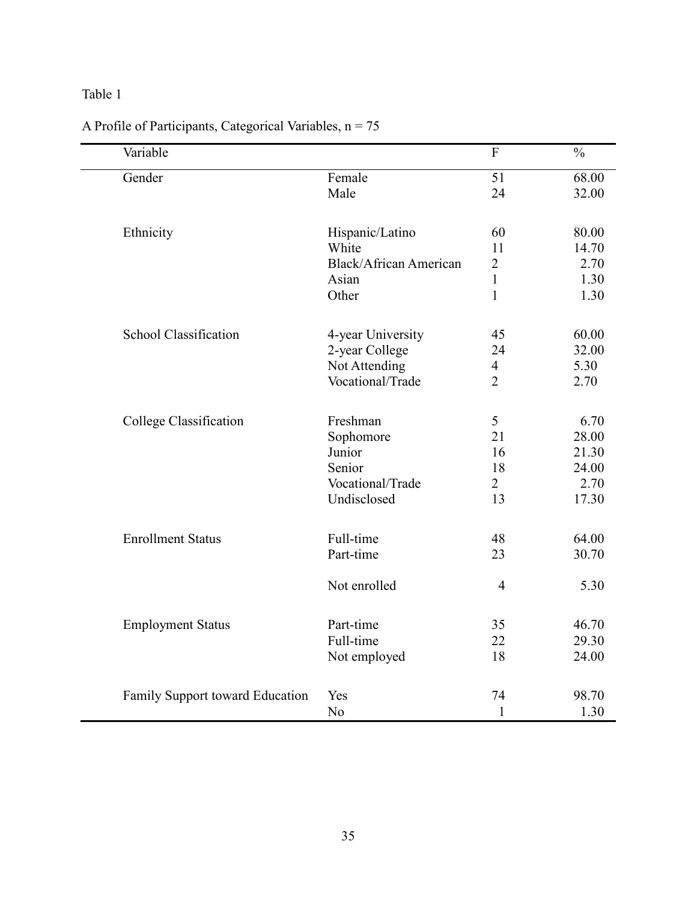Table 1

A Profile of Participants, Categorical Variables, n = 75

| Variable | | F | % |
|---|---|---|---|
| Gender | Female | 51 | 68.00 |
| | Male | 24 | 32.00 |
| Ethnicity | Hispanic/Latino | 60 | 80.00 |
| | White | 11 | 14.70 |
| | Black/African American | 2 | 2.70 |
| | Asian | 1 | 1.30 |
| | Other | 1 | 1.30 |
| School Classification | 4-year University | 45 | 60.00 |
| | 2-year College | 24 | 32.00 |
| | Not Attending | 4 | 5.30 |
| | Vocational/Trade | 2 | 2.70 |
| College Classification | Freshman | 5 | 6.70 |
| | Sophomore | 21 | 28.00 |
| | Junior | 16 | 21.30 |
| | Senior | 18 | 24.00 |
| | Vocational/Trade | 2 | 2.70 |
| | Undisclosed | 13 | 17.30 |
| Enrollment Status | Full-time | 48 | 64.00 |
| | Part-time | 23 | 30.70 |
| | Not enrolled | 4 | 5.30 |
| Employment Status | Part-time | 35 | 46.70 |
| | Full-time | 22 | 29.30 |
| | Not employed | 18 | 24.00 |
| Family Support toward Education | Yes | 74 | 98.70 |
| | No | 1 | 1.30 |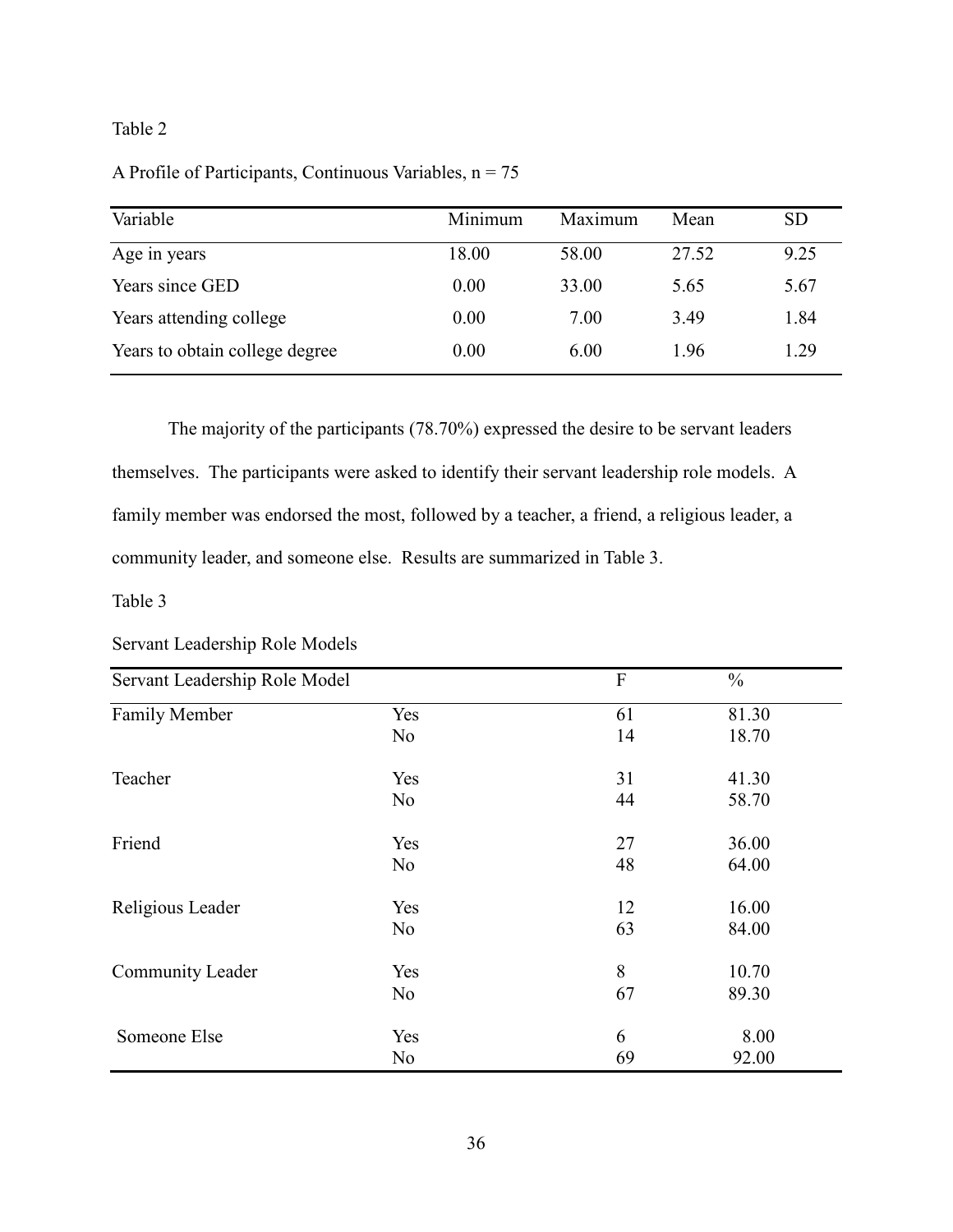Table 2

A Profile of Participants, Continuous Variables, n = 75

| Variable | Minimum | Maximum | Mean | SD |
|---|---|---|---|---|
| Age in years | 18.00 | 58.00 | 27.52 | 9.25 |
| Years since GED | 0.00 | 33.00 | 5.65 | 5.67 |
| Years attending college | 0.00 | 7.00 | 3.49 | 1.84 |
| Years to obtain college degree | 0.00 | 6.00 | 1.96 | 1.29 |

The majority of the participants (78.70%) expressed the desire to be servant leaders themselves. The participants were asked to identify their servant leadership role models. A family member was endorsed the most, followed by a teacher, a friend, a religious leader, a community leader, and someone else. Results are summarized in Table 3.

Table 3

Servant Leadership Role Models

| Servant Leadership Role Model | | F | % |
|---|---|---|---|
| Family Member | Yes | 61 | 81.30 |
| | No | 14 | 18.70 |
| Teacher | Yes | 31 | 41.30 |
| | No | 44 | 58.70 |
| Friend | Yes | 27 | 36.00 |
| | No | 48 | 64.00 |
| Religious Leader | Yes | 12 | 16.00 |
| | No | 63 | 84.00 |
| Community Leader | Yes | 8 | 10.70 |
| | No | 67 | 89.30 |
| Someone Else | Yes | 6 | 8.00 |
| | No | 69 | 92.00 |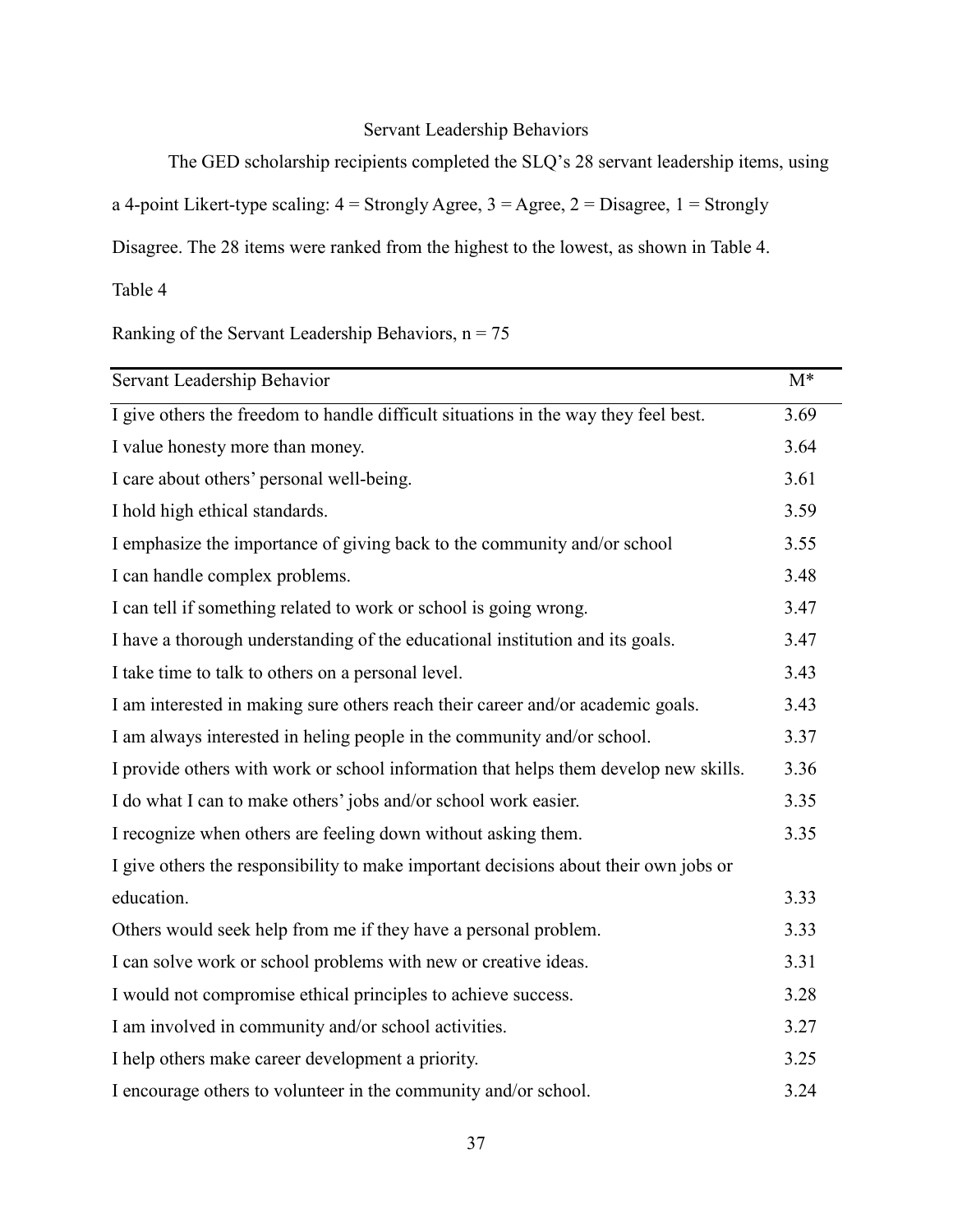## Servant Leadership Behaviors

The GED scholarship recipients completed the SLQ's 28 servant leadership items, using a 4-point Likert-type scaling: 4 = Strongly Agree, 3 = Agree, 2 = Disagree, 1 = Strongly Disagree. The 28 items were ranked from the highest to the lowest, as shown in Table 4.

Table 4

Ranking of the Servant Leadership Behaviors, n = 75

| Servant Leadership Behavior | M* |
|---|---|
| I give others the freedom to handle difficult situations in the way they feel best. | 3.69 |
| I value honesty more than money. | 3.64 |
| I care about others' personal well-being. | 3.61 |
| I hold high ethical standards. | 3.59 |
| I emphasize the importance of giving back to the community and/or school | 3.55 |
| I can handle complex problems. | 3.48 |
| I can tell if something related to work or school is going wrong. | 3.47 |
| I have a thorough understanding of the educational institution and its goals. | 3.47 |
| I take time to talk to others on a personal level. | 3.43 |
| I am interested in making sure others reach their career and/or academic goals. | 3.43 |
| I am always interested in heling people in the community and/or school. | 3.37 |
| I provide others with work or school information that helps them develop new skills. | 3.36 |
| I do what I can to make others' jobs and/or school work easier. | 3.35 |
| I recognize when others are feeling down without asking them. | 3.35 |
| I give others the responsibility to make important decisions about their own jobs or education. | 3.33 |
| Others would seek help from me if they have a personal problem. | 3.33 |
| I can solve work or school problems with new or creative ideas. | 3.31 |
| I would not compromise ethical principles to achieve success. | 3.28 |
| I am involved in community and/or school activities. | 3.27 |
| I help others make career development a priority. | 3.25 |
| I encourage others to volunteer in the community and/or school. | 3.24 |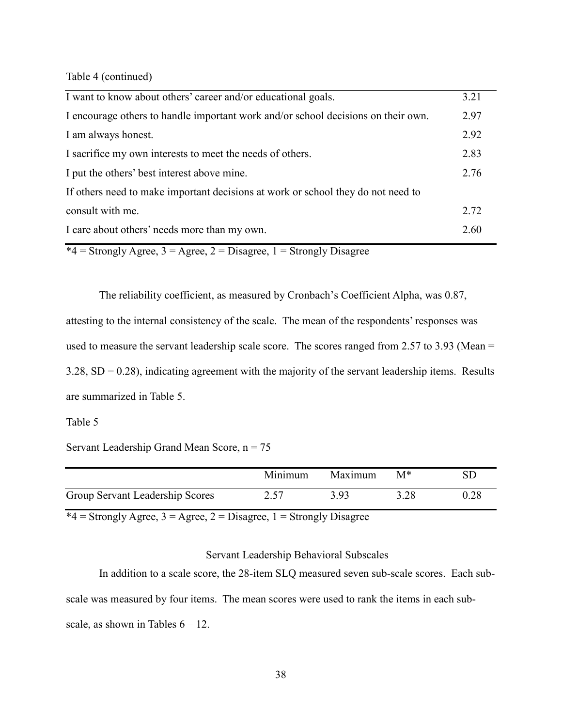Table 4 (continued)

| | |
|---|---|
| I want to know about others' career and/or educational goals. | 3.21 |
| I encourage others to handle important work and/or school decisions on their own. | 2.97 |
| I am always honest. | 2.92 |
| I sacrifice my own interests to meet the needs of others. | 2.83 |
| I put the others' best interest above mine. | 2.76 |
| If others need to make important decisions at work or school they do not need to consult with me. | 2.72 |
| I care about others' needs more than my own. | 2.60 |

*4 = Strongly Agree, 3 = Agree, 2 = Disagree, 1 = Strongly Disagree

The reliability coefficient, as measured by Cronbach's Coefficient Alpha, was 0.87, attesting to the internal consistency of the scale. The mean of the respondents' responses was used to measure the servant leadership scale score. The scores ranged from 2.57 to 3.93 (Mean = 3.28, SD = 0.28), indicating agreement with the majority of the servant leadership items. Results are summarized in Table 5.

Table 5

Servant Leadership Grand Mean Score, n = 75

| | Minimum | Maximum | M* | SD |
|---|---|---|---|---|
| Group Servant Leadership Scores | 2.57 | 3.93 | 3.28 | 0.28 |

*4 = Strongly Agree, 3 = Agree, 2 = Disagree, 1 = Strongly Disagree

### Servant Leadership Behavioral Subscales

In addition to a scale score, the 28-item SLQ measured seven sub-scale scores. Each sub-scale was measured by four items. The mean scores were used to rank the items in each sub-scale, as shown in Tables 6 – 12.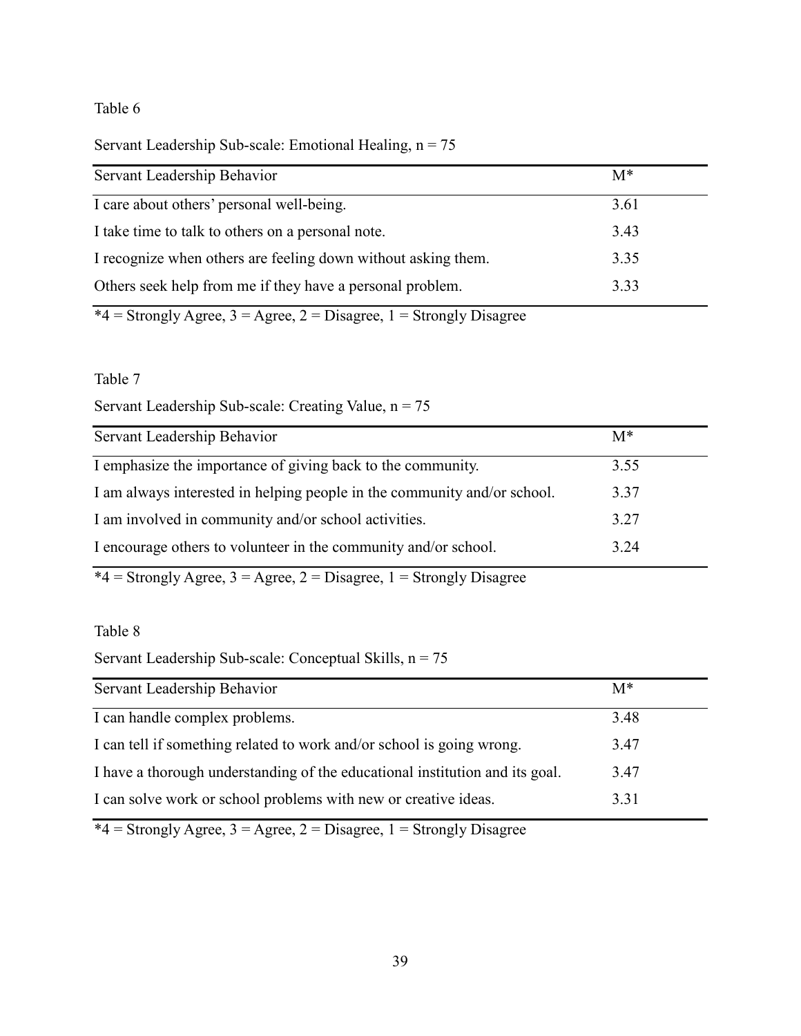Table 6

Servant Leadership Sub-scale: Emotional Healing, n = 75

| Servant Leadership Behavior | M* |
|---|---|
| I care about others' personal well-being. | 3.61 |
| I take time to talk to others on a personal note. | 3.43 |
| I recognize when others are feeling down without asking them. | 3.35 |
| Others seek help from me if they have a personal problem. | 3.33 |

*4 = Strongly Agree, 3 = Agree, 2 = Disagree, 1 = Strongly Disagree

Table 7

Servant Leadership Sub-scale: Creating Value, n = 75

| Servant Leadership Behavior | M* |
|---|---|
| I emphasize the importance of giving back to the community. | 3.55 |
| I am always interested in helping people in the community and/or school. | 3.37 |
| I am involved in community and/or school activities. | 3.27 |
| I encourage others to volunteer in the community and/or school. | 3.24 |

*4 = Strongly Agree, 3 = Agree, 2 = Disagree, 1 = Strongly Disagree

Table 8

Servant Leadership Sub-scale: Conceptual Skills, n = 75

| Servant Leadership Behavior | M* |
|---|---|
| I can handle complex problems. | 3.48 |
| I can tell if something related to work and/or school is going wrong. | 3.47 |
| I have a thorough understanding of the educational institution and its goal. | 3.47 |
| I can solve work or school problems with new or creative ideas. | 3.31 |

*4 = Strongly Agree, 3 = Agree, 2 = Disagree, 1 = Strongly Disagree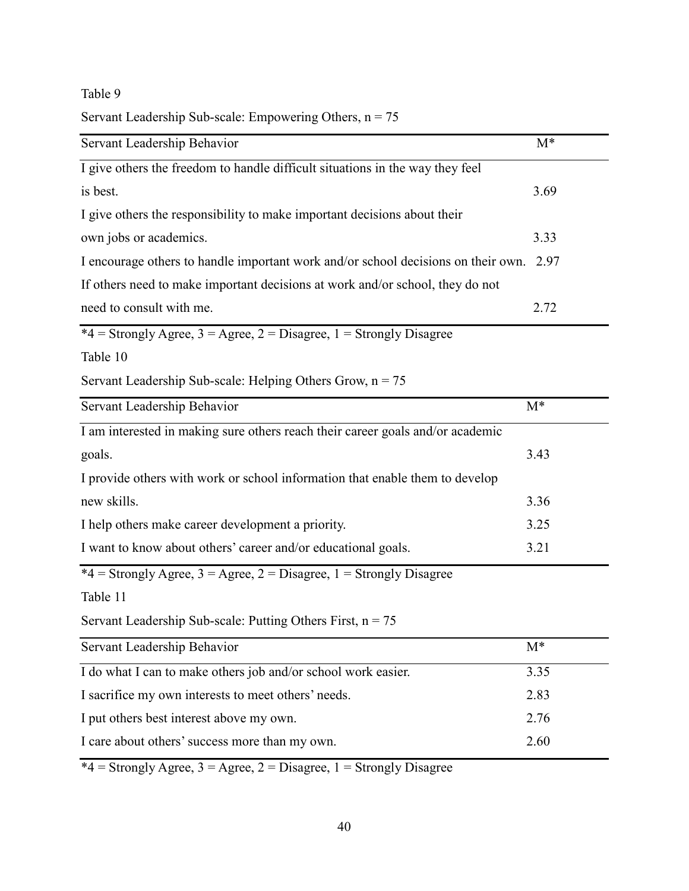Table 9

Servant Leadership Sub-scale: Empowering Others, n = 75

| Servant Leadership Behavior | M* |
|---|---|
| I give others the freedom to handle difficult situations in the way they feel is best. | 3.69 |
| I give others the responsibility to make important decisions about their own jobs or academics. | 3.33 |
| I encourage others to handle important work and/or school decisions on their own. | 2.97 |
| If others need to make important decisions at work and/or school, they do not need to consult with me. | 2.72 |

*4 = Strongly Agree, 3 = Agree, 2 = Disagree, 1 = Strongly Disagree

Table 10

Servant Leadership Sub-scale: Helping Others Grow, n = 75

| Servant Leadership Behavior | M* |
|---|---|
| I am interested in making sure others reach their career goals and/or academic goals. | 3.43 |
| I provide others with work or school information that enable them to develop new skills. | 3.36 |
| I help others make career development a priority. | 3.25 |
| I want to know about others' career and/or educational goals. | 3.21 |

*4 = Strongly Agree, 3 = Agree, 2 = Disagree, 1 = Strongly Disagree

Table 11

Servant Leadership Sub-scale: Putting Others First, n = 75

| Servant Leadership Behavior | M* |
|---|---|
| I do what I can to make others job and/or school work easier. | 3.35 |
| I sacrifice my own interests to meet others' needs. | 2.83 |
| I put others best interest above my own. | 2.76 |
| I care about others' success more than my own. | 2.60 |

*4 = Strongly Agree, 3 = Agree, 2 = Disagree, 1 = Strongly Disagree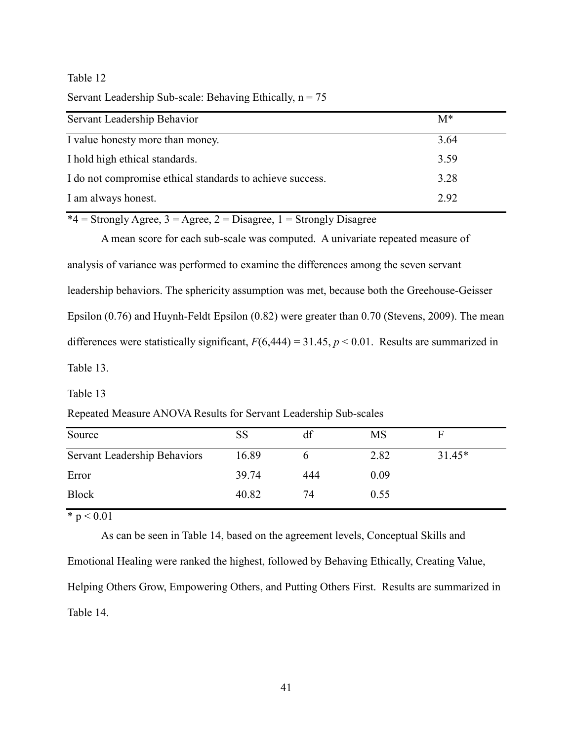Table 12

Servant Leadership Sub-scale: Behaving Ethically, n = 75

| Servant Leadership Behavior | M* |
| --- | --- |
| I value honesty more than money. | 3.64 |
| I hold high ethical standards. | 3.59 |
| I do not compromise ethical standards to achieve success. | 3.28 |
| I am always honest. | 2.92 |

*4 = Strongly Agree, 3 = Agree, 2 = Disagree, 1 = Strongly Disagree

A mean score for each sub-scale was computed. A univariate repeated measure of analysis of variance was performed to examine the differences among the seven servant leadership behaviors. The sphericity assumption was met, because both the Greehouse-Geisser Epsilon (0.76) and Huynh-Feldt Epsilon (0.82) were greater than 0.70 (Stevens, 2009). The mean differences were statistically significant, $F(6,444) = 31.45$, $p < 0.01$. Results are summarized in Table 13.

Table 13

Repeated Measure ANOVA Results for Servant Leadership Sub-scales

| Source | SS | df | MS | F |
| --- | --- | --- | --- | --- |
| Servant Leadership Behaviors | 16.89 | 6 | 2.82 | 31.45* |
| Error | 39.74 | 444 | 0.09 | |
| Block | 40.82 | 74 | 0.55 | |

* $p < 0.01$

As can be seen in Table 14, based on the agreement levels, Conceptual Skills and Emotional Healing were ranked the highest, followed by Behaving Ethically, Creating Value, Helping Others Grow, Empowering Others, and Putting Others First. Results are summarized in Table 14.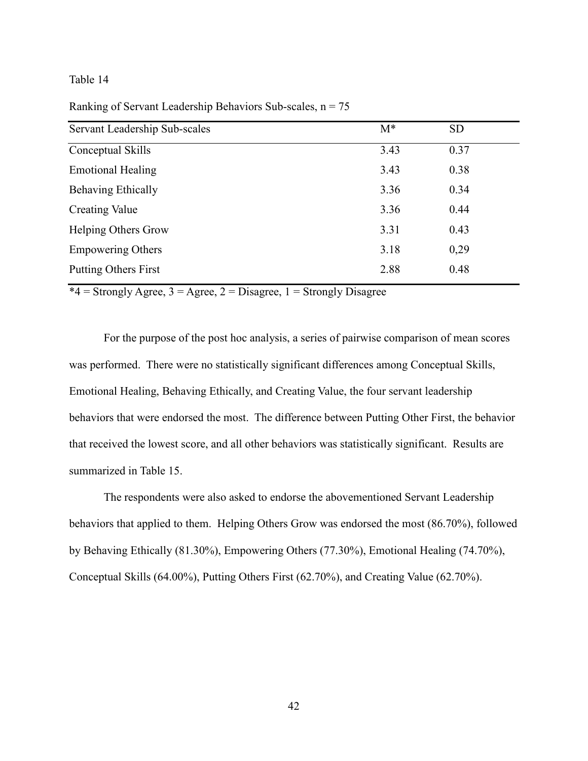Table 14

Ranking of Servant Leadership Behaviors Sub-scales, n = 75

| Servant Leadership Sub-scales | M* | SD |
|---|---|---|
| Conceptual Skills | 3.43 | 0.37 |
| Emotional Healing | 3.43 | 0.38 |
| Behaving Ethically | 3.36 | 0.34 |
| Creating Value | 3.36 | 0.44 |
| Helping Others Grow | 3.31 | 0.43 |
| Empowering Others | 3.18 | 0,29 |
| Putting Others First | 2.88 | 0.48 |

*4 = Strongly Agree, 3 = Agree, 2 = Disagree, 1 = Strongly Disagree

For the purpose of the post hoc analysis, a series of pairwise comparison of mean scores was performed. There were no statistically significant differences among Conceptual Skills, Emotional Healing, Behaving Ethically, and Creating Value, the four servant leadership behaviors that were endorsed the most. The difference between Putting Other First, the behavior that received the lowest score, and all other behaviors was statistically significant. Results are summarized in Table 15.

The respondents were also asked to endorse the abovementioned Servant Leadership behaviors that applied to them. Helping Others Grow was endorsed the most (86.70%), followed by Behaving Ethically (81.30%), Empowering Others (77.30%), Emotional Healing (74.70%), Conceptual Skills (64.00%), Putting Others First (62.70%), and Creating Value (62.70%).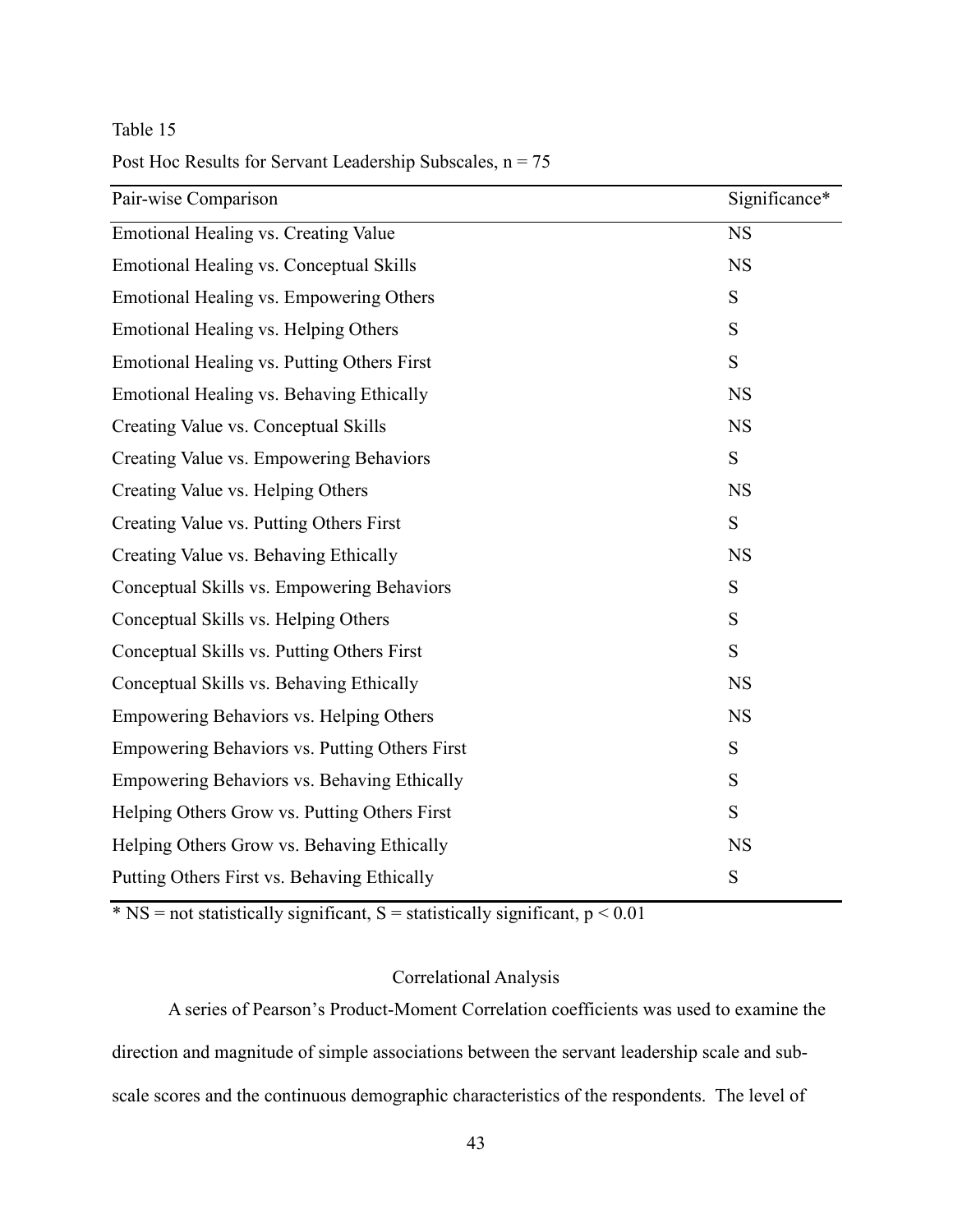Table 15

Post Hoc Results for Servant Leadership Subscales, n = 75

| Pair-wise Comparison | Significance* |
|---|---|
| Emotional Healing vs. Creating Value | NS |
| Emotional Healing vs. Conceptual Skills | NS |
| Emotional Healing vs. Empowering Others | S |
| Emotional Healing vs. Helping Others | S |
| Emotional Healing vs. Putting Others First | S |
| Emotional Healing vs. Behaving Ethically | NS |
| Creating Value vs. Conceptual Skills | NS |
| Creating Value vs. Empowering Behaviors | S |
| Creating Value vs. Helping Others | NS |
| Creating Value vs. Putting Others First | S |
| Creating Value vs. Behaving Ethically | NS |
| Conceptual Skills vs. Empowering Behaviors | S |
| Conceptual Skills vs. Helping Others | S |
| Conceptual Skills vs. Putting Others First | S |
| Conceptual Skills vs. Behaving Ethically | NS |
| Empowering Behaviors vs. Helping Others | NS |
| Empowering Behaviors vs. Putting Others First | S |
| Empowering Behaviors vs. Behaving Ethically | S |
| Helping Others Grow vs. Putting Others First | S |
| Helping Others Grow vs. Behaving Ethically | NS |
| Putting Others First vs. Behaving Ethically | S |

\* NS = not statistically significant, S = statistically significant, $p < 0.01$

## Correlational Analysis

A series of Pearson's Product-Moment Correlation coefficients was used to examine the direction and magnitude of simple associations between the servant leadership scale and sub-scale scores and the continuous demographic characteristics of the respondents. The level of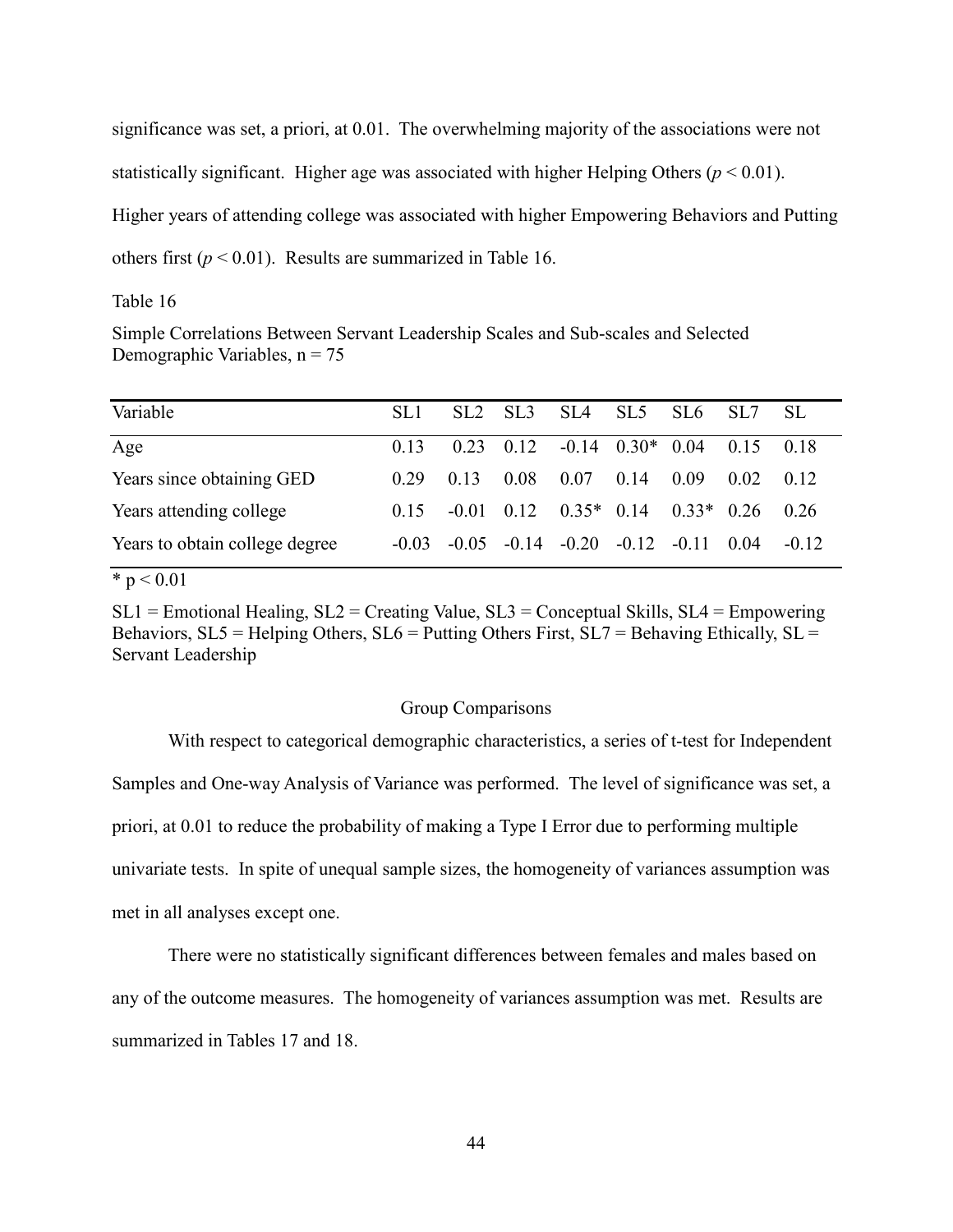significance was set, a priori, at 0.01. The overwhelming majority of the associations were not statistically significant. Higher age was associated with higher Helping Others ($p < 0.01$). Higher years of attending college was associated with higher Empowering Behaviors and Putting others first ($p < 0.01$). Results are summarized in Table 16.

Table 16

Simple Correlations Between Servant Leadership Scales and Sub-scales and Selected Demographic Variables, n = 75

| Variable | SL1 | SL2 | SL3 | SL4 | SL5 | SL6 | SL7 | SL |
|---|---|---|---|---|---|---|---|---|
| Age | 0.13 | 0.23 | 0.12 | -0.14 | 0.30* | 0.04 | 0.15 | 0.18 |
| Years since obtaining GED | 0.29 | 0.13 | 0.08 | 0.07 | 0.14 | 0.09 | 0.02 | 0.12 |
| Years attending college | 0.15 | -0.01 | 0.12 | 0.35* | 0.14 | 0.33* | 0.26 | 0.26 |
| Years to obtain college degree | -0.03 | -0.05 | -0.14 | -0.20 | -0.12 | -0.11 | 0.04 | -0.12 |

* $p < 0.01$

SL1 = Emotional Healing, SL2 = Creating Value, SL3 = Conceptual Skills, SL4 = Empowering Behaviors, SL5 = Helping Others, SL6 = Putting Others First, SL7 = Behaving Ethically, SL = Servant Leadership

## Group Comparisons

With respect to categorical demographic characteristics, a series of t-test for Independent Samples and One-way Analysis of Variance was performed. The level of significance was set, a priori, at 0.01 to reduce the probability of making a Type I Error due to performing multiple univariate tests. In spite of unequal sample sizes, the homogeneity of variances assumption was met in all analyses except one.

There were no statistically significant differences between females and males based on any of the outcome measures. The homogeneity of variances assumption was met. Results are summarized in Tables 17 and 18.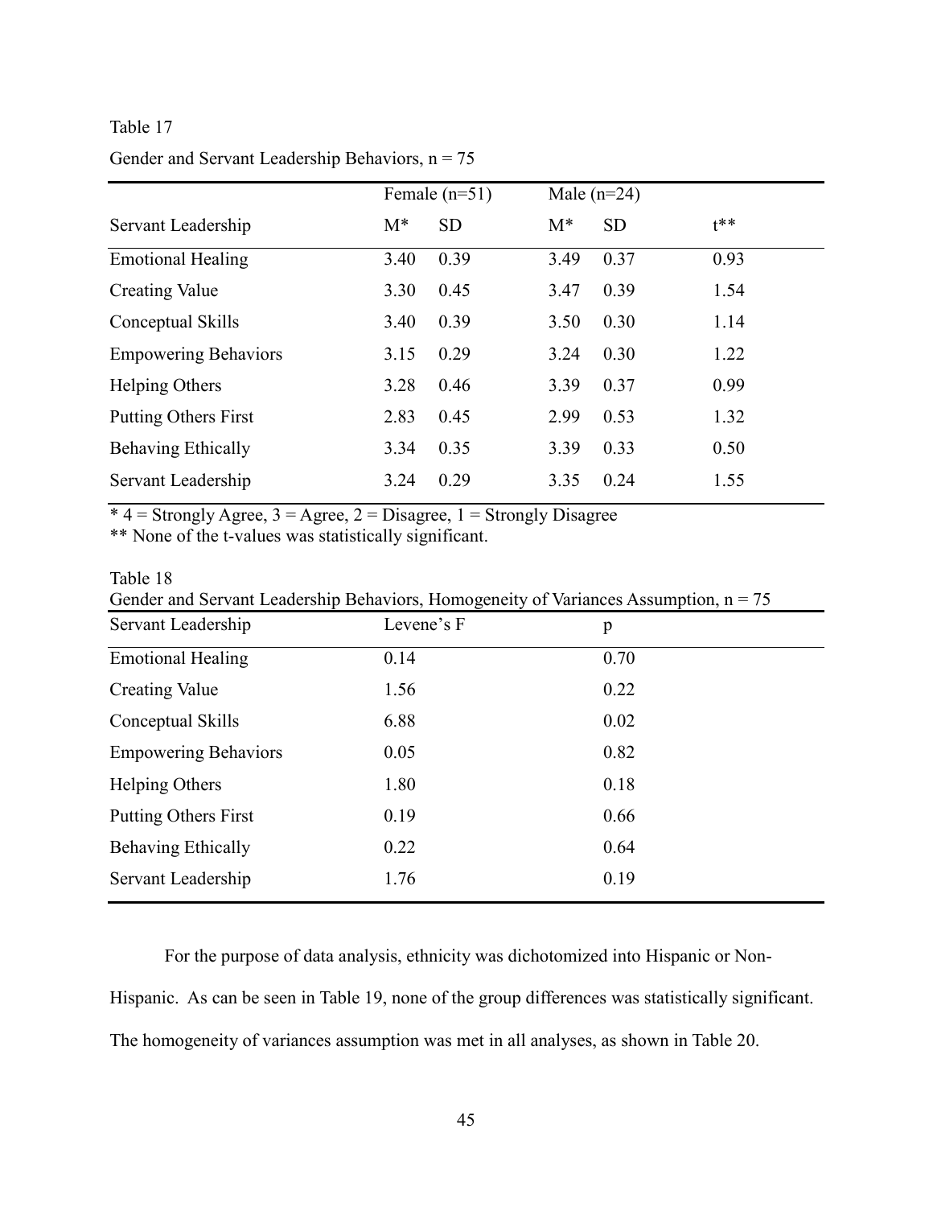Table 17

Gender and Servant Leadership Behaviors, n = 75

| | Female (n=51) | | Male (n=24) | | |
|---|---|---|---|---|---|
| Servant Leadership | M* | SD | M* | SD | t** |
| Emotional Healing | 3.40 | 0.39 | 3.49 | 0.37 | 0.93 |
| Creating Value | 3.30 | 0.45 | 3.47 | 0.39 | 1.54 |
| Conceptual Skills | 3.40 | 0.39 | 3.50 | 0.30 | 1.14 |
| Empowering Behaviors | 3.15 | 0.29 | 3.24 | 0.30 | 1.22 |
| Helping Others | 3.28 | 0.46 | 3.39 | 0.37 | 0.99 |
| Putting Others First | 2.83 | 0.45 | 2.99 | 0.53 | 1.32 |
| Behaving Ethically | 3.34 | 0.35 | 3.39 | 0.33 | 0.50 |
| Servant Leadership | 3.24 | 0.29 | 3.35 | 0.24 | 1.55 |

* 4 = Strongly Agree, 3 = Agree, 2 = Disagree, 1 = Strongly Disagree
** None of the t-values was statistically significant.

Table 18

Gender and Servant Leadership Behaviors, Homogeneity of Variances Assumption, n = 75

| Servant Leadership | Levene's F | p |
|---|---|---|
| Emotional Healing | 0.14 | 0.70 |
| Creating Value | 1.56 | 0.22 |
| Conceptual Skills | 6.88 | 0.02 |
| Empowering Behaviors | 0.05 | 0.82 |
| Helping Others | 1.80 | 0.18 |
| Putting Others First | 0.19 | 0.66 |
| Behaving Ethically | 0.22 | 0.64 |
| Servant Leadership | 1.76 | 0.19 |

For the purpose of data analysis, ethnicity was dichotomized into Hispanic or Non-Hispanic. As can be seen in Table 19, none of the group differences was statistically significant. The homogeneity of variances assumption was met in all analyses, as shown in Table 20.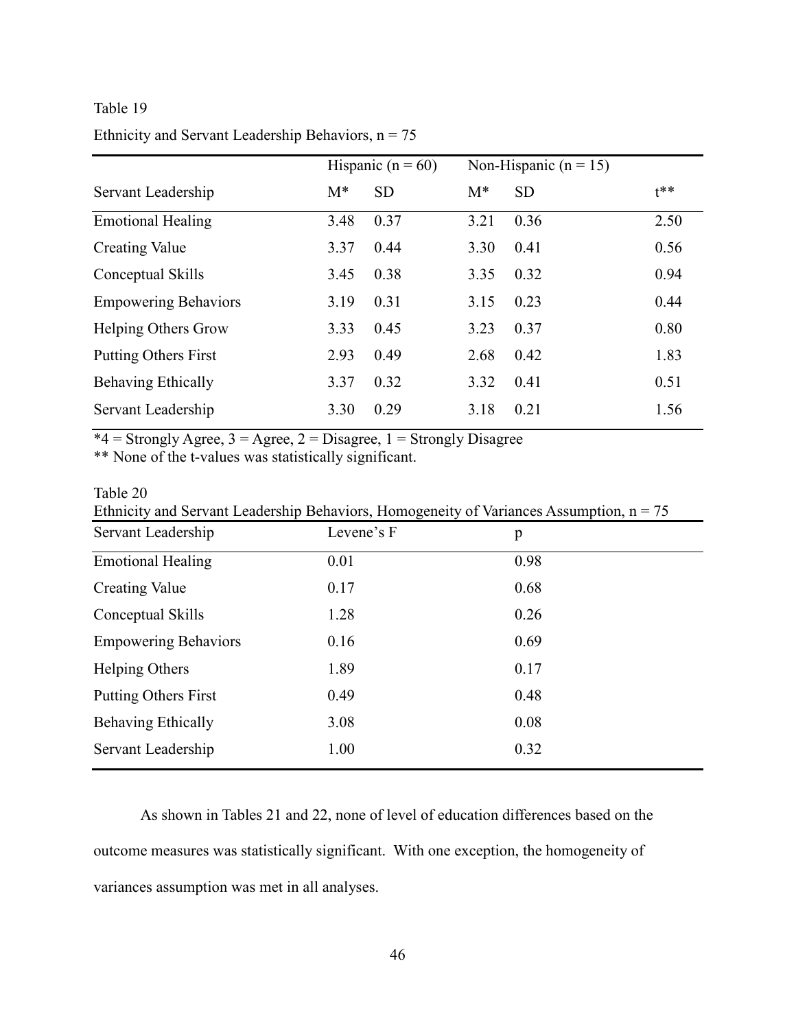Table 19

Ethnicity and Servant Leadership Behaviors, n = 75

| | Hispanic (n = 60) | | Non-Hispanic (n = 15) | | |
|---|---|---|---|---|---|
| Servant Leadership | M* | SD | M* | SD | t** |
| Emotional Healing | 3.48 | 0.37 | 3.21 | 0.36 | 2.50 |
| Creating Value | 3.37 | 0.44 | 3.30 | 0.41 | 0.56 |
| Conceptual Skills | 3.45 | 0.38 | 3.35 | 0.32 | 0.94 |
| Empowering Behaviors | 3.19 | 0.31 | 3.15 | 0.23 | 0.44 |
| Helping Others Grow | 3.33 | 0.45 | 3.23 | 0.37 | 0.80 |
| Putting Others First | 2.93 | 0.49 | 2.68 | 0.42 | 1.83 |
| Behaving Ethically | 3.37 | 0.32 | 3.32 | 0.41 | 0.51 |
| Servant Leadership | 3.30 | 0.29 | 3.18 | 0.21 | 1.56 |

*4 = Strongly Agree, 3 = Agree, 2 = Disagree, 1 = Strongly Disagree
** None of the t-values was statistically significant.

Table 20

Ethnicity and Servant Leadership Behaviors, Homogeneity of Variances Assumption, n = 75

| Servant Leadership | Levene's F | p |
|---|---|---|
| Emotional Healing | 0.01 | 0.98 |
| Creating Value | 0.17 | 0.68 |
| Conceptual Skills | 1.28 | 0.26 |
| Empowering Behaviors | 0.16 | 0.69 |
| Helping Others | 1.89 | 0.17 |
| Putting Others First | 0.49 | 0.48 |
| Behaving Ethically | 3.08 | 0.08 |
| Servant Leadership | 1.00 | 0.32 |

As shown in Tables 21 and 22, none of level of education differences based on the outcome measures was statistically significant. With one exception, the homogeneity of variances assumption was met in all analyses.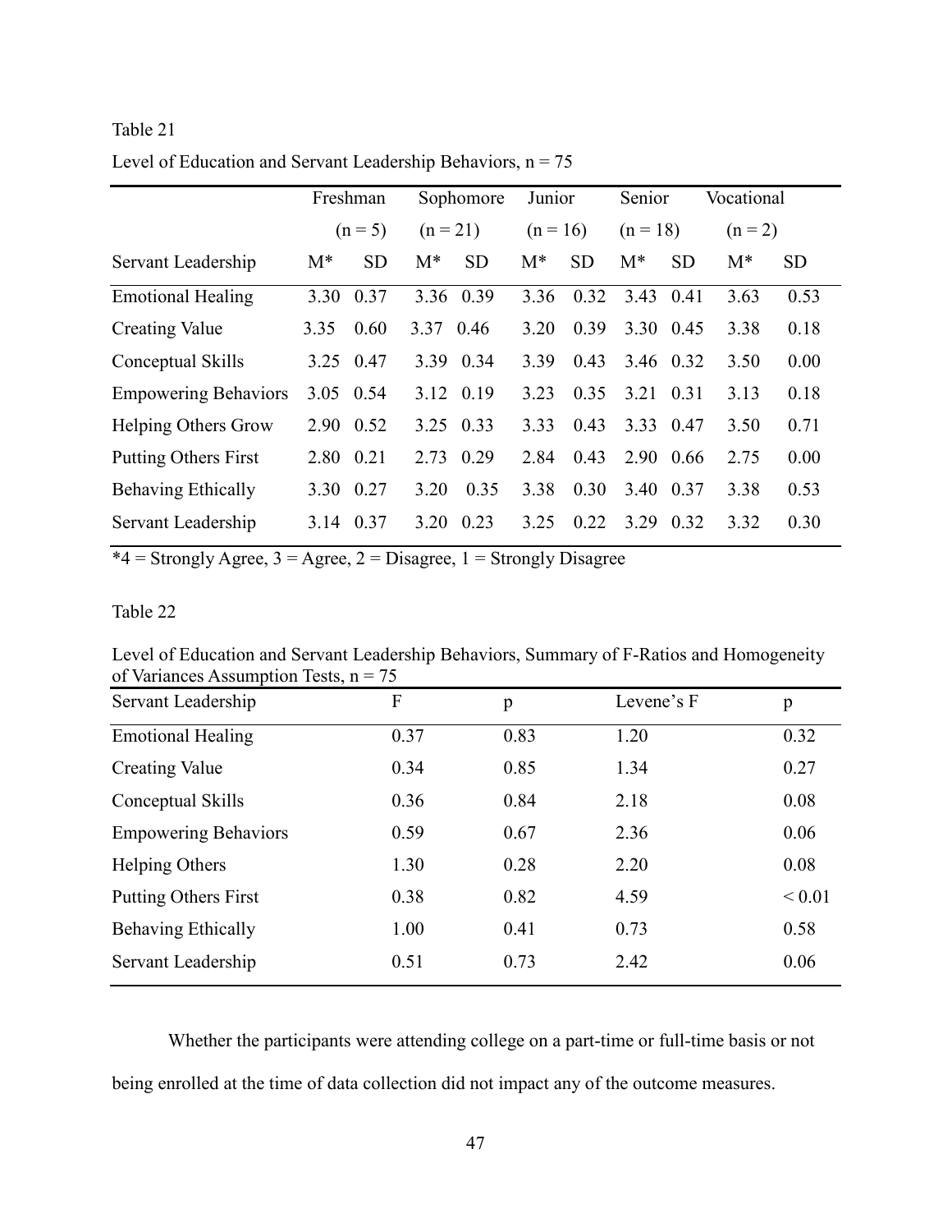Table 21

Level of Education and Servant Leadership Behaviors, n = 75

| | Freshman | | Sophomore | | Junior | | Senior | | Vocational | |
|---|---|---|---|---|---|---|---|---|---|---|
| | (n = 5) | | (n = 21) | | (n = 16) | | (n = 18) | | (n = 2) | |
| Servant Leadership | M* | SD | M* | SD | M* | SD | M* | SD | M* | SD |
| Emotional Healing | 3.30 | 0.37 | 3.36 | 0.39 | 3.36 | 0.32 | 3.43 | 0.41 | 3.63 | 0.53 |
| Creating Value | 3.35 | 0.60 | 3.37 | 0.46 | 3.20 | 0.39 | 3.30 | 0.45 | 3.38 | 0.18 |
| Conceptual Skills | 3.25 | 0.47 | 3.39 | 0.34 | 3.39 | 0.43 | 3.46 | 0.32 | 3.50 | 0.00 |
| Empowering Behaviors | 3.05 | 0.54 | 3.12 | 0.19 | 3.23 | 0.35 | 3.21 | 0.31 | 3.13 | 0.18 |
| Helping Others Grow | 2.90 | 0.52 | 3.25 | 0.33 | 3.33 | 0.43 | 3.33 | 0.47 | 3.50 | 0.71 |
| Putting Others First | 2.80 | 0.21 | 2.73 | 0.29 | 2.84 | 0.43 | 2.90 | 0.66 | 2.75 | 0.00 |
| Behaving Ethically | 3.30 | 0.27 | 3.20 | 0.35 | 3.38 | 0.30 | 3.40 | 0.37 | 3.38 | 0.53 |
| Servant Leadership | 3.14 | 0.37 | 3.20 | 0.23 | 3.25 | 0.22 | 3.29 | 0.32 | 3.32 | 0.30 |

*4 = Strongly Agree, 3 = Agree, 2 = Disagree, 1 = Strongly Disagree

Table 22

Level of Education and Servant Leadership Behaviors, Summary of F-Ratios and Homogeneity of Variances Assumption Tests, n = 75

| Servant Leadership | F | p | Levene's F | p |
|---|---|---|---|---|
| Emotional Healing | 0.37 | 0.83 | 1.20 | 0.32 |
| Creating Value | 0.34 | 0.85 | 1.34 | 0.27 |
| Conceptual Skills | 0.36 | 0.84 | 2.18 | 0.08 |
| Empowering Behaviors | 0.59 | 0.67 | 2.36 | 0.06 |
| Helping Others | 1.30 | 0.28 | 2.20 | 0.08 |
| Putting Others First | 0.38 | 0.82 | 4.59 | < 0.01 |
| Behaving Ethically | 1.00 | 0.41 | 0.73 | 0.58 |
| Servant Leadership | 0.51 | 0.73 | 2.42 | 0.06 |

Whether the participants were attending college on a part-time or full-time basis or not being enrolled at the time of data collection did not impact any of the outcome measures.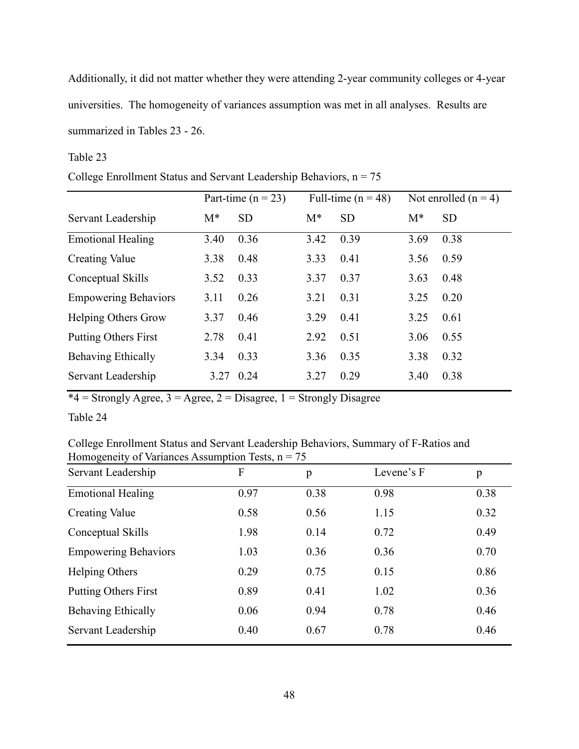Additionally, it did not matter whether they were attending 2-year community colleges or 4-year universities. The homogeneity of variances assumption was met in all analyses. Results are summarized in Tables 23 - 26.

Table 23

College Enrollment Status and Servant Leadership Behaviors, n = 75

| | Part-time (n = 23) | | Full-time (n = 48) | | Not enrolled (n = 4) | |
|---|---|---|---|---|---|---|
| Servant Leadership | M* | SD | M* | SD | M* | SD |
| Emotional Healing | 3.40 | 0.36 | 3.42 | 0.39 | 3.69 | 0.38 |
| Creating Value | 3.38 | 0.48 | 3.33 | 0.41 | 3.56 | 0.59 |
| Conceptual Skills | 3.52 | 0.33 | 3.37 | 0.37 | 3.63 | 0.48 |
| Empowering Behaviors | 3.11 | 0.26 | 3.21 | 0.31 | 3.25 | 0.20 |
| Helping Others Grow | 3.37 | 0.46 | 3.29 | 0.41 | 3.25 | 0.61 |
| Putting Others First | 2.78 | 0.41 | 2.92 | 0.51 | 3.06 | 0.55 |
| Behaving Ethically | 3.34 | 0.33 | 3.36 | 0.35 | 3.38 | 0.32 |
| Servant Leadership | 3.27 | 0.24 | 3.27 | 0.29 | 3.40 | 0.38 |

*4 = Strongly Agree, 3 = Agree, 2 = Disagree, 1 = Strongly Disagree

Table 24

College Enrollment Status and Servant Leadership Behaviors, Summary of F-Ratios and Homogeneity of Variances Assumption Tests, n = 75

| Servant Leadership | F | p | Levene's F | p |
|---|---|---|---|---|
| Emotional Healing | 0.97 | 0.38 | 0.98 | 0.38 |
| Creating Value | 0.58 | 0.56 | 1.15 | 0.32 |
| Conceptual Skills | 1.98 | 0.14 | 0.72 | 0.49 |
| Empowering Behaviors | 1.03 | 0.36 | 0.36 | 0.70 |
| Helping Others | 0.29 | 0.75 | 0.15 | 0.86 |
| Putting Others First | 0.89 | 0.41 | 1.02 | 0.36 |
| Behaving Ethically | 0.06 | 0.94 | 0.78 | 0.46 |
| Servant Leadership | 0.40 | 0.67 | 0.78 | 0.46 |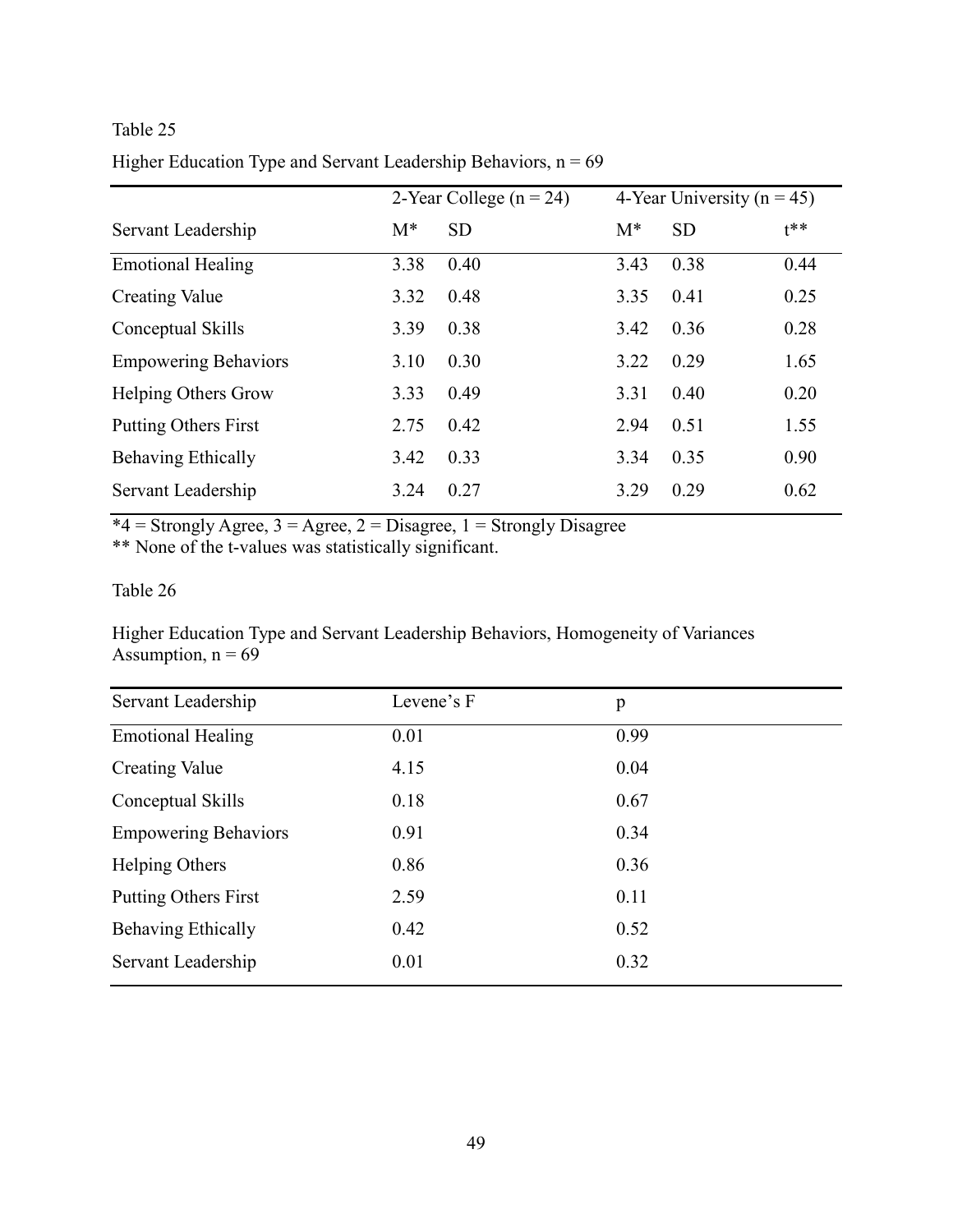Table 25

Higher Education Type and Servant Leadership Behaviors, n = 69

| | 2-Year College (n = 24) | | 4-Year University (n = 45) | | |
|---|---|---|---|---|---|
| Servant Leadership | M* | SD | M* | SD | t** |
| Emotional Healing | 3.38 | 0.40 | 3.43 | 0.38 | 0.44 |
| Creating Value | 3.32 | 0.48 | 3.35 | 0.41 | 0.25 |
| Conceptual Skills | 3.39 | 0.38 | 3.42 | 0.36 | 0.28 |
| Empowering Behaviors | 3.10 | 0.30 | 3.22 | 0.29 | 1.65 |
| Helping Others Grow | 3.33 | 0.49 | 3.31 | 0.40 | 0.20 |
| Putting Others First | 2.75 | 0.42 | 2.94 | 0.51 | 1.55 |
| Behaving Ethically | 3.42 | 0.33 | 3.34 | 0.35 | 0.90 |
| Servant Leadership | 3.24 | 0.27 | 3.29 | 0.29 | 0.62 |

*4 = Strongly Agree, 3 = Agree, 2 = Disagree, 1 = Strongly Disagree
** None of the t-values was statistically significant.

Table 26

Higher Education Type and Servant Leadership Behaviors, Homogeneity of Variances Assumption, n = 69

| Servant Leadership | Levene's F | p |
|---|---|---|
| Emotional Healing | 0.01 | 0.99 |
| Creating Value | 4.15 | 0.04 |
| Conceptual Skills | 0.18 | 0.67 |
| Empowering Behaviors | 0.91 | 0.34 |
| Helping Others | 0.86 | 0.36 |
| Putting Others First | 2.59 | 0.11 |
| Behaving Ethically | 0.42 | 0.52 |
| Servant Leadership | 0.01 | 0.32 |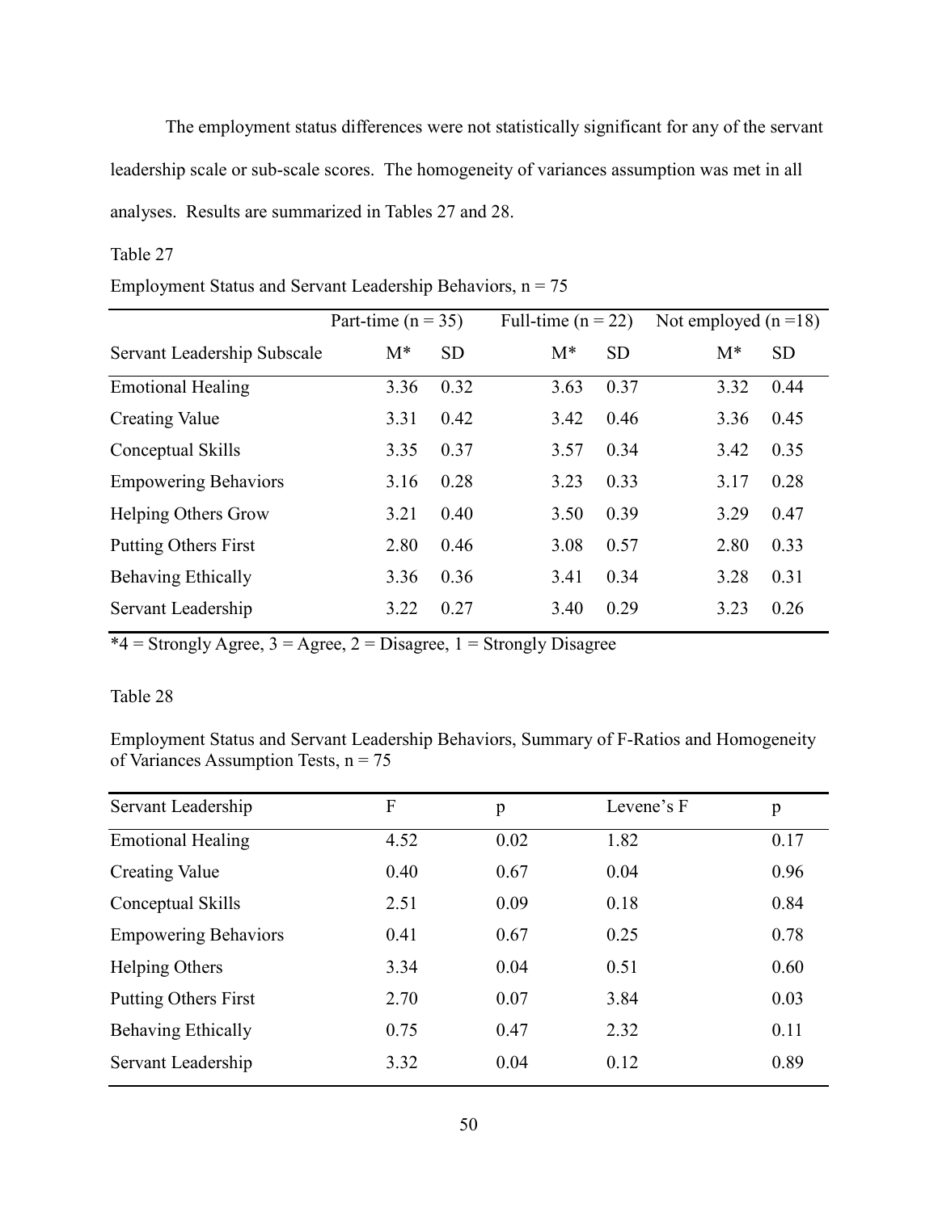The employment status differences were not statistically significant for any of the servant leadership scale or sub-scale scores. The homogeneity of variances assumption was met in all analyses. Results are summarized in Tables 27 and 28.

Table 27

Employment Status and Servant Leadership Behaviors, n = 75

| | Part-time (n = 35) | | Full-time (n = 22) | | Not employed (n =18) | |
|---|---|---|---|---|---|---|
| Servant Leadership Subscale | M* | SD | M* | SD | M* | SD |
| Emotional Healing | 3.36 | 0.32 | 3.63 | 0.37 | 3.32 | 0.44 |
| Creating Value | 3.31 | 0.42 | 3.42 | 0.46 | 3.36 | 0.45 |
| Conceptual Skills | 3.35 | 0.37 | 3.57 | 0.34 | 3.42 | 0.35 |
| Empowering Behaviors | 3.16 | 0.28 | 3.23 | 0.33 | 3.17 | 0.28 |
| Helping Others Grow | 3.21 | 0.40 | 3.50 | 0.39 | 3.29 | 0.47 |
| Putting Others First | 2.80 | 0.46 | 3.08 | 0.57 | 2.80 | 0.33 |
| Behaving Ethically | 3.36 | 0.36 | 3.41 | 0.34 | 3.28 | 0.31 |
| Servant Leadership | 3.22 | 0.27 | 3.40 | 0.29 | 3.23 | 0.26 |

*4 = Strongly Agree, 3 = Agree, 2 = Disagree, 1 = Strongly Disagree

Table 28

Employment Status and Servant Leadership Behaviors, Summary of F-Ratios and Homogeneity of Variances Assumption Tests, n = 75

| Servant Leadership | F | p | Levene's F | p |
|---|---|---|---|---|
| Emotional Healing | 4.52 | 0.02 | 1.82 | 0.17 |
| Creating Value | 0.40 | 0.67 | 0.04 | 0.96 |
| Conceptual Skills | 2.51 | 0.09 | 0.18 | 0.84 |
| Empowering Behaviors | 0.41 | 0.67 | 0.25 | 0.78 |
| Helping Others | 3.34 | 0.04 | 0.51 | 0.60 |
| Putting Others First | 2.70 | 0.07 | 3.84 | 0.03 |
| Behaving Ethically | 0.75 | 0.47 | 2.32 | 0.11 |
| Servant Leadership | 3.32 | 0.04 | 0.12 | 0.89 |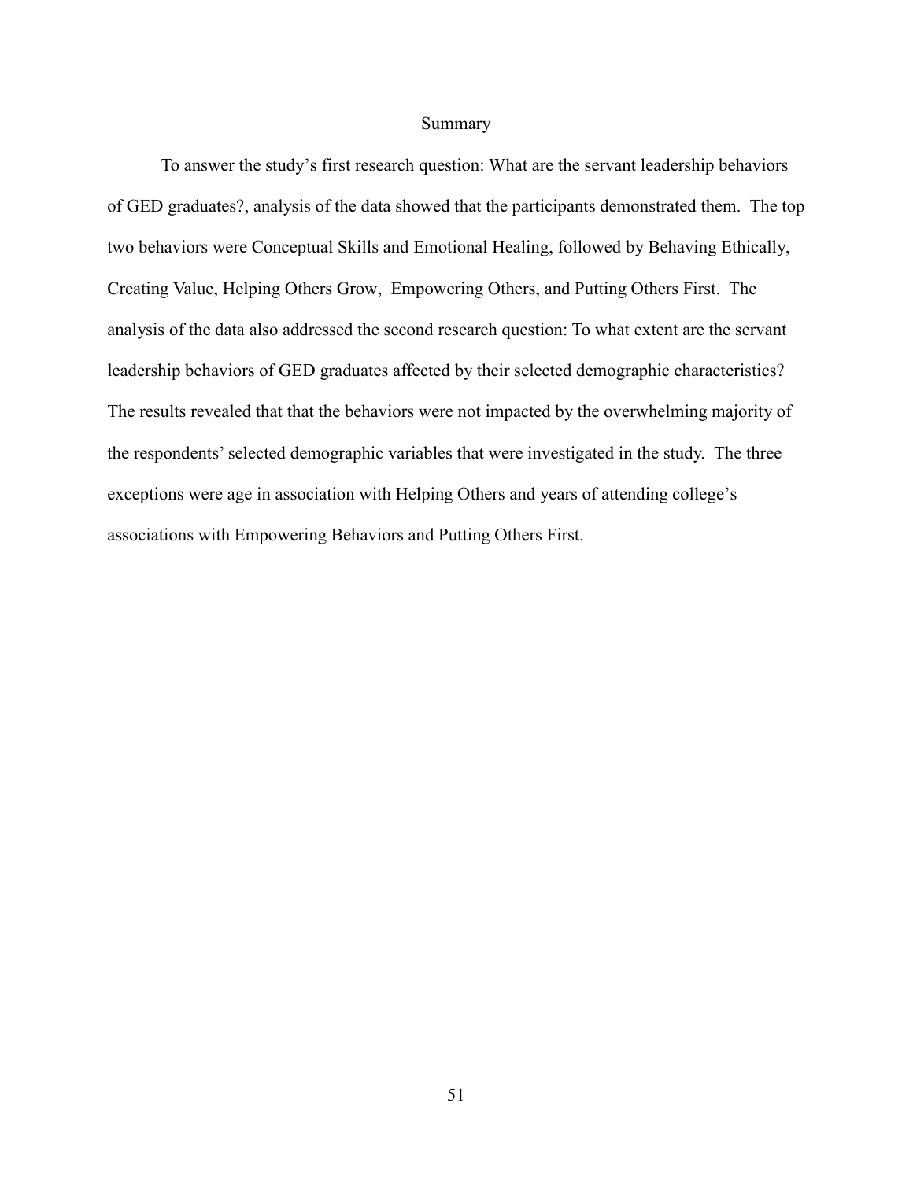## Summary

To answer the study's first research question: What are the servant leadership behaviors of GED graduates?, analysis of the data showed that the participants demonstrated them. The top two behaviors were Conceptual Skills and Emotional Healing, followed by Behaving Ethically, Creating Value, Helping Others Grow, Empowering Others, and Putting Others First. The analysis of the data also addressed the second research question: To what extent are the servant leadership behaviors of GED graduates affected by their selected demographic characteristics? The results revealed that that the behaviors were not impacted by the overwhelming majority of the respondents' selected demographic variables that were investigated in the study. The three exceptions were age in association with Helping Others and years of attending college's associations with Empowering Behaviors and Putting Others First.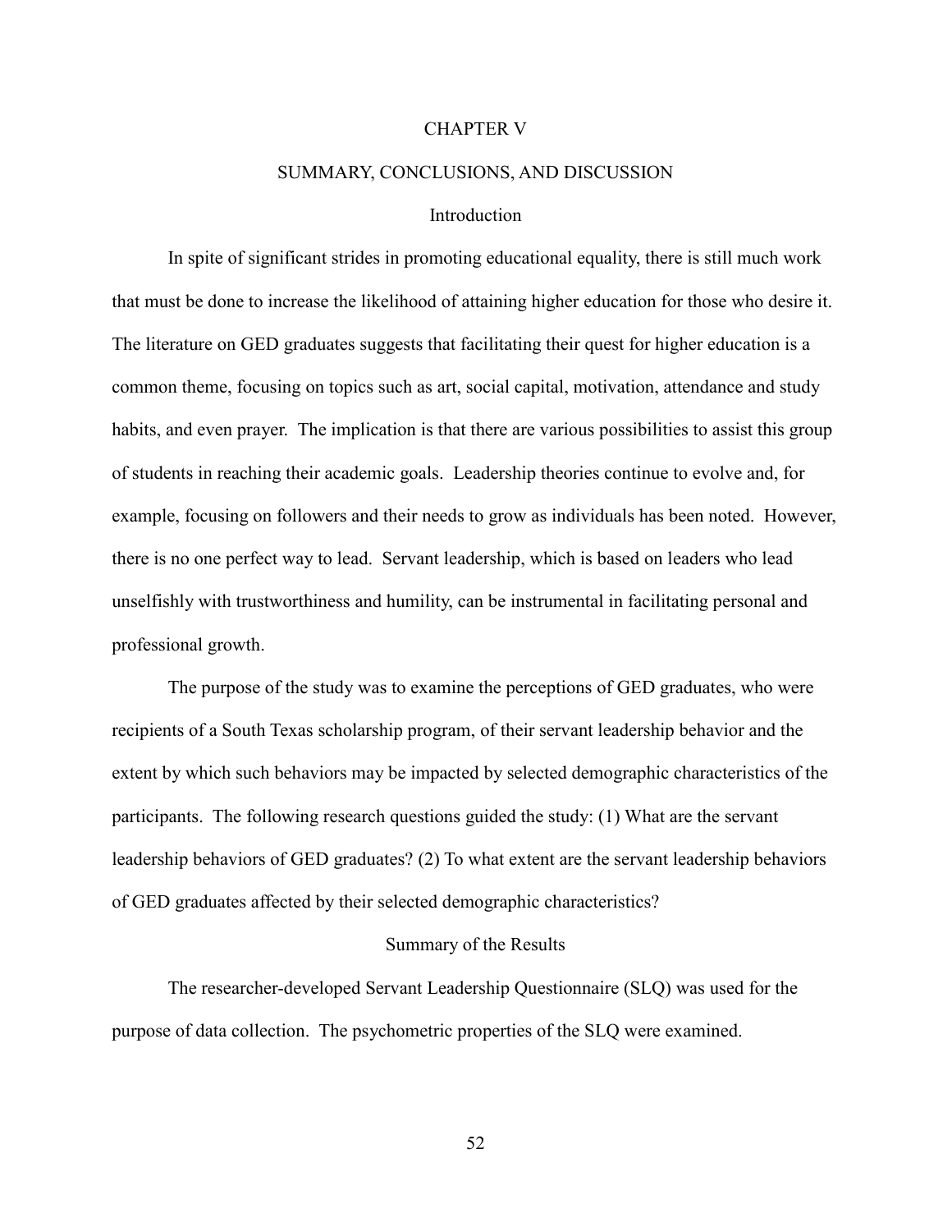# CHAPTER V

## SUMMARY, CONCLUSIONS, AND DISCUSSION

### Introduction

In spite of significant strides in promoting educational equality, there is still much work that must be done to increase the likelihood of attaining higher education for those who desire it. The literature on GED graduates suggests that facilitating their quest for higher education is a common theme, focusing on topics such as art, social capital, motivation, attendance and study habits, and even prayer. The implication is that there are various possibilities to assist this group of students in reaching their academic goals. Leadership theories continue to evolve and, for example, focusing on followers and their needs to grow as individuals has been noted. However, there is no one perfect way to lead. Servant leadership, which is based on leaders who lead unselfishly with trustworthiness and humility, can be instrumental in facilitating personal and professional growth.

The purpose of the study was to examine the perceptions of GED graduates, who were recipients of a South Texas scholarship program, of their servant leadership behavior and the extent by which such behaviors may be impacted by selected demographic characteristics of the participants. The following research questions guided the study: (1) What are the servant leadership behaviors of GED graduates? (2) To what extent are the servant leadership behaviors of GED graduates affected by their selected demographic characteristics?

### Summary of the Results

The researcher-developed Servant Leadership Questionnaire (SLQ) was used for the purpose of data collection. The psychometric properties of the SLQ were examined.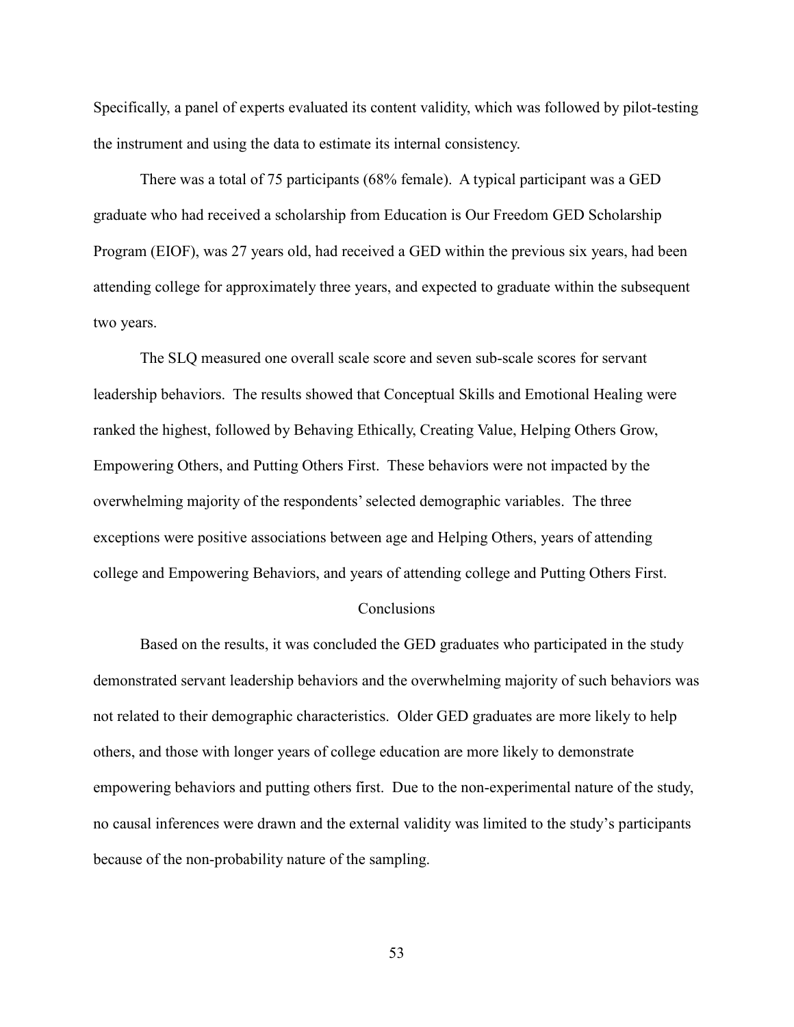Specifically, a panel of experts evaluated its content validity, which was followed by pilot-testing the instrument and using the data to estimate its internal consistency.

There was a total of 75 participants (68% female). A typical participant was a GED graduate who had received a scholarship from Education is Our Freedom GED Scholarship Program (EIOF), was 27 years old, had received a GED within the previous six years, had been attending college for approximately three years, and expected to graduate within the subsequent two years.

The SLQ measured one overall scale score and seven sub-scale scores for servant leadership behaviors. The results showed that Conceptual Skills and Emotional Healing were ranked the highest, followed by Behaving Ethically, Creating Value, Helping Others Grow, Empowering Others, and Putting Others First. These behaviors were not impacted by the overwhelming majority of the respondents' selected demographic variables. The three exceptions were positive associations between age and Helping Others, years of attending college and Empowering Behaviors, and years of attending college and Putting Others First.

## Conclusions

Based on the results, it was concluded the GED graduates who participated in the study demonstrated servant leadership behaviors and the overwhelming majority of such behaviors was not related to their demographic characteristics. Older GED graduates are more likely to help others, and those with longer years of college education are more likely to demonstrate empowering behaviors and putting others first. Due to the non-experimental nature of the study, no causal inferences were drawn and the external validity was limited to the study's participants because of the non-probability nature of the sampling.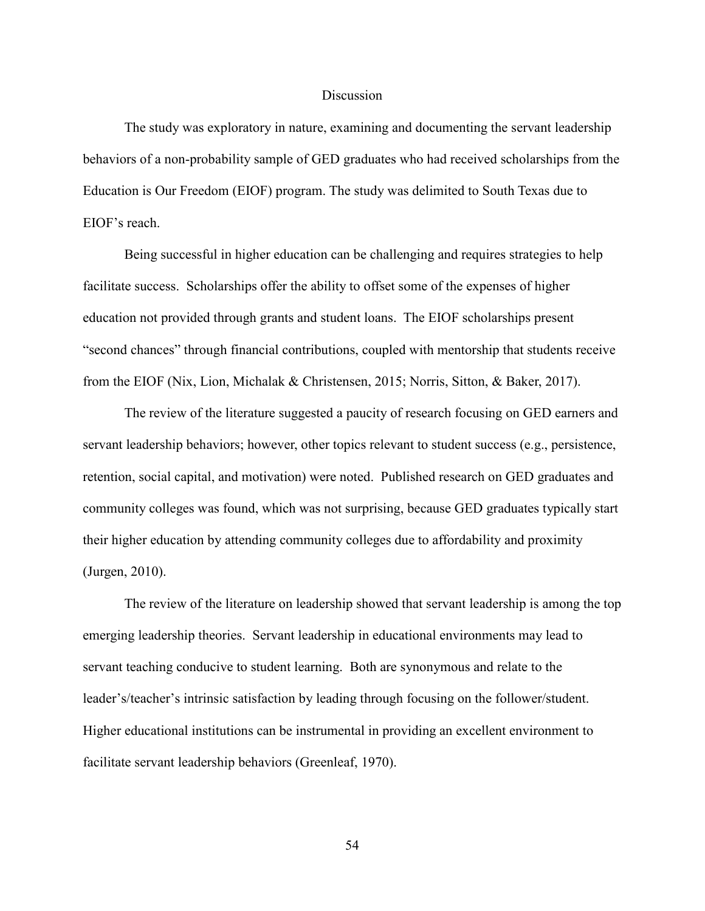## Discussion

The study was exploratory in nature, examining and documenting the servant leadership behaviors of a non-probability sample of GED graduates who had received scholarships from the Education is Our Freedom (EIOF) program. The study was delimited to South Texas due to EIOF's reach.

Being successful in higher education can be challenging and requires strategies to help facilitate success. Scholarships offer the ability to offset some of the expenses of higher education not provided through grants and student loans. The EIOF scholarships present "second chances" through financial contributions, coupled with mentorship that students receive from the EIOF (Nix, Lion, Michalak & Christensen, 2015; Norris, Sitton, & Baker, 2017).

The review of the literature suggested a paucity of research focusing on GED earners and servant leadership behaviors; however, other topics relevant to student success (e.g., persistence, retention, social capital, and motivation) were noted. Published research on GED graduates and community colleges was found, which was not surprising, because GED graduates typically start their higher education by attending community colleges due to affordability and proximity (Jurgen, 2010).

The review of the literature on leadership showed that servant leadership is among the top emerging leadership theories. Servant leadership in educational environments may lead to servant teaching conducive to student learning. Both are synonymous and relate to the leader's/teacher's intrinsic satisfaction by leading through focusing on the follower/student. Higher educational institutions can be instrumental in providing an excellent environment to facilitate servant leadership behaviors (Greenleaf, 1970).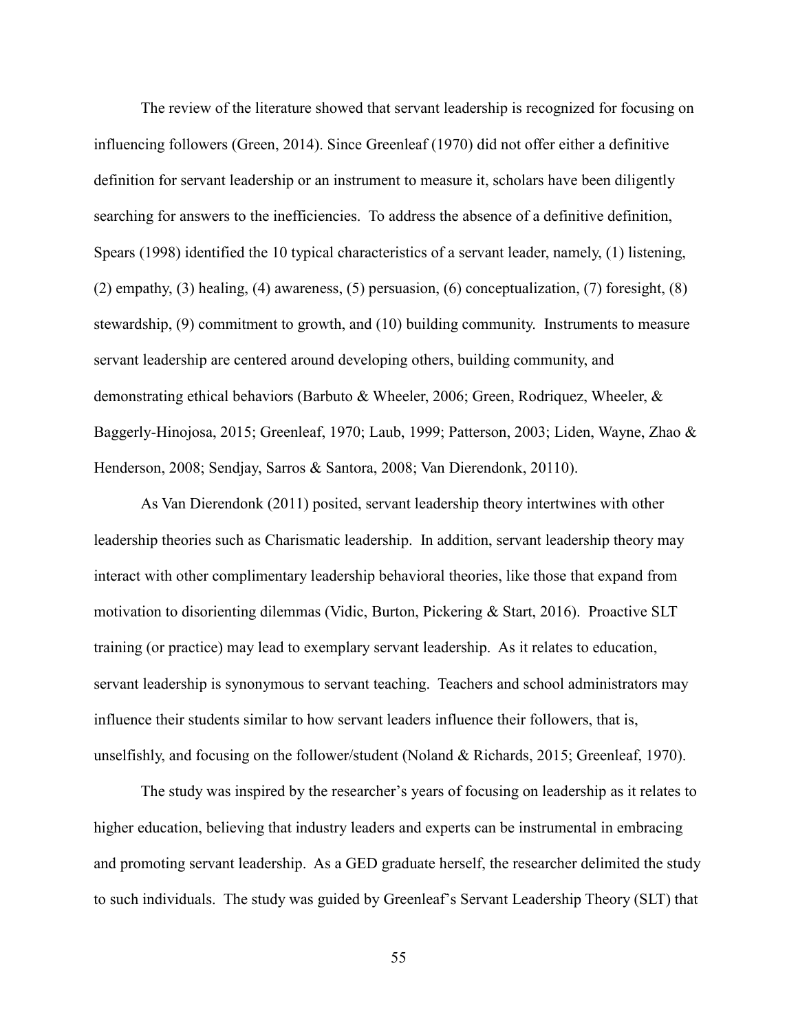The review of the literature showed that servant leadership is recognized for focusing on influencing followers (Green, 2014). Since Greenleaf (1970) did not offer either a definitive definition for servant leadership or an instrument to measure it, scholars have been diligently searching for answers to the inefficiencies. To address the absence of a definitive definition, Spears (1998) identified the 10 typical characteristics of a servant leader, namely, (1) listening, (2) empathy, (3) healing, (4) awareness, (5) persuasion, (6) conceptualization, (7) foresight, (8) stewardship, (9) commitment to growth, and (10) building community. Instruments to measure servant leadership are centered around developing others, building community, and demonstrating ethical behaviors (Barbuto & Wheeler, 2006; Green, Rodriquez, Wheeler, & Baggerly-Hinojosa, 2015; Greenleaf, 1970; Laub, 1999; Patterson, 2003; Liden, Wayne, Zhao & Henderson, 2008; Sendjay, Sarros & Santora, 2008; Van Dierendonk, 20110).

As Van Dierendonk (2011) posited, servant leadership theory intertwines with other leadership theories such as Charismatic leadership. In addition, servant leadership theory may interact with other complimentary leadership behavioral theories, like those that expand from motivation to disorienting dilemmas (Vidic, Burton, Pickering & Start, 2016). Proactive SLT training (or practice) may lead to exemplary servant leadership. As it relates to education, servant leadership is synonymous to servant teaching. Teachers and school administrators may influence their students similar to how servant leaders influence their followers, that is, unselfishly, and focusing on the follower/student (Noland & Richards, 2015; Greenleaf, 1970).

The study was inspired by the researcher's years of focusing on leadership as it relates to higher education, believing that industry leaders and experts can be instrumental in embracing and promoting servant leadership. As a GED graduate herself, the researcher delimited the study to such individuals. The study was guided by Greenleaf's Servant Leadership Theory (SLT) that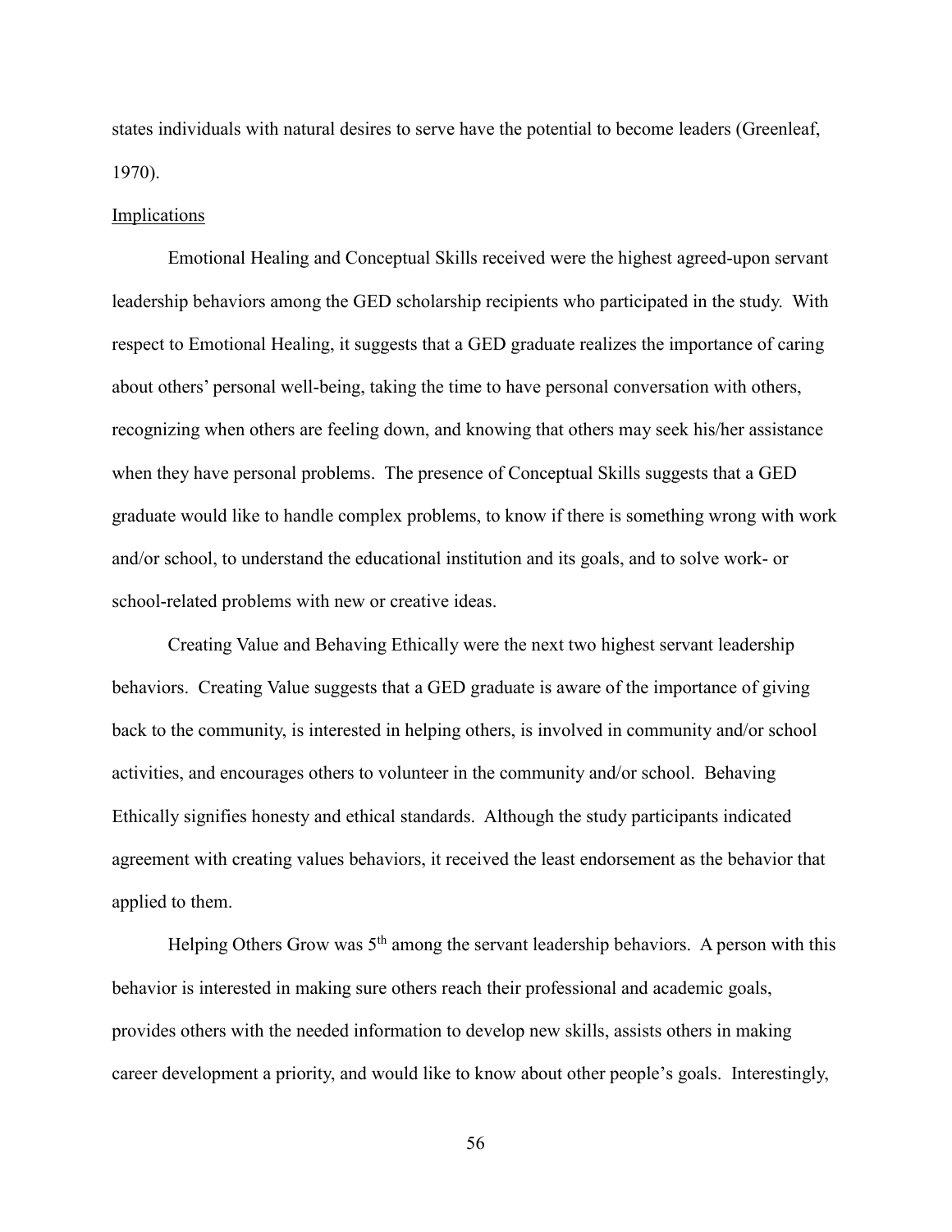states individuals with natural desires to serve have the potential to become leaders (Greenleaf, 1970).

Implications

Emotional Healing and Conceptual Skills received were the highest agreed-upon servant leadership behaviors among the GED scholarship recipients who participated in the study. With respect to Emotional Healing, it suggests that a GED graduate realizes the importance of caring about others' personal well-being, taking the time to have personal conversation with others, recognizing when others are feeling down, and knowing that others may seek his/her assistance when they have personal problems. The presence of Conceptual Skills suggests that a GED graduate would like to handle complex problems, to know if there is something wrong with work and/or school, to understand the educational institution and its goals, and to solve work- or school-related problems with new or creative ideas.

Creating Value and Behaving Ethically were the next two highest servant leadership behaviors. Creating Value suggests that a GED graduate is aware of the importance of giving back to the community, is interested in helping others, is involved in community and/or school activities, and encourages others to volunteer in the community and/or school. Behaving Ethically signifies honesty and ethical standards. Although the study participants indicated agreement with creating values behaviors, it received the least endorsement as the behavior that applied to them.

Helping Others Grow was 5th among the servant leadership behaviors. A person with this behavior is interested in making sure others reach their professional and academic goals, provides others with the needed information to develop new skills, assists others in making career development a priority, and would like to know about other people's goals. Interestingly,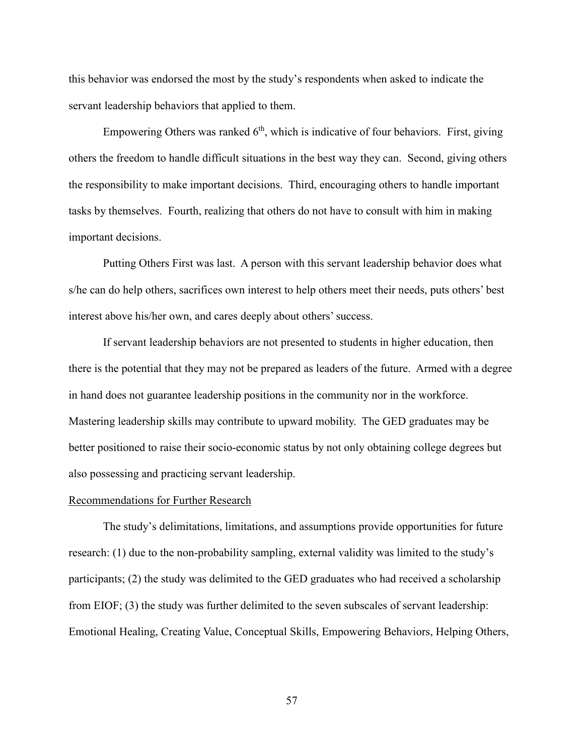this behavior was endorsed the most by the study's respondents when asked to indicate the servant leadership behaviors that applied to them.

Empowering Others was ranked 6th, which is indicative of four behaviors. First, giving others the freedom to handle difficult situations in the best way they can. Second, giving others the responsibility to make important decisions. Third, encouraging others to handle important tasks by themselves. Fourth, realizing that others do not have to consult with him in making important decisions.

Putting Others First was last. A person with this servant leadership behavior does what s/he can do help others, sacrifices own interest to help others meet their needs, puts others' best interest above his/her own, and cares deeply about others' success.

If servant leadership behaviors are not presented to students in higher education, then there is the potential that they may not be prepared as leaders of the future. Armed with a degree in hand does not guarantee leadership positions in the community nor in the workforce. Mastering leadership skills may contribute to upward mobility. The GED graduates may be better positioned to raise their socio-economic status by not only obtaining college degrees but also possessing and practicing servant leadership.

## Recommendations for Further Research

The study's delimitations, limitations, and assumptions provide opportunities for future research: (1) due to the non-probability sampling, external validity was limited to the study's participants; (2) the study was delimited to the GED graduates who had received a scholarship from EIOF; (3) the study was further delimited to the seven subscales of servant leadership: Emotional Healing, Creating Value, Conceptual Skills, Empowering Behaviors, Helping Others,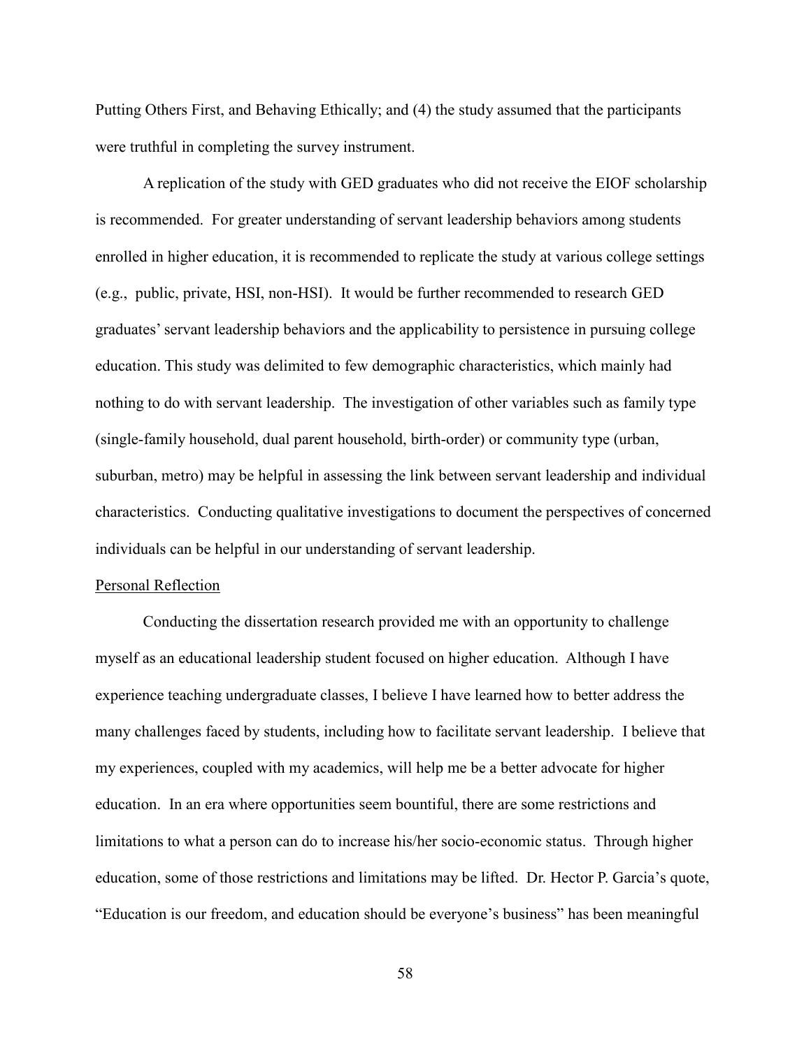Putting Others First, and Behaving Ethically; and (4) the study assumed that the participants were truthful in completing the survey instrument.

A replication of the study with GED graduates who did not receive the EIOF scholarship is recommended. For greater understanding of servant leadership behaviors among students enrolled in higher education, it is recommended to replicate the study at various college settings (e.g., public, private, HSI, non-HSI). It would be further recommended to research GED graduates' servant leadership behaviors and the applicability to persistence in pursuing college education. This study was delimited to few demographic characteristics, which mainly had nothing to do with servant leadership. The investigation of other variables such as family type (single-family household, dual parent household, birth-order) or community type (urban, suburban, metro) may be helpful in assessing the link between servant leadership and individual characteristics. Conducting qualitative investigations to document the perspectives of concerned individuals can be helpful in our understanding of servant leadership.

## Personal Reflection

Conducting the dissertation research provided me with an opportunity to challenge myself as an educational leadership student focused on higher education. Although I have experience teaching undergraduate classes, I believe I have learned how to better address the many challenges faced by students, including how to facilitate servant leadership. I believe that my experiences, coupled with my academics, will help me be a better advocate for higher education. In an era where opportunities seem bountiful, there are some restrictions and limitations to what a person can do to increase his/her socio-economic status. Through higher education, some of those restrictions and limitations may be lifted. Dr. Hector P. Garcia's quote, "Education is our freedom, and education should be everyone's business" has been meaningful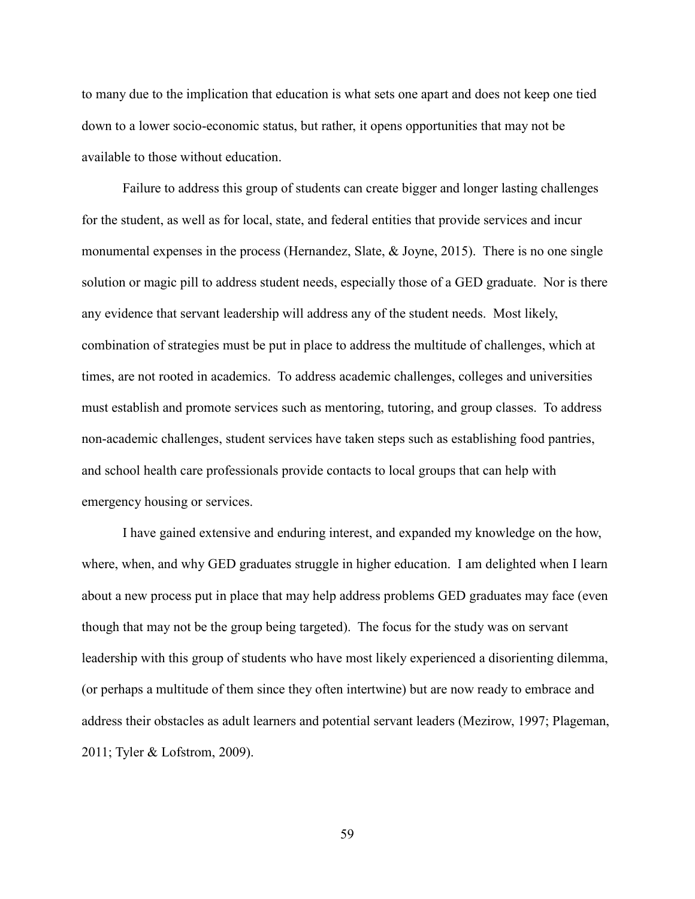to many due to the implication that education is what sets one apart and does not keep one tied down to a lower socio-economic status, but rather, it opens opportunities that may not be available to those without education.

Failure to address this group of students can create bigger and longer lasting challenges for the student, as well as for local, state, and federal entities that provide services and incur monumental expenses in the process (Hernandez, Slate, & Joyne, 2015). There is no one single solution or magic pill to address student needs, especially those of a GED graduate. Nor is there any evidence that servant leadership will address any of the student needs. Most likely, combination of strategies must be put in place to address the multitude of challenges, which at times, are not rooted in academics. To address academic challenges, colleges and universities must establish and promote services such as mentoring, tutoring, and group classes. To address non-academic challenges, student services have taken steps such as establishing food pantries, and school health care professionals provide contacts to local groups that can help with emergency housing or services.

I have gained extensive and enduring interest, and expanded my knowledge on the how, where, when, and why GED graduates struggle in higher education. I am delighted when I learn about a new process put in place that may help address problems GED graduates may face (even though that may not be the group being targeted). The focus for the study was on servant leadership with this group of students who have most likely experienced a disorienting dilemma, (or perhaps a multitude of them since they often intertwine) but are now ready to embrace and address their obstacles as adult learners and potential servant leaders (Mezirow, 1997; Plageman, 2011; Tyler & Lofstrom, 2009).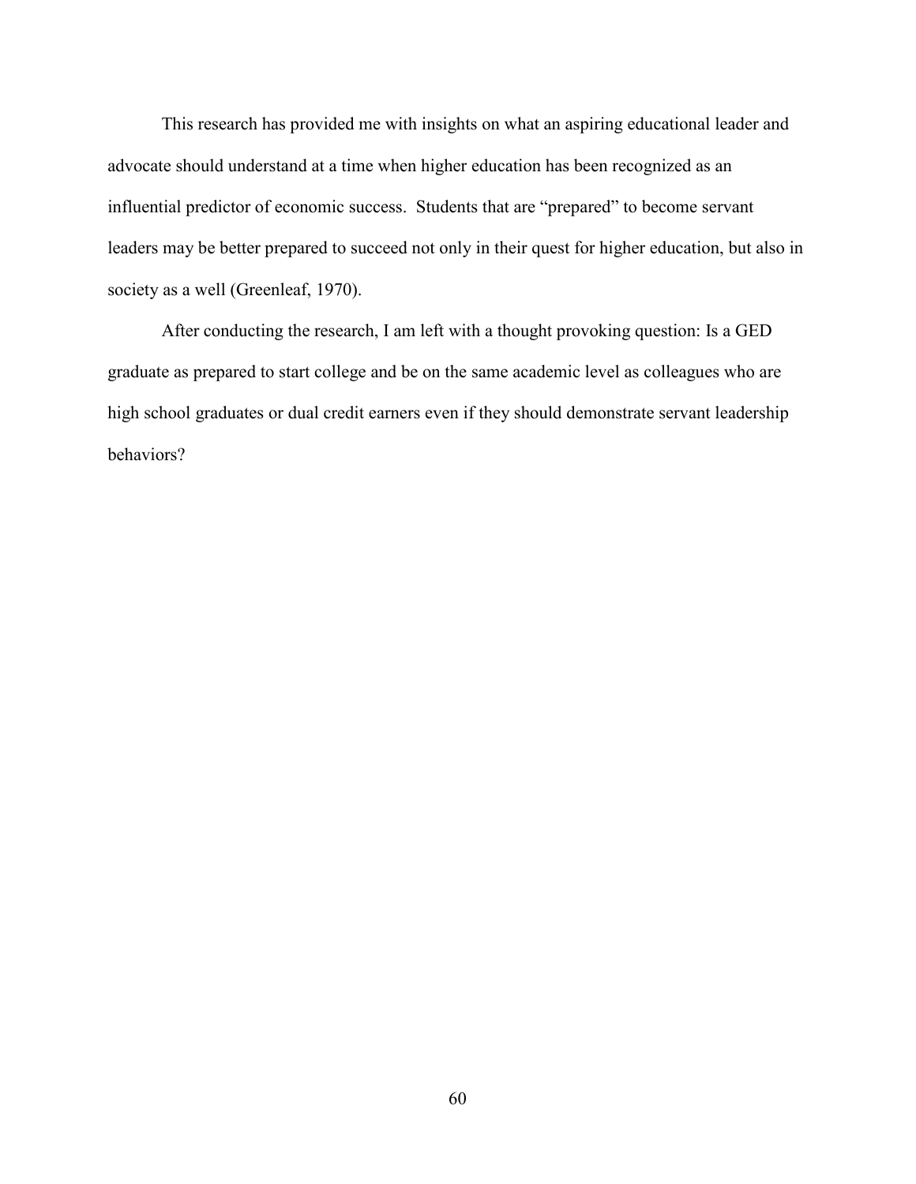This research has provided me with insights on what an aspiring educational leader and advocate should understand at a time when higher education has been recognized as an influential predictor of economic success. Students that are "prepared" to become servant leaders may be better prepared to succeed not only in their quest for higher education, but also in society as a well (Greenleaf, 1970).

After conducting the research, I am left with a thought provoking question: Is a GED graduate as prepared to start college and be on the same academic level as colleagues who are high school graduates or dual credit earners even if they should demonstrate servant leadership behaviors?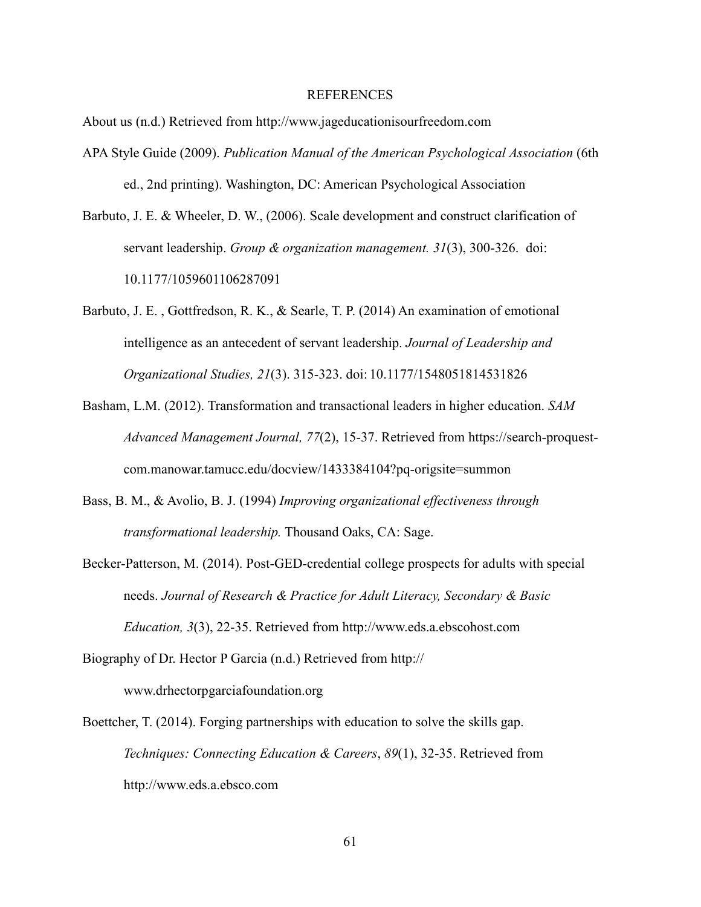# REFERENCES

About us (n.d.) Retrieved from http://www.jageducationisourfreedom.com

APA Style Guide (2009). *Publication Manual of the American Psychological Association* (6th ed., 2nd printing). Washington, DC: American Psychological Association

Barbuto, J. E. & Wheeler, D. W., (2006). Scale development and construct clarification of servant leadership. *Group & organization management. 31*(3), 300-326. doi: 10.1177/1059601106287091

Barbuto, J. E. , Gottfredson, R. K., & Searle, T. P. (2014) An examination of emotional intelligence as an antecedent of servant leadership. *Journal of Leadership and Organizational Studies, 21*(3). 315-323. doi: 10.1177/1548051814531826

Basham, L.M. (2012). Transformation and transactional leaders in higher education. *SAM Advanced Management Journal, 77*(2), 15-37. Retrieved from https://search-proquest-com.manowar.tamucc.edu/docview/1433384104?pq-origsite=summon

Bass, B. M., & Avolio, B. J. (1994) *Improving organizational effectiveness through transformational leadership.* Thousand Oaks, CA: Sage.

Becker-Patterson, M. (2014). Post-GED-credential college prospects for adults with special needs. *Journal of Research & Practice for Adult Literacy, Secondary & Basic Education, 3*(3), 22-35. Retrieved from http://www.eds.a.ebscohost.com

Biography of Dr. Hector P Garcia (n.d.) Retrieved from http://www.drhectorpgarciafoundation.org

Boettcher, T. (2014). Forging partnerships with education to solve the skills gap. *Techniques: Connecting Education & Careers*, *89*(1), 32-35. Retrieved from http://www.eds.a.ebsco.com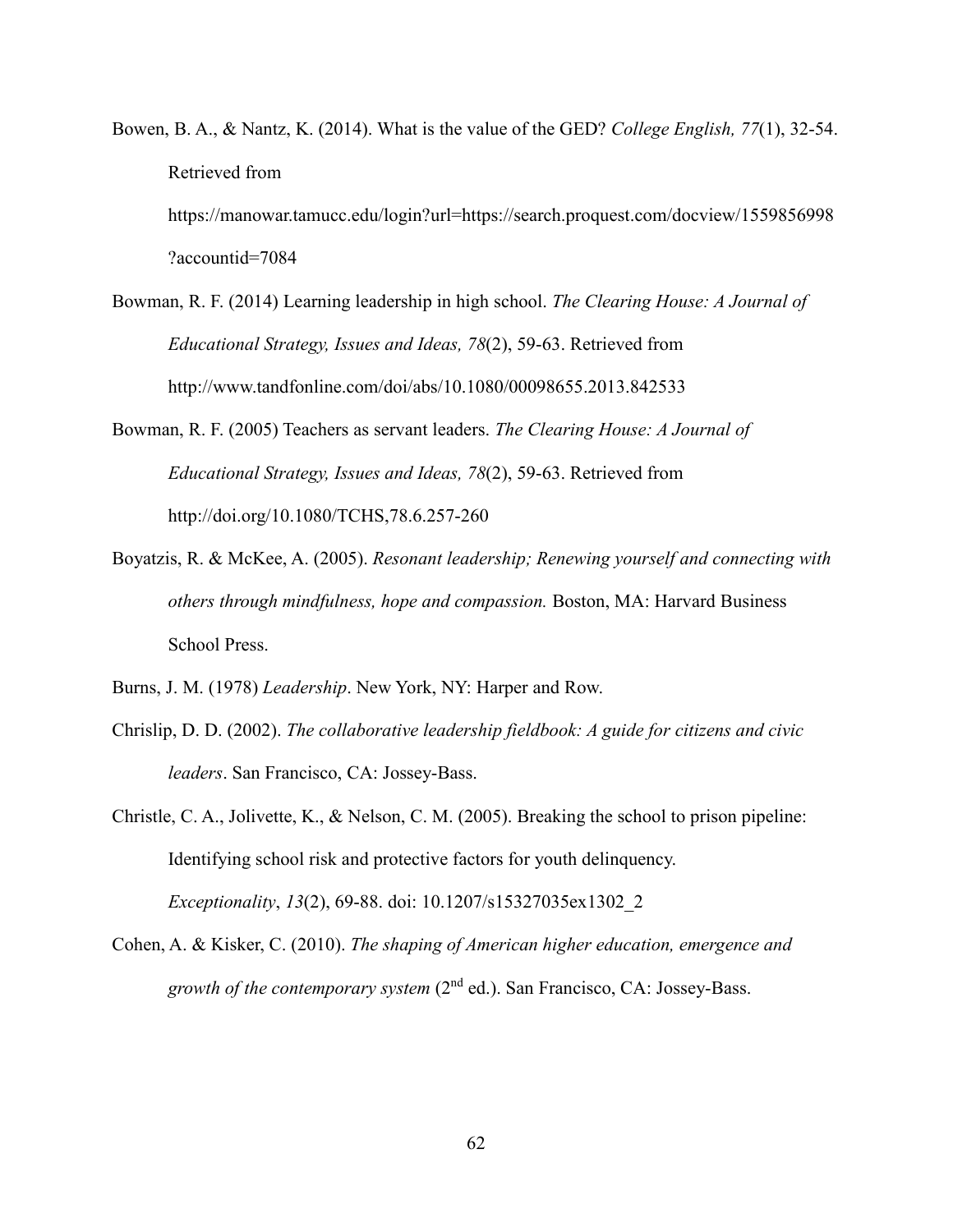Bowen, B. A., & Nantz, K. (2014). What is the value of the GED? *College English, 77*(1), 32-54. Retrieved from https://manowar.tamucc.edu/login?url=https://search.proquest.com/docview/1559856998?accountid=7084

Bowman, R. F. (2014) Learning leadership in high school. *The Clearing House: A Journal of Educational Strategy, Issues and Ideas, 78*(2), 59-63. Retrieved from http://www.tandfonline.com/doi/abs/10.1080/00098655.2013.842533

Bowman, R. F. (2005) Teachers as servant leaders. *The Clearing House: A Journal of Educational Strategy, Issues and Ideas, 78*(2), 59-63. Retrieved from http://doi.org/10.1080/TCHS,78.6.257-260

Boyatzis, R. & McKee, A. (2005). *Resonant leadership; Renewing yourself and connecting with others through mindfulness, hope and compassion.* Boston, MA: Harvard Business School Press.

Burns, J. M. (1978) *Leadership*. New York, NY: Harper and Row.

Chrislip, D. D. (2002). *The collaborative leadership fieldbook: A guide for citizens and civic leaders*. San Francisco, CA: Jossey-Bass.

Christle, C. A., Jolivette, K., & Nelson, C. M. (2005). Breaking the school to prison pipeline: Identifying school risk and protective factors for youth delinquency. *Exceptionality*, *13*(2), 69-88. doi: 10.1207/s15327035ex1302_2

Cohen, A. & Kisker, C. (2010). *The shaping of American higher education, emergence and growth of the contemporary system* (2nd ed.). San Francisco, CA: Jossey-Bass.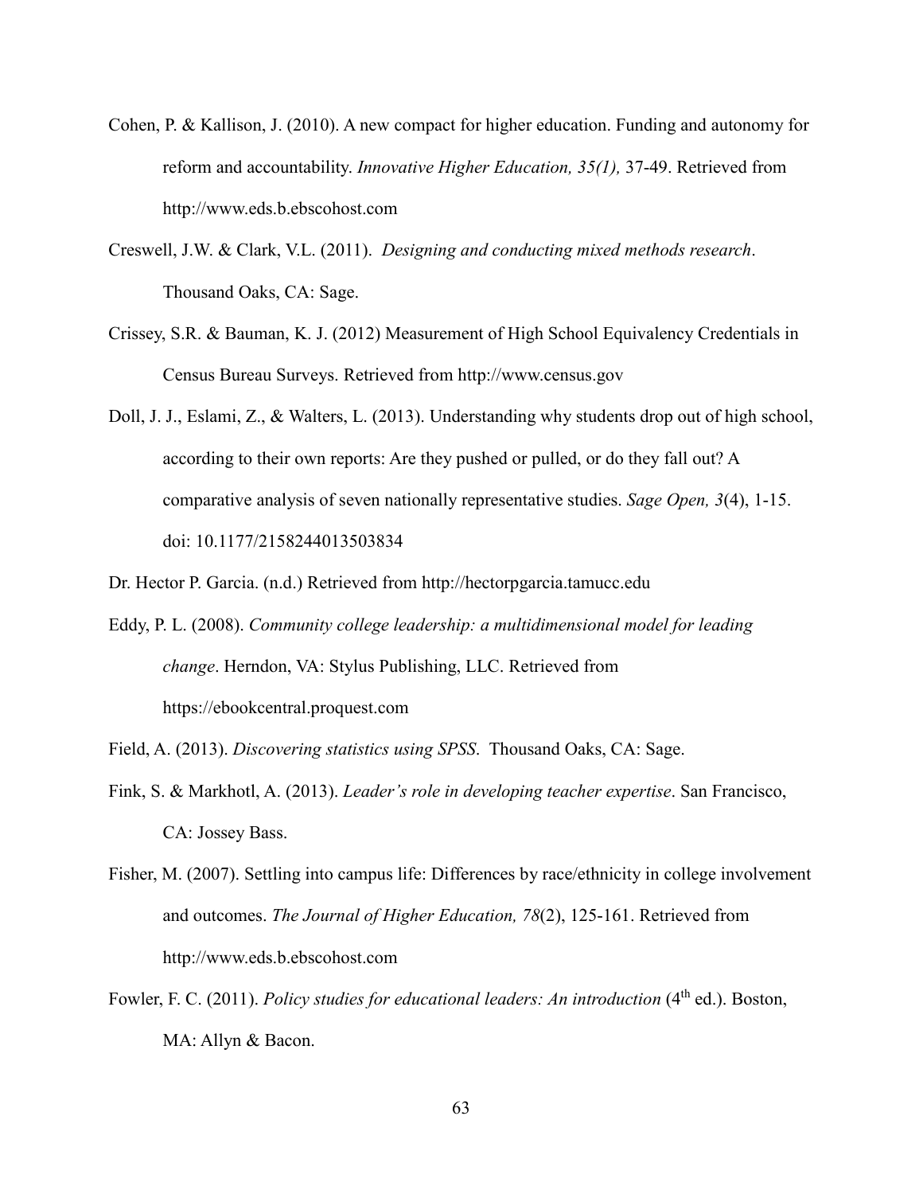Cohen, P. & Kallison, J. (2010). A new compact for higher education. Funding and autonomy for reform and accountability. *Innovative Higher Education, 35(1),* 37-49. Retrieved from http://www.eds.b.ebscohost.com

Creswell, J.W. & Clark, V.L. (2011). *Designing and conducting mixed methods research*. Thousand Oaks, CA: Sage.

Crissey, S.R. & Bauman, K. J. (2012) Measurement of High School Equivalency Credentials in Census Bureau Surveys. Retrieved from http://www.census.gov

Doll, J. J., Eslami, Z., & Walters, L. (2013). Understanding why students drop out of high school, according to their own reports: Are they pushed or pulled, or do they fall out? A comparative analysis of seven nationally representative studies. *Sage Open, 3*(4), 1-15. doi: 10.1177/2158244013503834

Dr. Hector P. Garcia. (n.d.) Retrieved from http://hectorpgarcia.tamucc.edu

Eddy, P. L. (2008). *Community college leadership: a multidimensional model for leading change*. Herndon, VA: Stylus Publishing, LLC. Retrieved from https://ebookcentral.proquest.com

Field, A. (2013). *Discovering statistics using SPSS*. Thousand Oaks, CA: Sage.

Fink, S. & Markhotl, A. (2013). *Leader's role in developing teacher expertise*. San Francisco, CA: Jossey Bass.

Fisher, M. (2007). Settling into campus life: Differences by race/ethnicity in college involvement and outcomes. *The Journal of Higher Education, 78*(2), 125-161. Retrieved from http://www.eds.b.ebscohost.com

Fowler, F. C. (2011). *Policy studies for educational leaders: An introduction* (4th ed.). Boston, MA: Allyn & Bacon.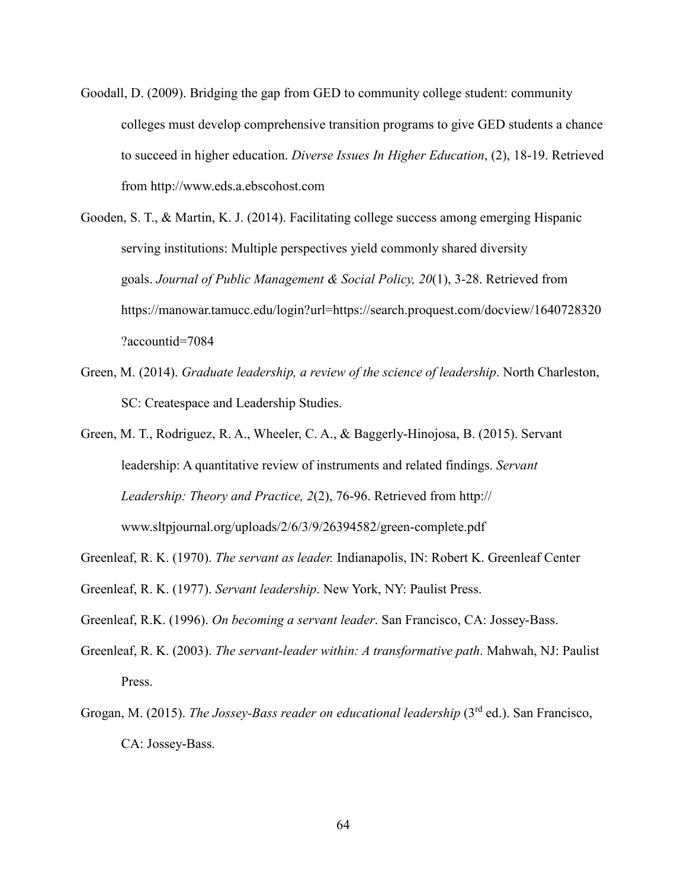Goodall, D. (2009). Bridging the gap from GED to community college student: community colleges must develop comprehensive transition programs to give GED students a chance to succeed in higher education. *Diverse Issues In Higher Education*, (2), 18-19. Retrieved from http://www.eds.a.ebscohost.com

Gooden, S. T., & Martin, K. J. (2014). Facilitating college success among emerging Hispanic serving institutions: Multiple perspectives yield commonly shared diversity goals. *Journal of Public Management & Social Policy, 20*(1), 3-28. Retrieved from https://manowar.tamucc.edu/login?url=https://search.proquest.com/docview/1640728320?accountid=7084

Green, M. (2014). *Graduate leadership, a review of the science of leadership*. North Charleston, SC: Createspace and Leadership Studies.

Green, M. T., Rodriguez, R. A., Wheeler, C. A., & Baggerly-Hinojosa, B. (2015). Servant leadership: A quantitative review of instruments and related findings. *Servant Leadership: Theory and Practice, 2*(2), 76-96. Retrieved from http:// www.sltpjournal.org/uploads/2/6/3/9/26394582/green-complete.pdf

Greenleaf, R. K. (1970). *The servant as leader.* Indianapolis, IN: Robert K. Greenleaf Center

Greenleaf, R. K. (1977). *Servant leadership*. New York, NY: Paulist Press.

Greenleaf, R.K. (1996). *On becoming a servant leader*. San Francisco, CA: Jossey-Bass.

Greenleaf, R. K. (2003). *The servant-leader within: A transformative path*. Mahwah, NJ: Paulist Press.

Grogan, M. (2015). *The Jossey-Bass reader on educational leadership* (3rd ed.). San Francisco, CA: Jossey-Bass.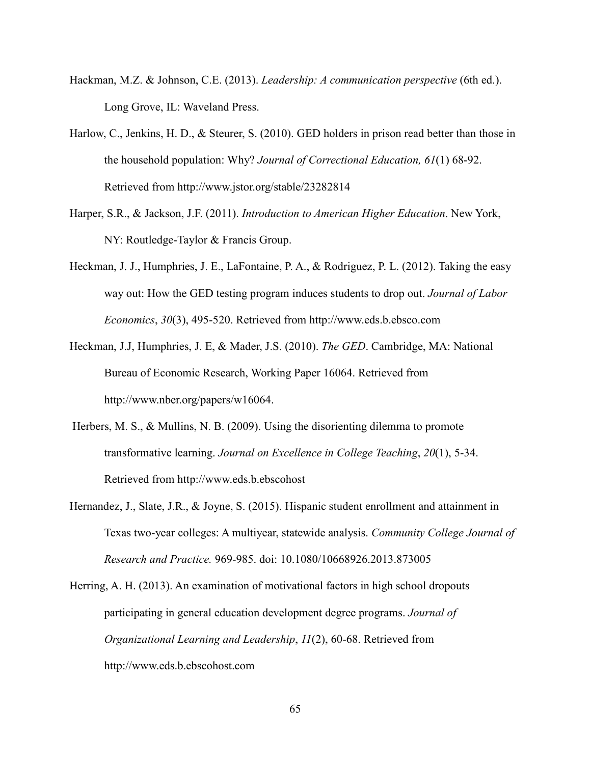Hackman, M.Z. & Johnson, C.E. (2013). *Leadership: A communication perspective* (6th ed.). Long Grove, IL: Waveland Press.

Harlow, C., Jenkins, H. D., & Steurer, S. (2010). GED holders in prison read better than those in the household population: Why? *Journal of Correctional Education, 61*(1) 68-92. Retrieved from http://www.jstor.org/stable/23282814

Harper, S.R., & Jackson, J.F. (2011). *Introduction to American Higher Education*. New York, NY: Routledge-Taylor & Francis Group.

Heckman, J. J., Humphries, J. E., LaFontaine, P. A., & Rodriguez, P. L. (2012). Taking the easy way out: How the GED testing program induces students to drop out. *Journal of Labor Economics*, *30*(3), 495-520. Retrieved from http://www.eds.b.ebsco.com

Heckman, J.J, Humphries, J. E, & Mader, J.S. (2010). *The GED*. Cambridge, MA: National Bureau of Economic Research, Working Paper 16064. Retrieved from http://www.nber.org/papers/w16064.

Herbers, M. S., & Mullins, N. B. (2009). Using the disorienting dilemma to promote transformative learning. *Journal on Excellence in College Teaching*, *20*(1), 5-34. Retrieved from http://www.eds.b.ebscohost

Hernandez, J., Slate, J.R., & Joyne, S. (2015). Hispanic student enrollment and attainment in Texas two-year colleges: A multiyear, statewide analysis. *Community College Journal of Research and Practice.* 969-985. doi: 10.1080/10668926.2013.873005

Herring, A. H. (2013). An examination of motivational factors in high school dropouts participating in general education development degree programs. *Journal of Organizational Learning and Leadership*, *11*(2), 60-68. Retrieved from http://www.eds.b.ebscohost.com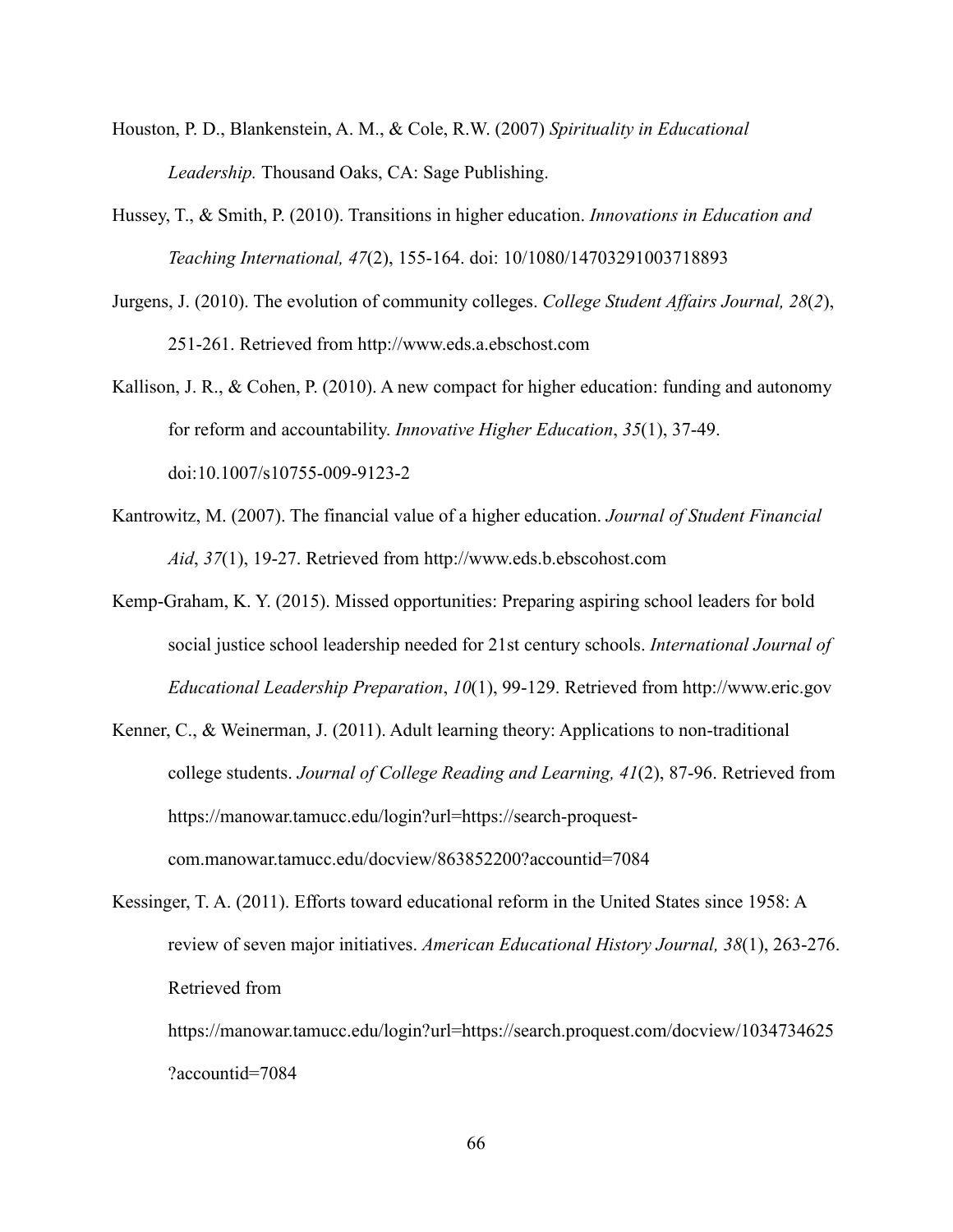Houston, P. D., Blankenstein, A. M., & Cole, R.W. (2007) *Spirituality in Educational Leadership.* Thousand Oaks, CA: Sage Publishing.

Hussey, T., & Smith, P. (2010). Transitions in higher education. *Innovations in Education and Teaching International, 47*(2), 155-164. doi: 10/1080/14703291003718893

Jurgens, J. (2010). The evolution of community colleges. *College Student Affairs Journal, 28*(*2*), 251-261. Retrieved from http://www.eds.a.ebschost.com

Kallison, J. R., & Cohen, P. (2010). A new compact for higher education: funding and autonomy for reform and accountability. *Innovative Higher Education*, *35*(1), 37-49. doi:10.1007/s10755-009-9123-2

Kantrowitz, M. (2007). The financial value of a higher education. *Journal of Student Financial Aid*, *37*(1), 19-27. Retrieved from http://www.eds.b.ebscohost.com

Kemp-Graham, K. Y. (2015). Missed opportunities: Preparing aspiring school leaders for bold social justice school leadership needed for 21st century schools. *International Journal of Educational Leadership Preparation*, *10*(1), 99-129. Retrieved from http://www.eric.gov

Kenner, C., & Weinerman, J. (2011). Adult learning theory: Applications to non-traditional college students. *Journal of College Reading and Learning, 41*(2), 87-96. Retrieved from https://manowar.tamucc.edu/login?url=https://search-proquest-com.manowar.tamucc.edu/docview/863852200?accountid=7084

Kessinger, T. A. (2011). Efforts toward educational reform in the United States since 1958: A review of seven major initiatives. *American Educational History Journal, 38*(1), 263-276. Retrieved from https://manowar.tamucc.edu/login?url=https://search.proquest.com/docview/1034734625?accountid=7084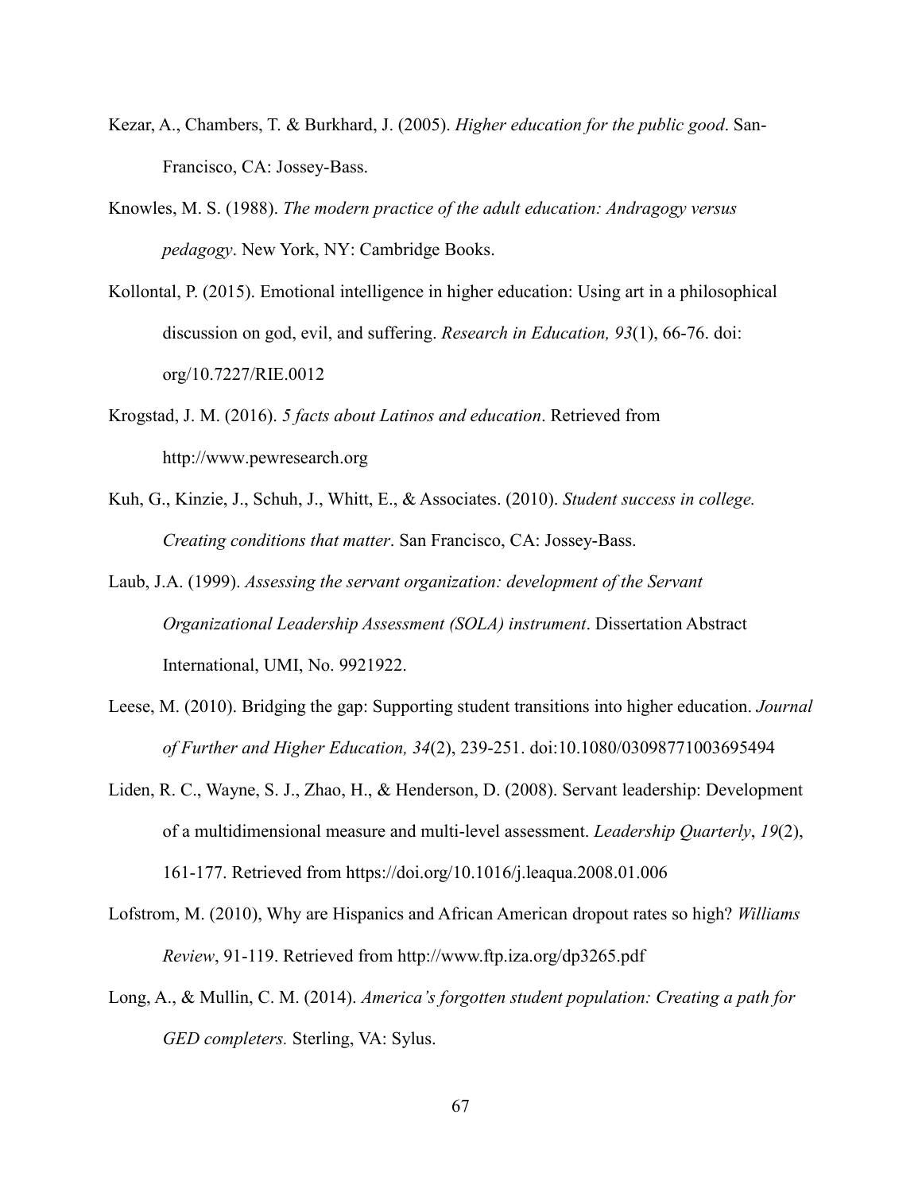Kezar, A., Chambers, T. & Burkhard, J. (2005). *Higher education for the public good*. San-Francisco, CA: Jossey-Bass.

Knowles, M. S. (1988). *The modern practice of the adult education: Andragogy versus pedagogy*. New York, NY: Cambridge Books.

Kollontal, P. (2015). Emotional intelligence in higher education: Using art in a philosophical discussion on god, evil, and suffering. *Research in Education, 93*(1), 66-76. doi: org/10.7227/RIE.0012

Krogstad, J. M. (2016). *5 facts about Latinos and education*. Retrieved from http://www.pewresearch.org

Kuh, G., Kinzie, J., Schuh, J., Whitt, E., & Associates. (2010). *Student success in college. Creating conditions that matter*. San Francisco, CA: Jossey-Bass.

Laub, J.A. (1999). *Assessing the servant organization: development of the Servant Organizational Leadership Assessment (SOLA) instrument*. Dissertation Abstract International, UMI, No. 9921922.

Leese, M. (2010). Bridging the gap: Supporting student transitions into higher education. *Journal of Further and Higher Education, 34*(2), 239-251. doi:10.1080/03098771003695494

Liden, R. C., Wayne, S. J., Zhao, H., & Henderson, D. (2008). Servant leadership: Development of a multidimensional measure and multi-level assessment. *Leadership Quarterly*, *19*(2), 161-177. Retrieved from https://doi.org/10.1016/j.leaqua.2008.01.006

Lofstrom, M. (2010), Why are Hispanics and African American dropout rates so high? *Williams Review*, 91-119. Retrieved from http://www.ftp.iza.org/dp3265.pdf

Long, A., & Mullin, C. M. (2014). *America's forgotten student population: Creating a path for GED completers.* Sterling, VA: Sylus.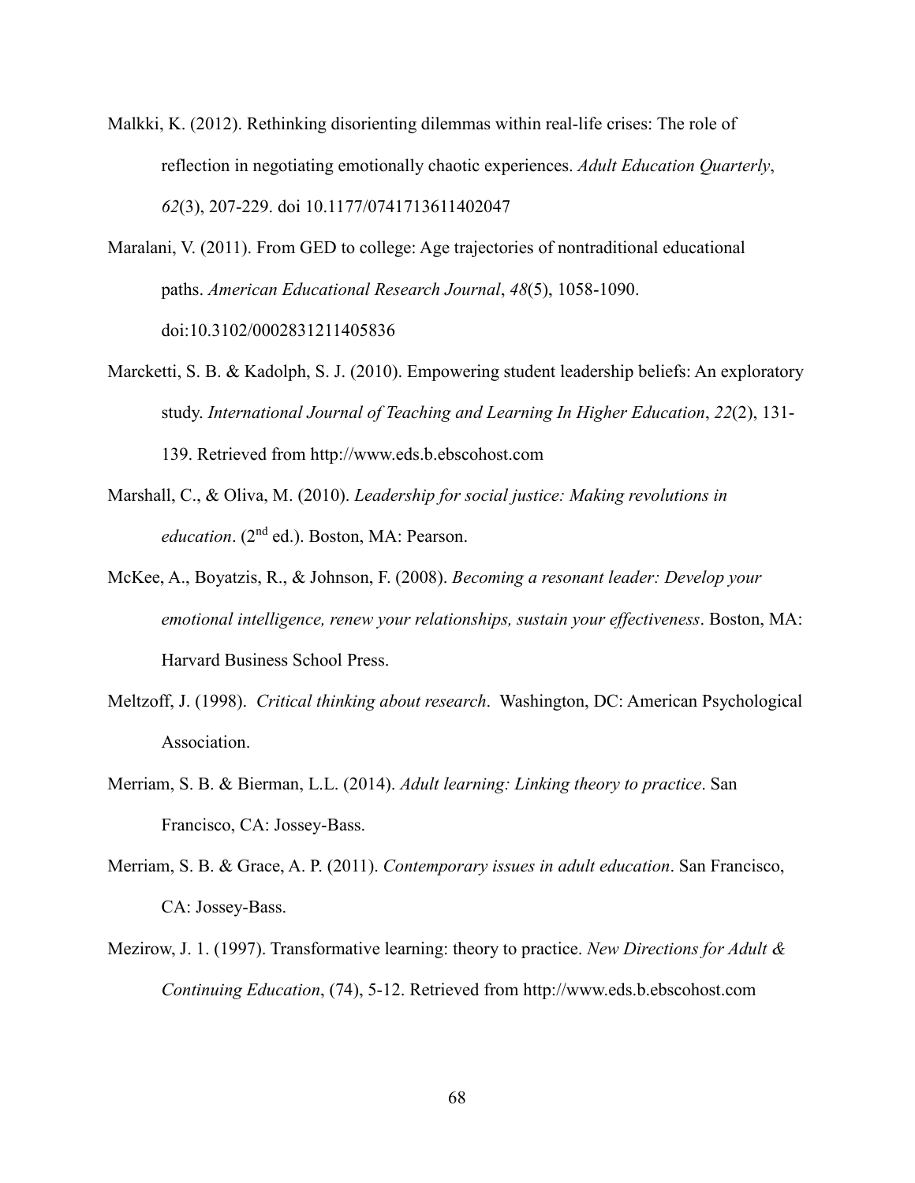Malkki, K. (2012). Rethinking disorienting dilemmas within real-life crises: The role of reflection in negotiating emotionally chaotic experiences. *Adult Education Quarterly*, *62*(3), 207-229. doi 10.1177/0741713611402047

Maralani, V. (2011). From GED to college: Age trajectories of nontraditional educational paths. *American Educational Research Journal*, *48*(5), 1058-1090. doi:10.3102/0002831211405836

Marcketti, S. B. & Kadolph, S. J. (2010). Empowering student leadership beliefs: An exploratory study. *International Journal of Teaching and Learning In Higher Education*, *22*(2), 131-139. Retrieved from http://www.eds.b.ebscohost.com

Marshall, C., & Oliva, M. (2010). *Leadership for social justice: Making revolutions in education*. (2nd ed.). Boston, MA: Pearson.

McKee, A., Boyatzis, R., & Johnson, F. (2008). *Becoming a resonant leader: Develop your emotional intelligence, renew your relationships, sustain your effectiveness*. Boston, MA: Harvard Business School Press.

Meltzoff, J. (1998). *Critical thinking about research*. Washington, DC: American Psychological Association.

Merriam, S. B. & Bierman, L.L. (2014). *Adult learning: Linking theory to practice*. San Francisco, CA: Jossey-Bass.

Merriam, S. B. & Grace, A. P. (2011). *Contemporary issues in adult education*. San Francisco, CA: Jossey-Bass.

Mezirow, J. 1. (1997). Transformative learning: theory to practice. *New Directions for Adult & Continuing Education*, (74), 5-12. Retrieved from http://www.eds.b.ebscohost.com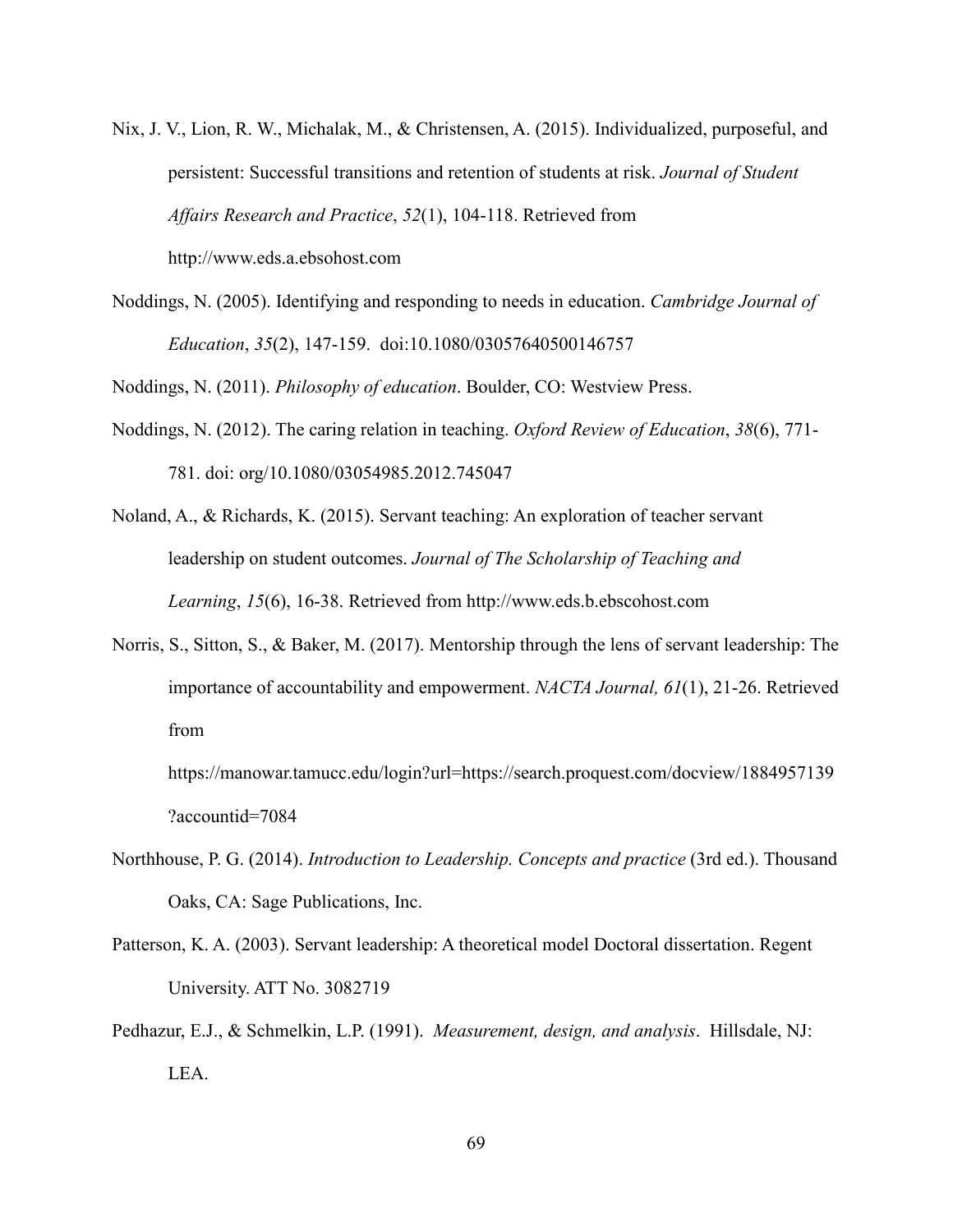Nix, J. V., Lion, R. W., Michalak, M., & Christensen, A. (2015). Individualized, purposeful, and persistent: Successful transitions and retention of students at risk. *Journal of Student Affairs Research and Practice*, *52*(1), 104-118. Retrieved from http://www.eds.a.ebsohost.com

Noddings, N. (2005). Identifying and responding to needs in education. *Cambridge Journal of Education*, *35*(2), 147-159. doi:10.1080/03057640500146757

Noddings, N. (2011). *Philosophy of education*. Boulder, CO: Westview Press.

Noddings, N. (2012). The caring relation in teaching. *Oxford Review of Education*, *38*(6), 771-781. doi: org/10.1080/03054985.2012.745047

Noland, A., & Richards, K. (2015). Servant teaching: An exploration of teacher servant leadership on student outcomes. *Journal of The Scholarship of Teaching and Learning*, *15*(6), 16-38. Retrieved from http://www.eds.b.ebscohost.com

Norris, S., Sitton, S., & Baker, M. (2017). Mentorship through the lens of servant leadership: The importance of accountability and empowerment. *NACTA Journal, 61*(1), 21-26. Retrieved from https://manowar.tamucc.edu/login?url=https://search.proquest.com/docview/1884957139?accountid=7084

Northhouse, P. G. (2014). *Introduction to Leadership. Concepts and practice* (3rd ed.). Thousand Oaks, CA: Sage Publications, Inc.

Patterson, K. A. (2003). Servant leadership: A theoretical model Doctoral dissertation. Regent University. ATT No. 3082719

Pedhazur, E.J., & Schmelkin, L.P. (1991). *Measurement, design, and analysis*. Hillsdale, NJ: LEA.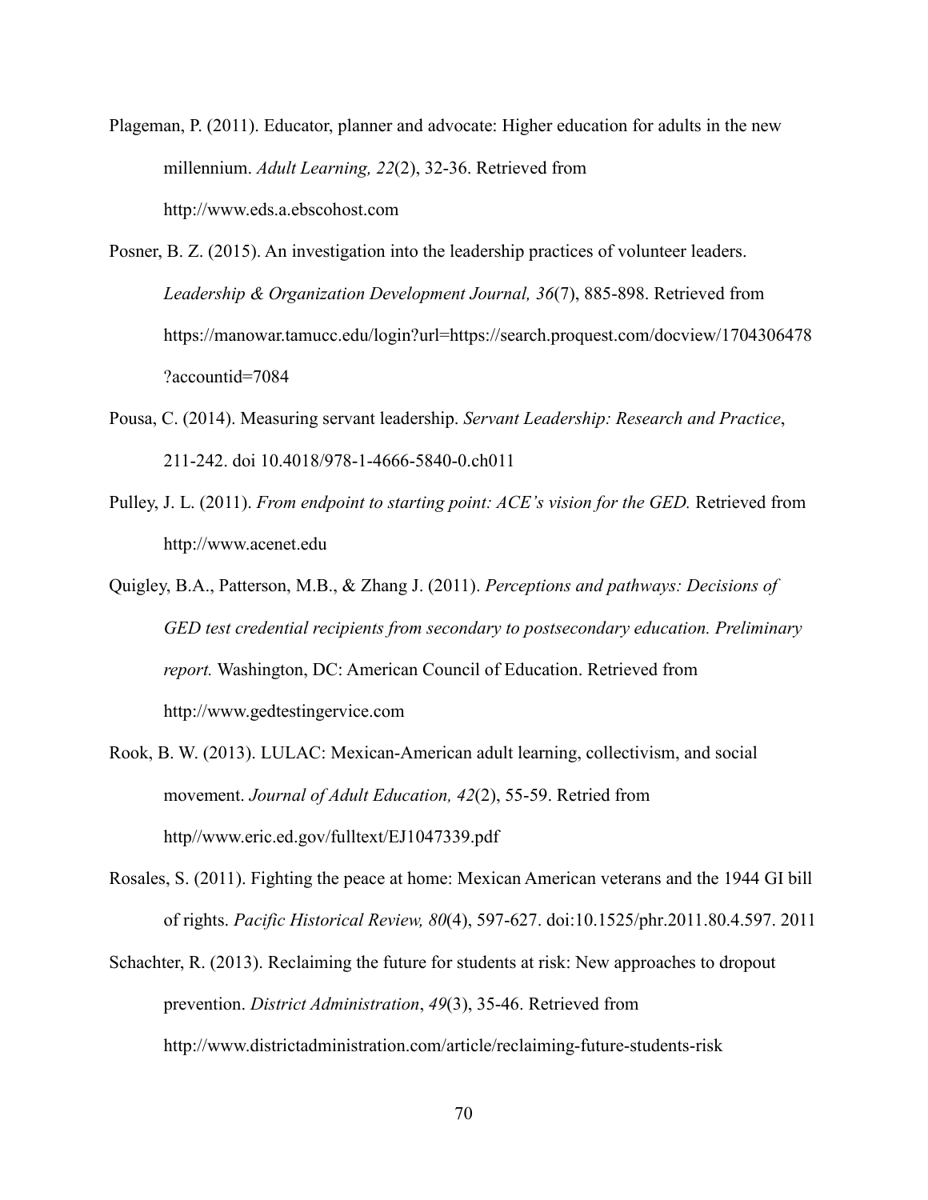Plageman, P. (2011). Educator, planner and advocate: Higher education for adults in the new millennium. *Adult Learning, 22*(2), 32-36. Retrieved from http://www.eds.a.ebscohost.com

Posner, B. Z. (2015). An investigation into the leadership practices of volunteer leaders. *Leadership & Organization Development Journal, 36*(7), 885-898. Retrieved from https://manowar.tamucc.edu/login?url=https://search.proquest.com/docview/1704306478?accountid=7084

Pousa, C. (2014). Measuring servant leadership. *Servant Leadership: Research and Practice*, 211-242. doi 10.4018/978-1-4666-5840-0.ch011

Pulley, J. L. (2011). *From endpoint to starting point: ACE's vision for the GED.* Retrieved from http://www.acenet.edu

Quigley, B.A., Patterson, M.B., & Zhang J. (2011). *Perceptions and pathways: Decisions of GED test credential recipients from secondary to postsecondary education. Preliminary report.* Washington, DC: American Council of Education. Retrieved from http://www.gedtestingervice.com

Rook, B. W. (2013). LULAC: Mexican-American adult learning, collectivism, and social movement. *Journal of Adult Education, 42*(2), 55-59. Retried from http//www.eric.ed.gov/fulltext/EJ1047339.pdf

Rosales, S. (2011). Fighting the peace at home: Mexican American veterans and the 1944 GI bill of rights. *Pacific Historical Review, 80*(4), 597-627. doi:10.1525/phr.2011.80.4.597. 2011

Schachter, R. (2013). Reclaiming the future for students at risk: New approaches to dropout prevention. *District Administration*, *49*(3), 35-46. Retrieved from http://www.districtadministration.com/article/reclaiming-future-students-risk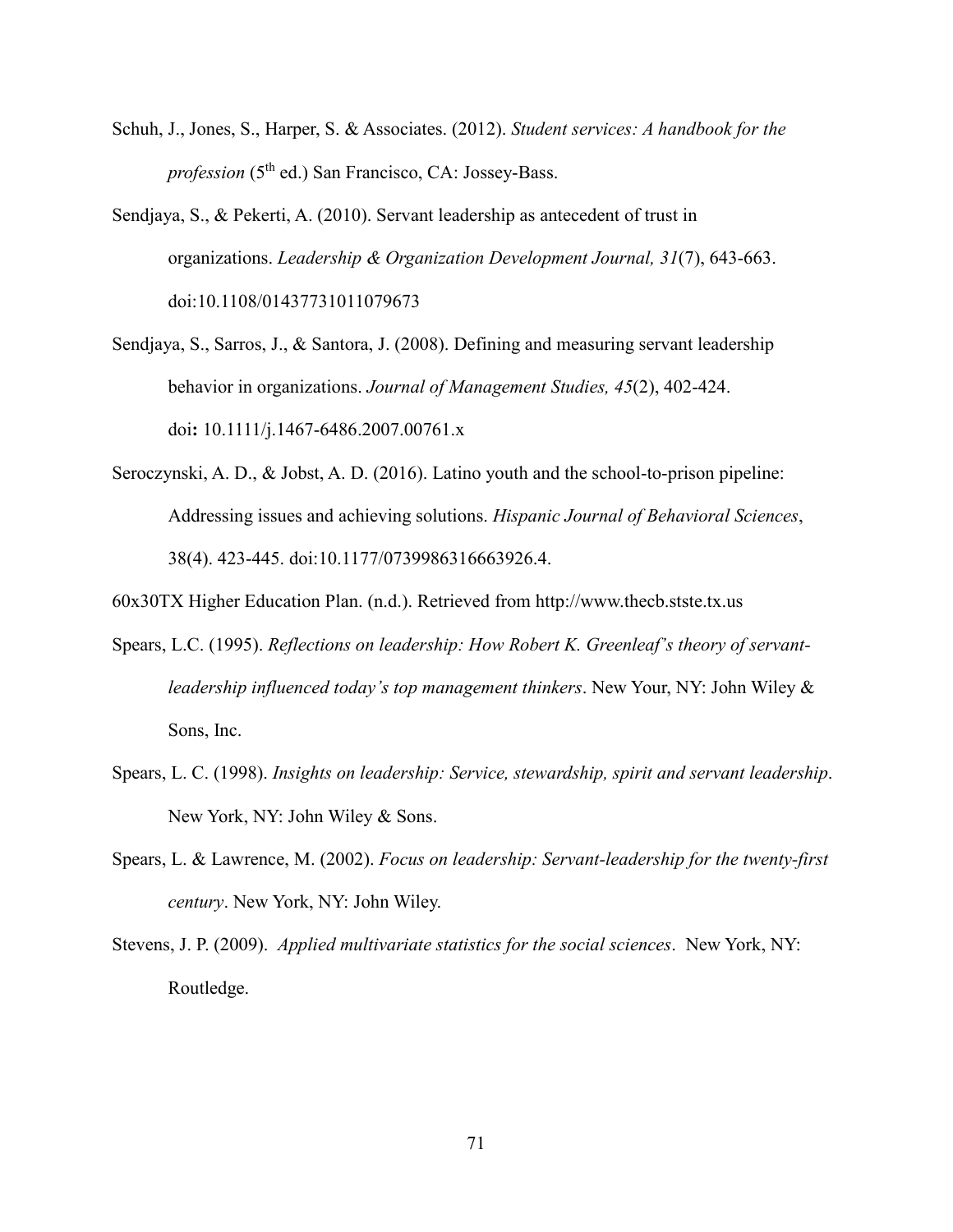Schuh, J., Jones, S., Harper, S. & Associates. (2012). *Student services: A handbook for the profession* (5th ed.) San Francisco, CA: Jossey-Bass.

Sendjaya, S., & Pekerti, A. (2010). Servant leadership as antecedent of trust in organizations. *Leadership & Organization Development Journal, 31*(7), 643-663. doi:10.1108/01437731011079673

Sendjaya, S., Sarros, J., & Santora, J. (2008). Defining and measuring servant leadership behavior in organizations. *Journal of Management Studies, 45*(2), 402-424. doi**:** 10.1111/j.1467-6486.2007.00761.x

Seroczynski, A. D., & Jobst, A. D. (2016). Latino youth and the school-to-prison pipeline: Addressing issues and achieving solutions. *Hispanic Journal of Behavioral Sciences*, 38(4). 423-445. doi:10.1177/0739986316663926.4.

60x30TX Higher Education Plan. (n.d.). Retrieved from http://www.thecb.stste.tx.us

Spears, L.C. (1995). *Reflections on leadership: How Robert K. Greenleaf's theory of servant-leadership influenced today's top management thinkers*. New Your, NY: John Wiley & Sons, Inc.

Spears, L. C. (1998). *Insights on leadership: Service, stewardship, spirit and servant leadership*. New York, NY: John Wiley & Sons.

Spears, L. & Lawrence, M. (2002). *Focus on leadership: Servant-leadership for the twenty-first century*. New York, NY: John Wiley.

Stevens, J. P. (2009). *Applied multivariate statistics for the social sciences*. New York, NY: Routledge.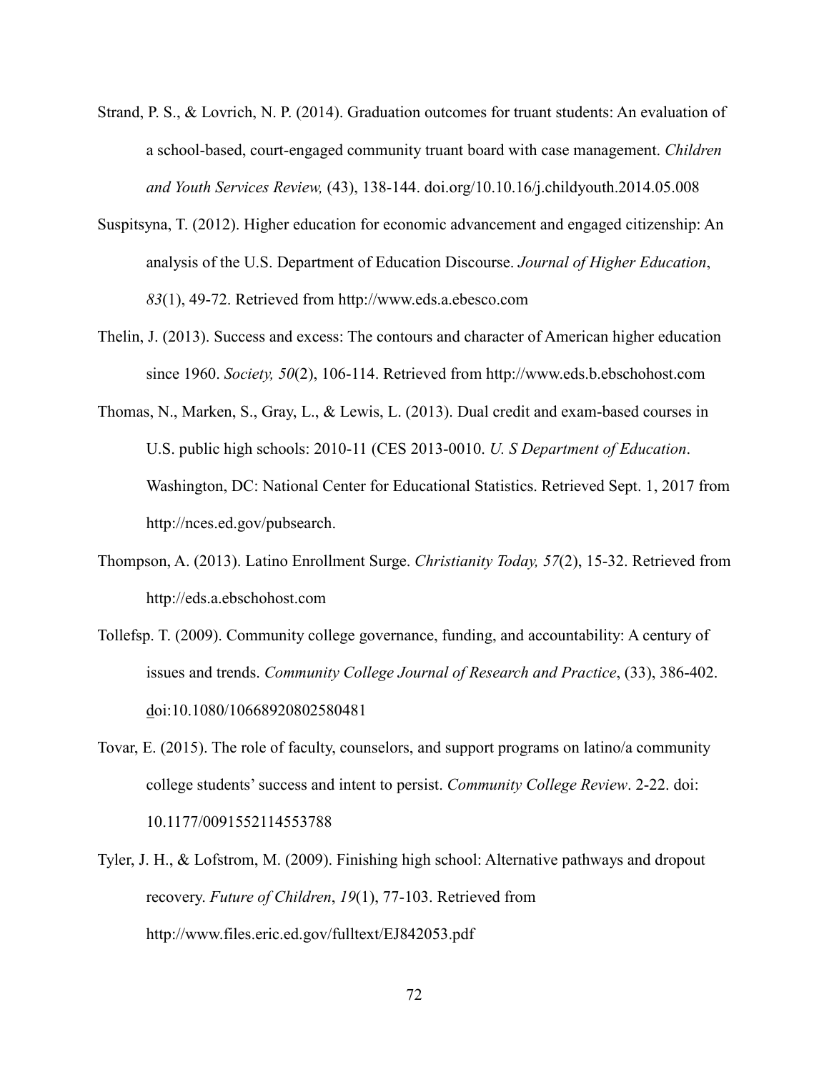Strand, P. S., & Lovrich, N. P. (2014). Graduation outcomes for truant students: An evaluation of a school-based, court-engaged community truant board with case management. *Children and Youth Services Review,* (43), 138-144. doi.org/10.10.16/j.childyouth.2014.05.008

Suspitsyna, T. (2012). Higher education for economic advancement and engaged citizenship: An analysis of the U.S. Department of Education Discourse. *Journal of Higher Education*, *83*(1), 49-72. Retrieved from http://www.eds.a.ebesco.com

Thelin, J. (2013). Success and excess: The contours and character of American higher education since 1960. *Society, 50*(2), 106-114. Retrieved from http://www.eds.b.ebschohost.com

Thomas, N., Marken, S., Gray, L., & Lewis, L. (2013). Dual credit and exam-based courses in U.S. public high schools: 2010-11 (CES 2013-0010. *U. S Department of Education*. Washington, DC: National Center for Educational Statistics. Retrieved Sept. 1, 2017 from http://nces.ed.gov/pubsearch.

Thompson, A. (2013). Latino Enrollment Surge. *Christianity Today, 57*(2), 15-32. Retrieved from http://eds.a.ebschohost.com

Tollefsp. T. (2009). Community college governance, funding, and accountability: A century of issues and trends. *Community College Journal of Research and Practice*, (33), 386-402. doi:10.1080/10668920802580481

Tovar, E. (2015). The role of faculty, counselors, and support programs on latino/a community college students' success and intent to persist. *Community College Review*. 2-22. doi: 10.1177/0091552114553788

Tyler, J. H., & Lofstrom, M. (2009). Finishing high school: Alternative pathways and dropout recovery. *Future of Children*, *19*(1), 77-103. Retrieved from http://www.files.eric.ed.gov/fulltext/EJ842053.pdf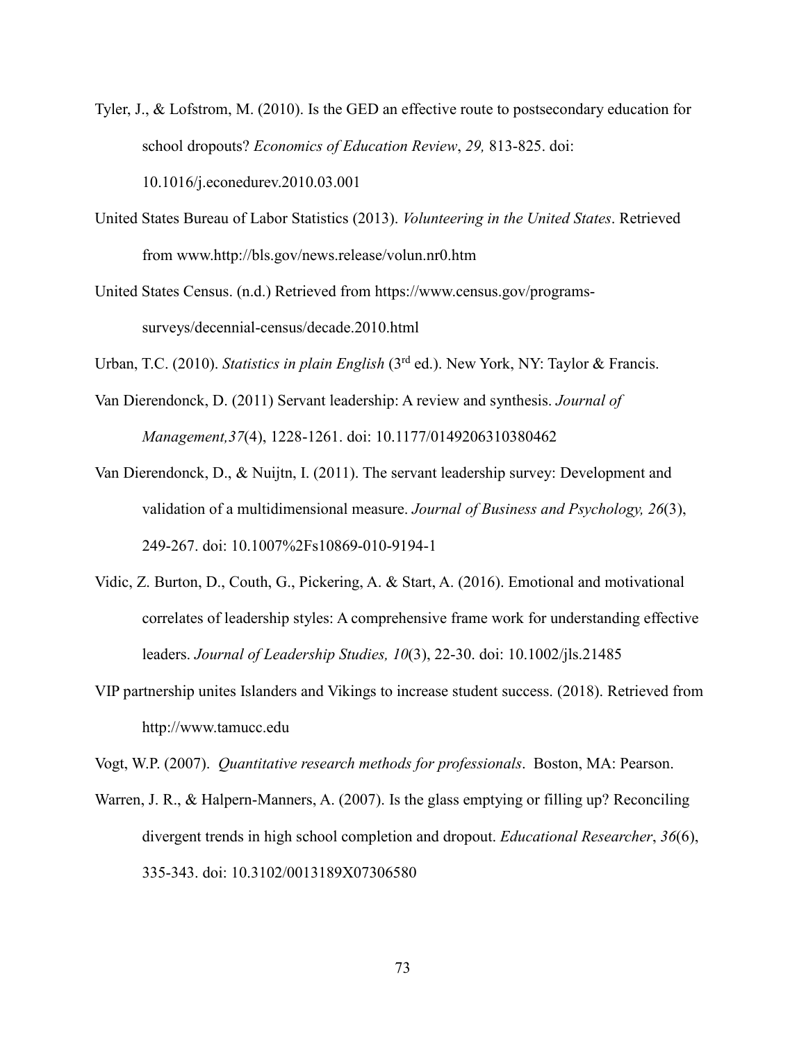Tyler, J., & Lofstrom, M. (2010). Is the GED an effective route to postsecondary education for school dropouts? *Economics of Education Review*, *29,* 813-825. doi: 10.1016/j.econedurev.2010.03.001

United States Bureau of Labor Statistics (2013). *Volunteering in the United States*. Retrieved from www.http://bls.gov/news.release/volun.nr0.htm

United States Census. (n.d.) Retrieved from https://www.census.gov/programs-surveys/decennial-census/decade.2010.html

Urban, T.C. (2010). *Statistics in plain English* (3rd ed.). New York, NY: Taylor & Francis.

Van Dierendonck, D. (2011) Servant leadership: A review and synthesis. *Journal of Management,37*(4), 1228-1261. doi: 10.1177/0149206310380462

Van Dierendonck, D., & Nuijtn, I. (2011). The servant leadership survey: Development and validation of a multidimensional measure. *Journal of Business and Psychology, 26*(3), 249-267. doi: 10.1007%2Fs10869-010-9194-1

Vidic, Z. Burton, D., Couth, G., Pickering, A. & Start, A. (2016). Emotional and motivational correlates of leadership styles: A comprehensive frame work for understanding effective leaders. *Journal of Leadership Studies, 10*(3), 22-30. doi: 10.1002/jls.21485

VIP partnership unites Islanders and Vikings to increase student success. (2018). Retrieved from http://www.tamucc.edu

Vogt, W.P. (2007). *Quantitative research methods for professionals*. Boston, MA: Pearson.

Warren, J. R., & Halpern-Manners, A. (2007). Is the glass emptying or filling up? Reconciling divergent trends in high school completion and dropout. *Educational Researcher*, *36*(6), 335-343. doi: 10.3102/0013189X07306580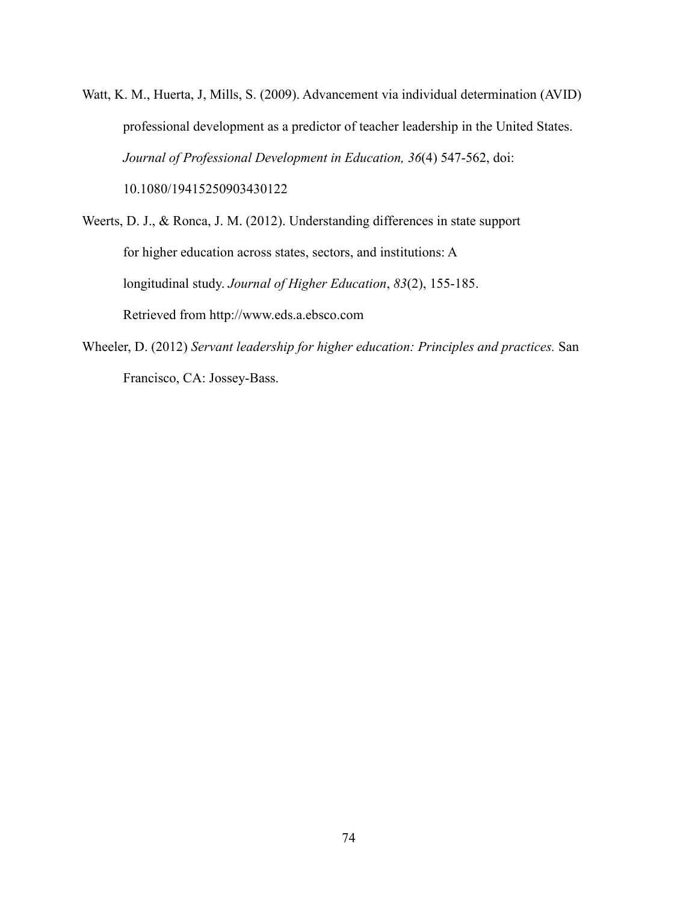Watt, K. M., Huerta, J, Mills, S. (2009). Advancement via individual determination (AVID) professional development as a predictor of teacher leadership in the United States. *Journal of Professional Development in Education, 36*(4) 547-562, doi: 10.1080/19415250903430122

Weerts, D. J., & Ronca, J. M. (2012). Understanding differences in state support for higher education across states, sectors, and institutions: A longitudinal study. *Journal of Higher Education*, *83*(2), 155-185. Retrieved from http://www.eds.a.ebsco.com

Wheeler, D. (2012) *Servant leadership for higher education: Principles and practices.* San Francisco, CA: Jossey-Bass.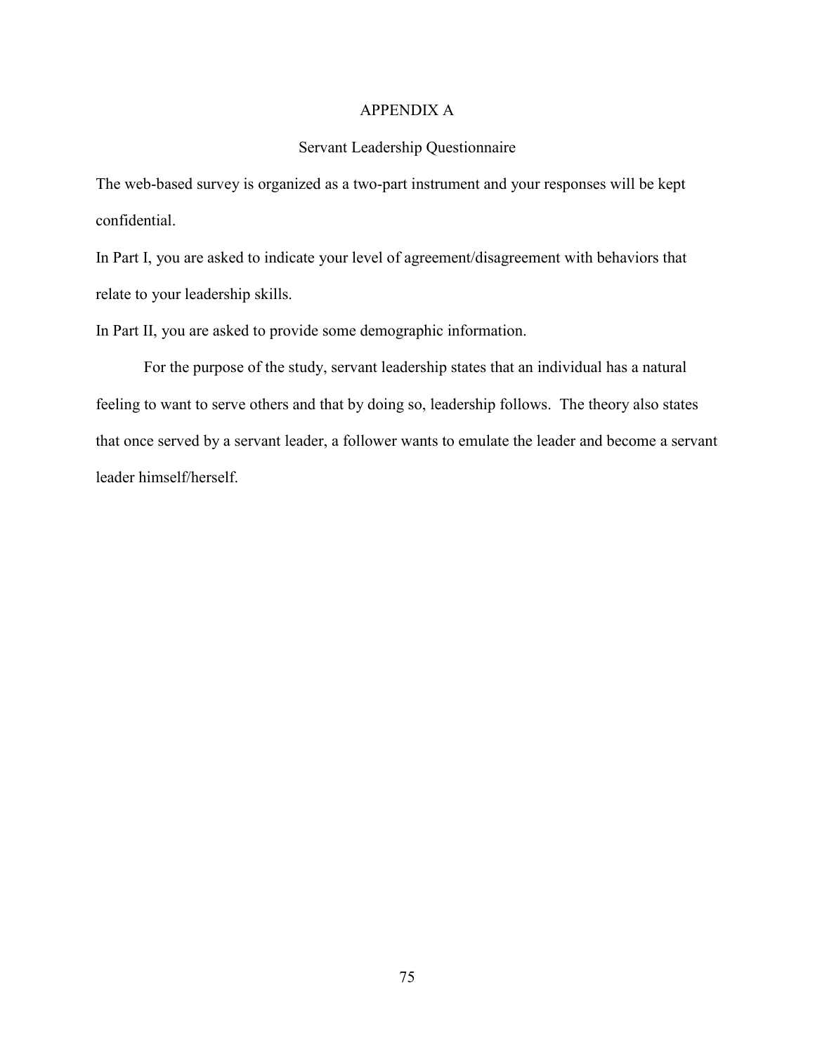# APPENDIX A

## Servant Leadership Questionnaire

The web-based survey is organized as a two-part instrument and your responses will be kept confidential.

In Part I, you are asked to indicate your level of agreement/disagreement with behaviors that relate to your leadership skills.

In Part II, you are asked to provide some demographic information.

For the purpose of the study, servant leadership states that an individual has a natural feeling to want to serve others and that by doing so, leadership follows. The theory also states that once served by a servant leader, a follower wants to emulate the leader and become a servant leader himself/herself.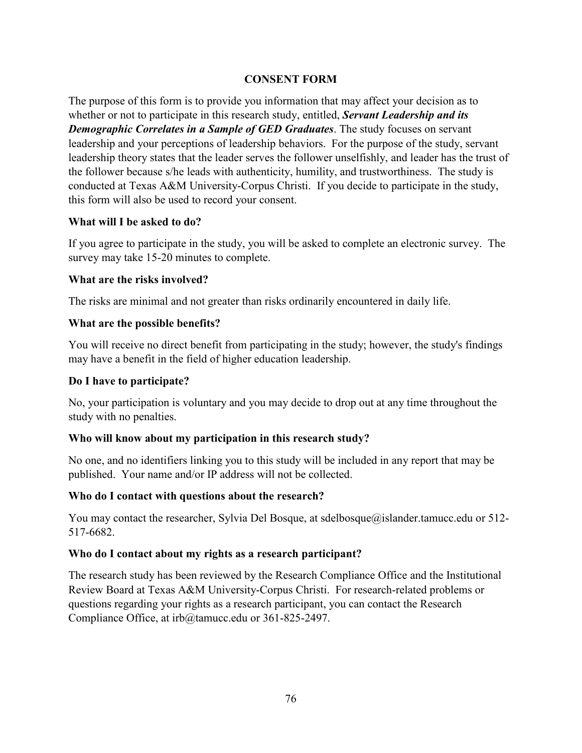# CONSENT FORM

The purpose of this form is to provide you information that may affect your decision as to whether or not to participate in this research study, entitled, ***Servant Leadership and its Demographic Correlates in a Sample of GED Graduates***. The study focuses on servant leadership and your perceptions of leadership behaviors. For the purpose of the study, servant leadership theory states that the leader serves the follower unselfishly, and leader has the trust of the follower because s/he leads with authenticity, humility, and trustworthiness. The study is conducted at Texas A&M University-Corpus Christi. If you decide to participate in the study, this form will also be used to record your consent.

**What will I be asked to do?**

If you agree to participate in the study, you will be asked to complete an electronic survey. The survey may take 15-20 minutes to complete.

**What are the risks involved?**

The risks are minimal and not greater than risks ordinarily encountered in daily life.

**What are the possible benefits?**

You will receive no direct benefit from participating in the study; however, the study's findings may have a benefit in the field of higher education leadership.

**Do I have to participate?**

No, your participation is voluntary and you may decide to drop out at any time throughout the study with no penalties.

**Who will know about my participation in this research study?**

No one, and no identifiers linking you to this study will be included in any report that may be published. Your name and/or IP address will not be collected.

**Who do I contact with questions about the research?**

You may contact the researcher, Sylvia Del Bosque, at sdelbosque@islander.tamucc.edu or 512-517-6682.

**Who do I contact about my rights as a research participant?**

The research study has been reviewed by the Research Compliance Office and the Institutional Review Board at Texas A&M University-Corpus Christi. For research-related problems or questions regarding your rights as a research participant, you can contact the Research Compliance Office, at irb@tamucc.edu or 361-825-2497.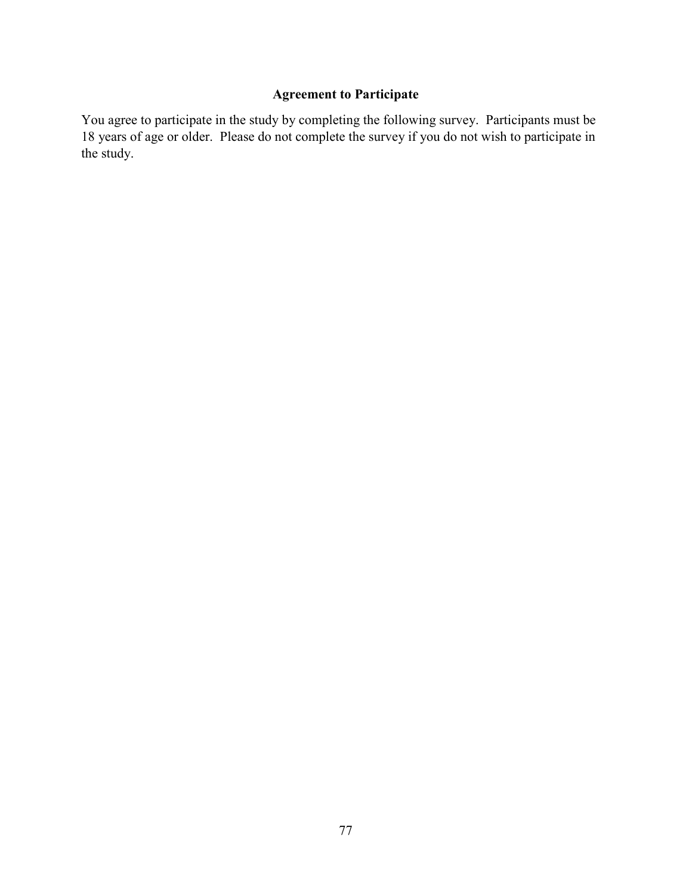## Agreement to Participate

You agree to participate in the study by completing the following survey. Participants must be 18 years of age or older. Please do not complete the survey if you do not wish to participate in the study.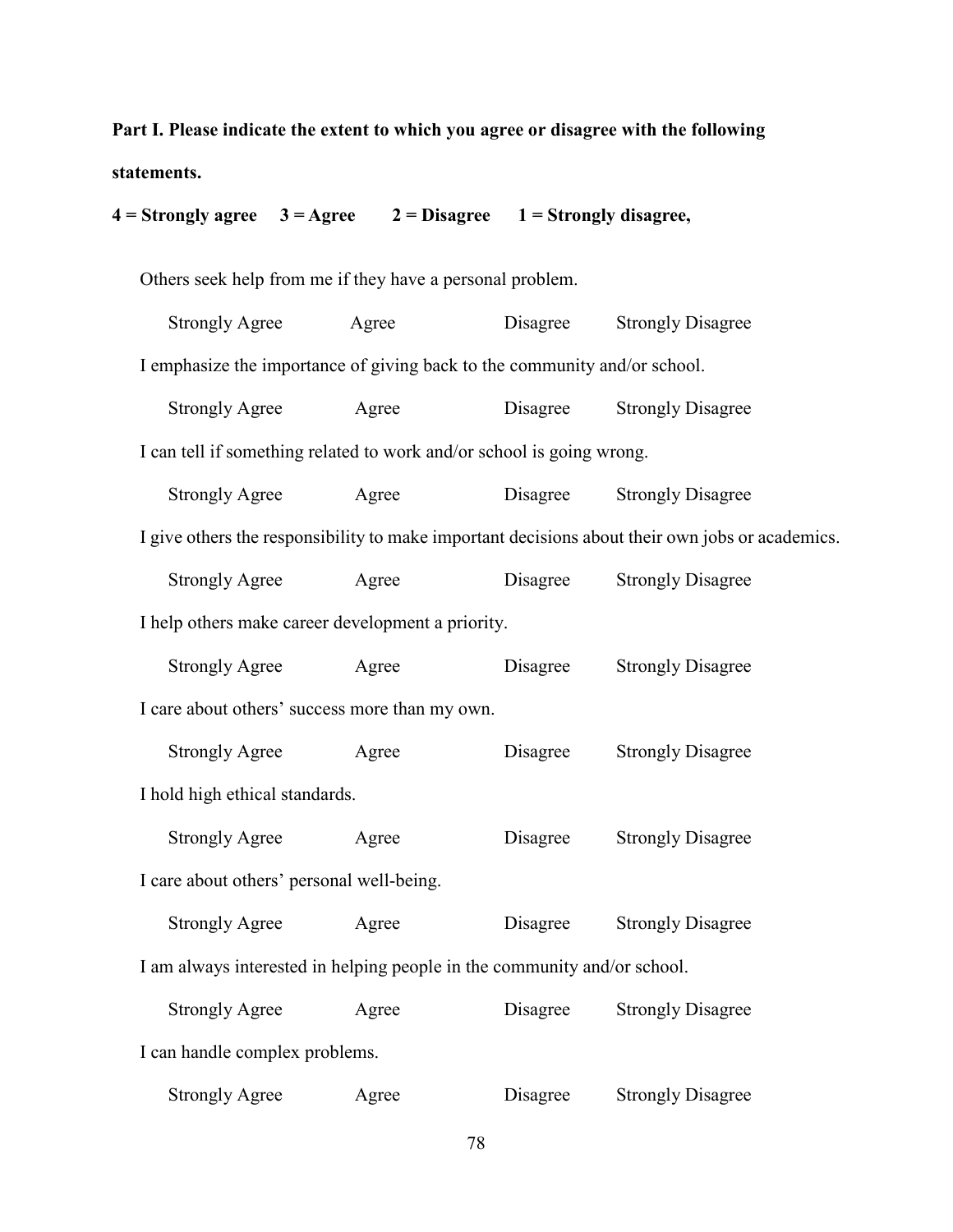**Part I. Please indicate the extent to which you agree or disagree with the following statements.**

**4 = Strongly agree 3 = Agree 2 = Disagree 1 = Strongly disagree,**

Others seek help from me if they have a personal problem.

Strongly Agree Agree Disagree Strongly Disagree

I emphasize the importance of giving back to the community and/or school.

Strongly Agree Agree Disagree Strongly Disagree

I can tell if something related to work and/or school is going wrong.

Strongly Agree Agree Disagree Strongly Disagree

I give others the responsibility to make important decisions about their own jobs or academics.

Strongly Agree Agree Disagree Strongly Disagree

I help others make career development a priority.

Strongly Agree Agree Disagree Strongly Disagree

I care about others' success more than my own.

Strongly Agree Agree Disagree Strongly Disagree

I hold high ethical standards.

Strongly Agree Agree Disagree Strongly Disagree

I care about others' personal well-being.

Strongly Agree Agree Disagree Strongly Disagree

I am always interested in helping people in the community and/or school.

Strongly Agree Agree Disagree Strongly Disagree

I can handle complex problems.

Strongly Agree Agree Disagree Strongly Disagree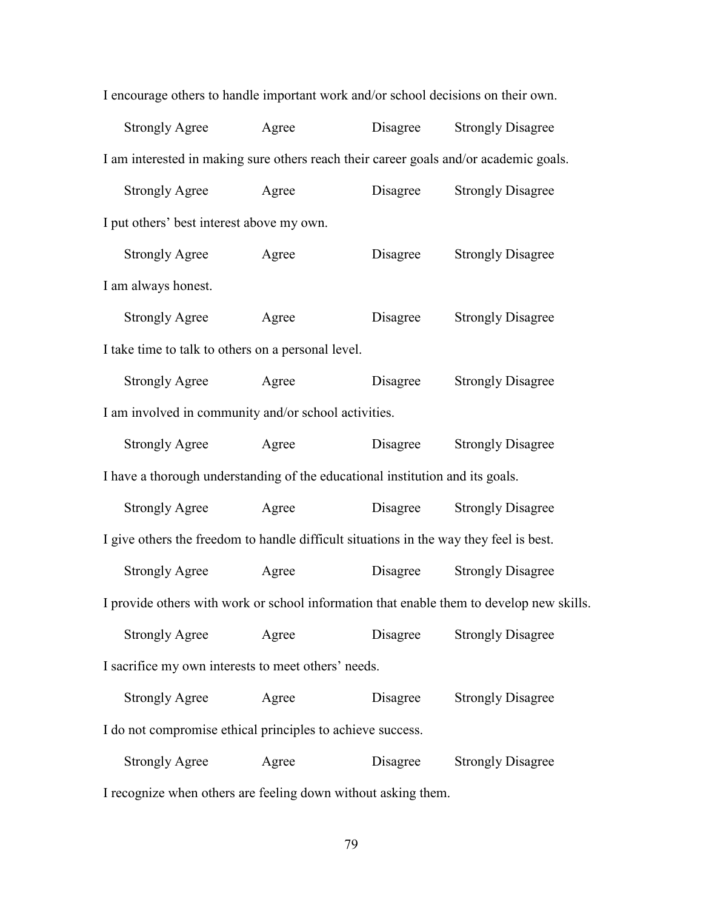I encourage others to handle important work and/or school decisions on their own.

Strongly Agree  Agree  Disagree  Strongly Disagree

I am interested in making sure others reach their career goals and/or academic goals.

Strongly Agree  Agree  Disagree  Strongly Disagree

I put others' best interest above my own.

Strongly Agree  Agree  Disagree  Strongly Disagree

I am always honest.

Strongly Agree  Agree  Disagree  Strongly Disagree

I take time to talk to others on a personal level.

Strongly Agree  Agree  Disagree  Strongly Disagree

I am involved in community and/or school activities.

Strongly Agree  Agree  Disagree  Strongly Disagree

I have a thorough understanding of the educational institution and its goals.

Strongly Agree  Agree  Disagree  Strongly Disagree

I give others the freedom to handle difficult situations in the way they feel is best.

Strongly Agree  Agree  Disagree  Strongly Disagree

I provide others with work or school information that enable them to develop new skills.

Strongly Agree  Agree  Disagree  Strongly Disagree

I sacrifice my own interests to meet others' needs.

Strongly Agree  Agree  Disagree  Strongly Disagree

I do not compromise ethical principles to achieve success.

Strongly Agree  Agree  Disagree  Strongly Disagree

I recognize when others are feeling down without asking them.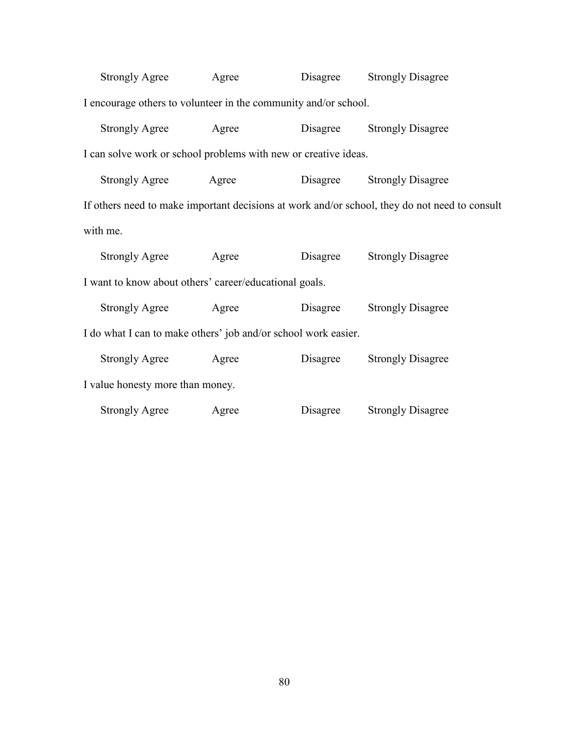Strongly Agree Agree Disagree Strongly Disagree

I encourage others to volunteer in the community and/or school.

Strongly Agree Agree Disagree Strongly Disagree

I can solve work or school problems with new or creative ideas.

Strongly Agree Agree Disagree Strongly Disagree

If others need to make important decisions at work and/or school, they do not need to consult with me.

Strongly Agree Agree Disagree Strongly Disagree

I want to know about others' career/educational goals.

Strongly Agree Agree Disagree Strongly Disagree

I do what I can to make others' job and/or school work easier.

Strongly Agree Agree Disagree Strongly Disagree

I value honesty more than money.

Strongly Agree Agree Disagree Strongly Disagree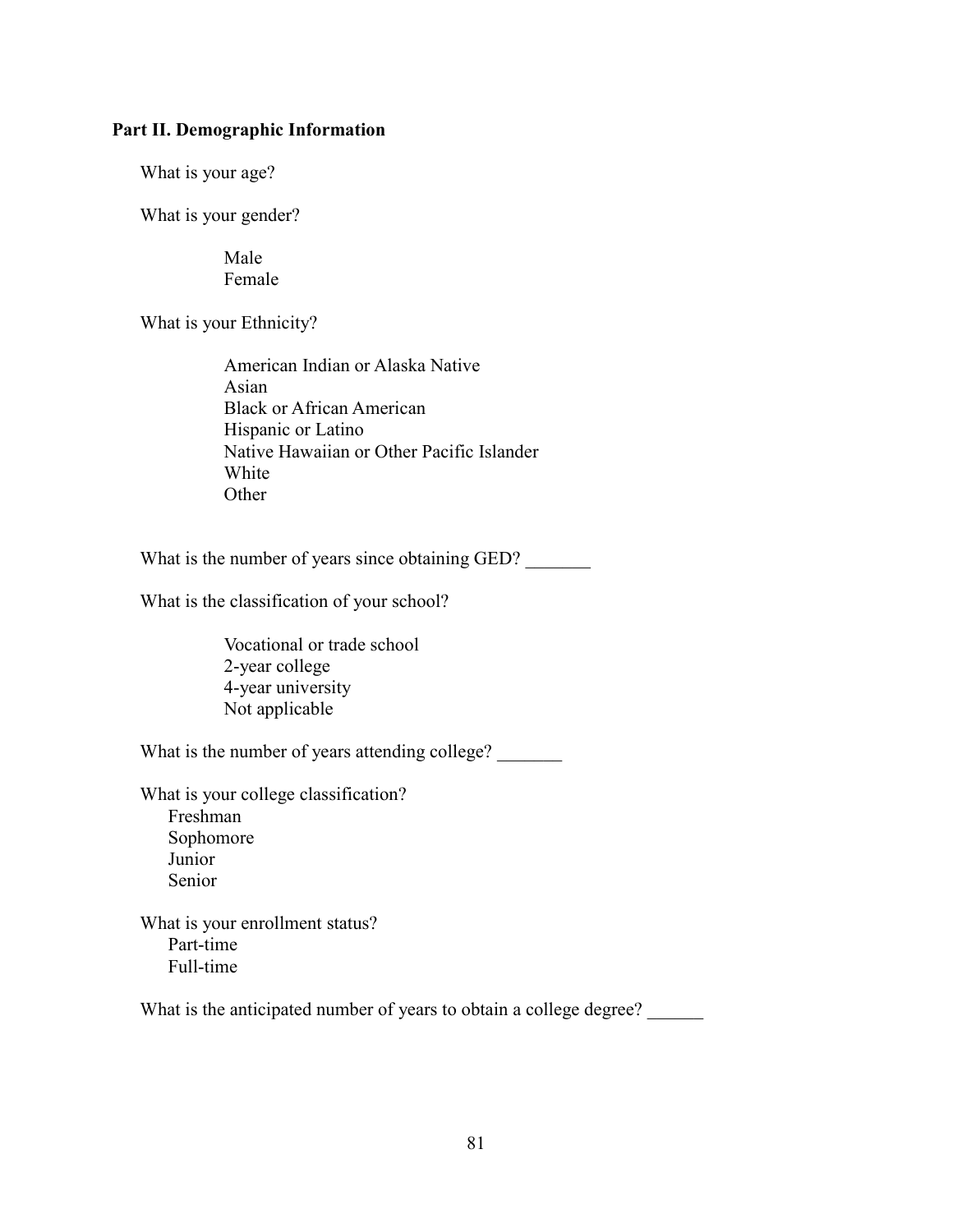**Part II. Demographic Information**

What is your age?

What is your gender?

Male
Female

What is your Ethnicity?

American Indian or Alaska Native
Asian
Black or African American
Hispanic or Latino
Native Hawaiian or Other Pacific Islander
White
Other

What is the number of years since obtaining GED? _______

What is the classification of your school?

Vocational or trade school
2-year college
4-year university
Not applicable

What is the number of years attending college? _______

What is your college classification?
Freshman
Sophomore
Junior
Senior

What is your enrollment status?
Part-time
Full-time

What is the anticipated number of years to obtain a college degree? ______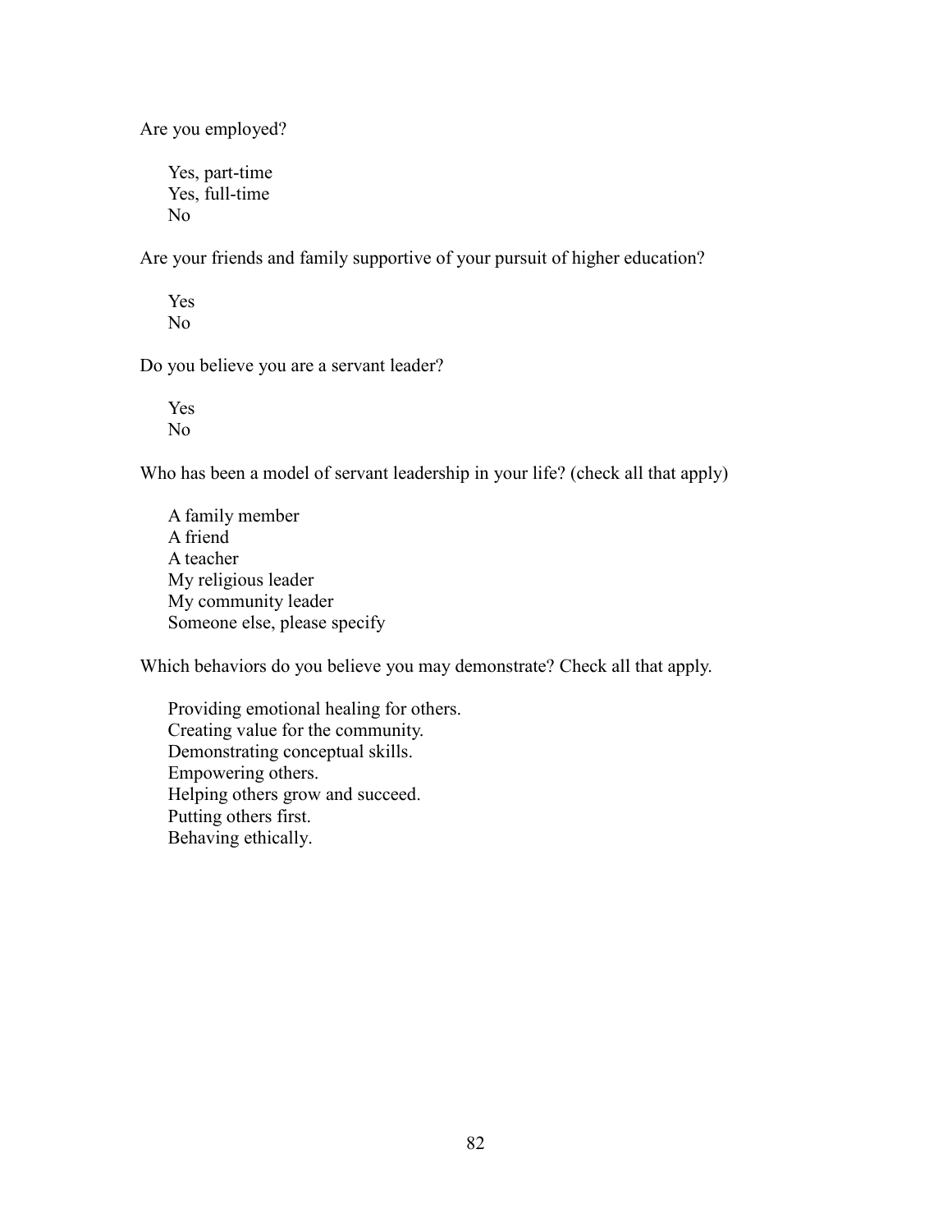Are you employed?

Yes, part-time
Yes, full-time
No

Are your friends and family supportive of your pursuit of higher education?

Yes
No

Do you believe you are a servant leader?

Yes
No

Who has been a model of servant leadership in your life? (check all that apply)

A family member
A friend
A teacher
My religious leader
My community leader
Someone else, please specify

Which behaviors do you believe you may demonstrate? Check all that apply.

Providing emotional healing for others.
Creating value for the community.
Demonstrating conceptual skills.
Empowering others.
Helping others grow and succeed.
Putting others first.
Behaving ethically.